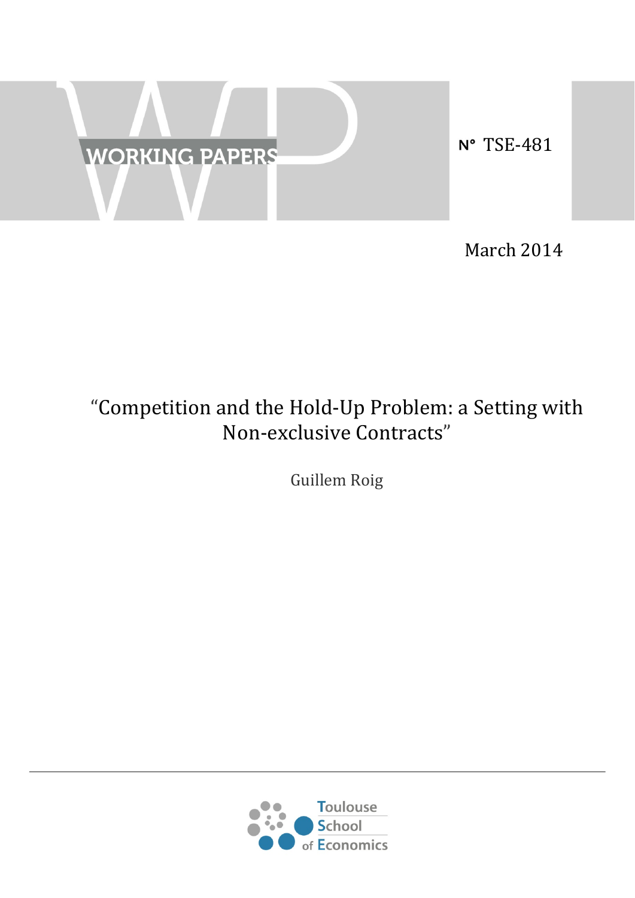WORKING PAPERS

N° TSE-481

March 2014

# "Competition and the Hold-Up Problem: a Setting with Non-exclusive Contracts"

Guillem Roig

Toulouse School of Economics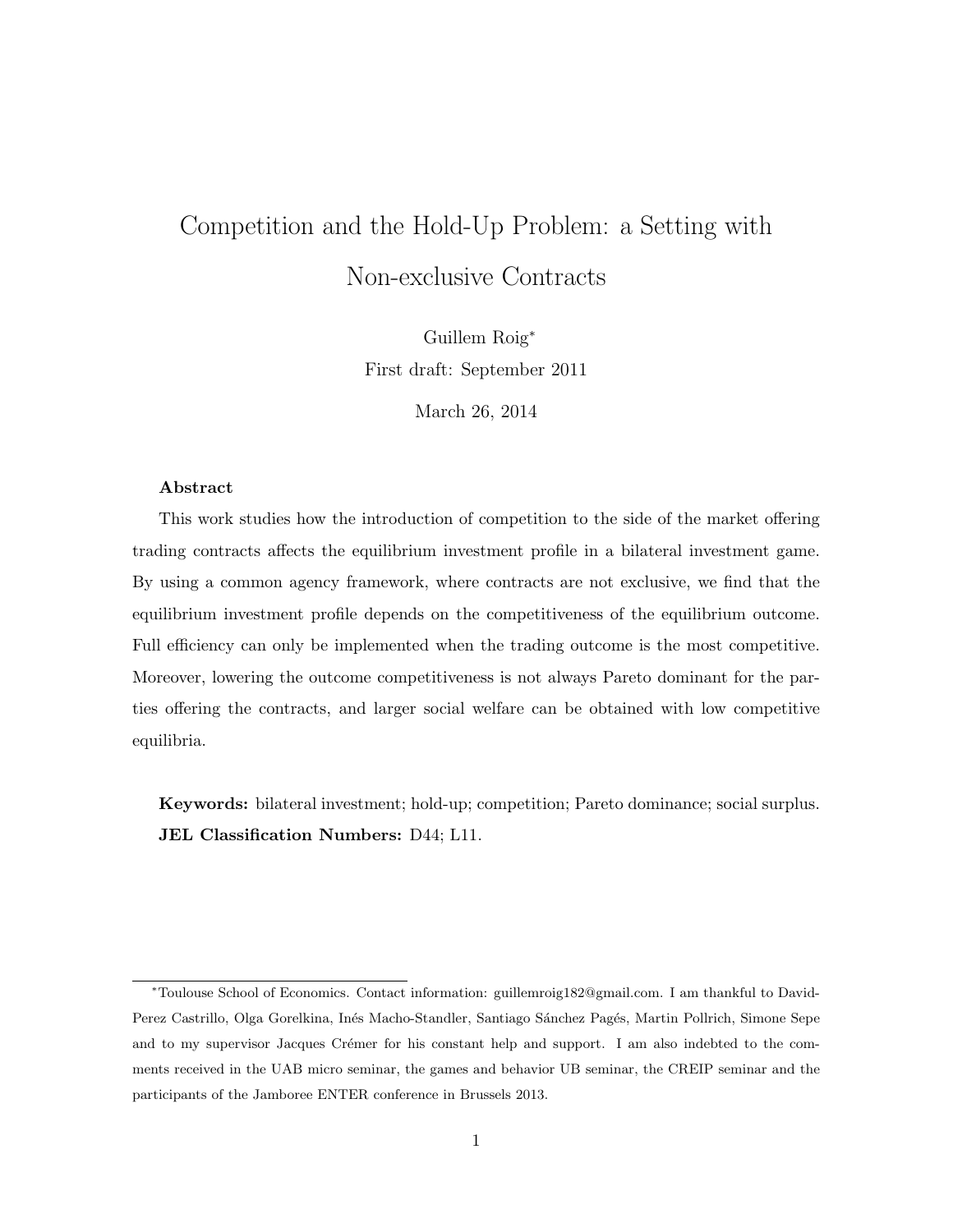# Competition and the Hold-Up Problem: a Setting with Non-exclusive Contracts

Guillem Roig[*]

First draft: September 2011

March 26, 2014

### Abstract

This work studies how the introduction of competition to the side of the market offering trading contracts affects the equilibrium investment profile in a bilateral investment game. By using a common agency framework, where contracts are not exclusive, we find that the equilibrium investment profile depends on the competitiveness of the equilibrium outcome. Full efficiency can only be implemented when the trading outcome is the most competitive. Moreover, lowering the outcome competitiveness is not always Pareto dominant for the parties offering the contracts, and larger social welfare can be obtained with low competitive equilibria.

**Keywords:** bilateral investment; hold-up; competition; Pareto dominance; social surplus.
**JEL Classification Numbers:** D44; L11.

---

[*]Toulouse School of Economics. Contact information: guillemroig182@gmail.com. I am thankful to David-Perez Castrillo, Olga Gorelkina, Inés Macho-Standler, Santiago Sánchez Pagés, Martin Pollrich, Simone Sepe and to my supervisor Jacques Crémer for his constant help and support. I am also indebted to the comments received in the UAB micro seminar, the games and behavior UB seminar, the CREIP seminar and the participants of the Jamboree ENTER conference in Brussels 2013.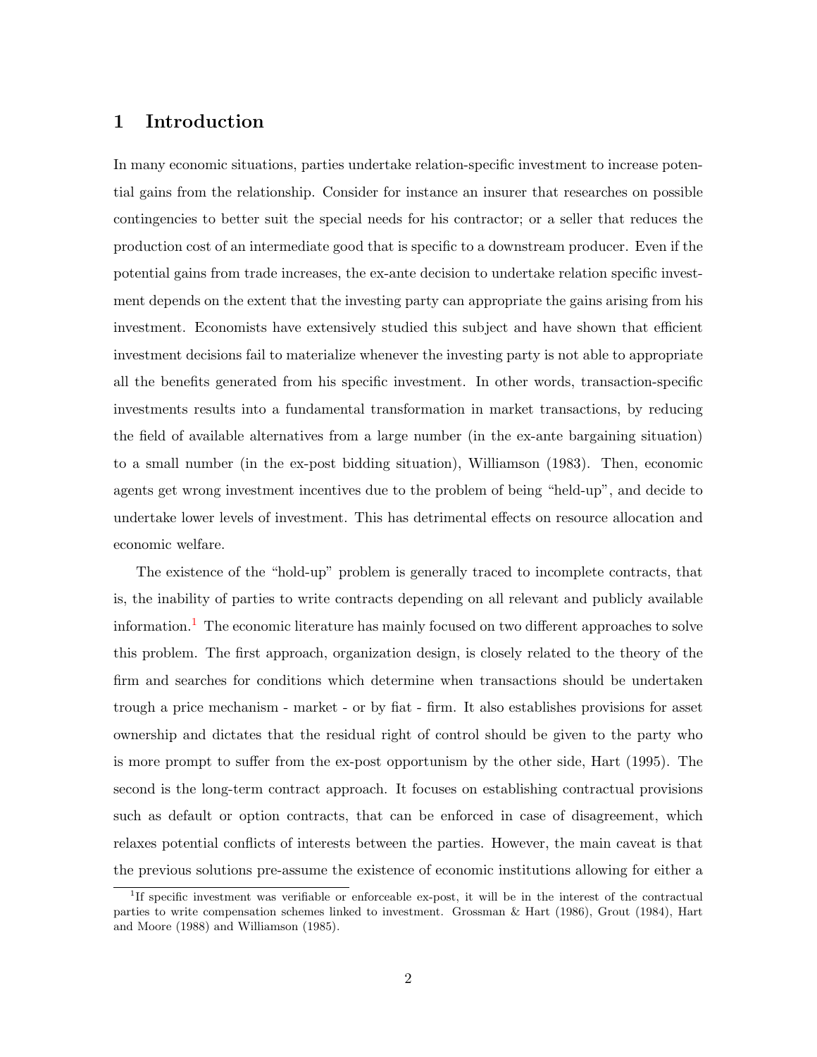## 1 Introduction

In many economic situations, parties undertake relation-specific investment to increase potential gains from the relationship. Consider for instance an insurer that researches on possible contingencies to better suit the special needs for his contractor; or a seller that reduces the production cost of an intermediate good that is specific to a downstream producer. Even if the potential gains from trade increases, the ex-ante decision to undertake relation specific investment depends on the extent that the investing party can appropriate the gains arising from his investment. Economists have extensively studied this subject and have shown that efficient investment decisions fail to materialize whenever the investing party is not able to appropriate all the benefits generated from his specific investment. In other words, transaction-specific investments results into a fundamental transformation in market transactions, by reducing the field of available alternatives from a large number (in the ex-ante bargaining situation) to a small number (in the ex-post bidding situation), Williamson (1983). Then, economic agents get wrong investment incentives due to the problem of being "held-up", and decide to undertake lower levels of investment. This has detrimental effects on resource allocation and economic welfare.

The existence of the "hold-up" problem is generally traced to incomplete contracts, that is, the inability of parties to write contracts depending on all relevant and publicly available information.[1] The economic literature has mainly focused on two different approaches to solve this problem. The first approach, organization design, is closely related to the theory of the firm and searches for conditions which determine when transactions should be undertaken trough a price mechanism - market - or by fiat - firm. It also establishes provisions for asset ownership and dictates that the residual right of control should be given to the party who is more prompt to suffer from the ex-post opportunism by the other side, Hart (1995). The second is the long-term contract approach. It focuses on establishing contractual provisions such as default or option contracts, that can be enforced in case of disagreement, which relaxes potential conflicts of interests between the parties. However, the main caveat is that the previous solutions pre-assume the existence of economic institutions allowing for either a

[1] If specific investment was verifiable or enforceable ex-post, it will be in the interest of the contractual parties to write compensation schemes linked to investment. Grossman & Hart (1986), Grout (1984), Hart and Moore (1988) and Williamson (1985).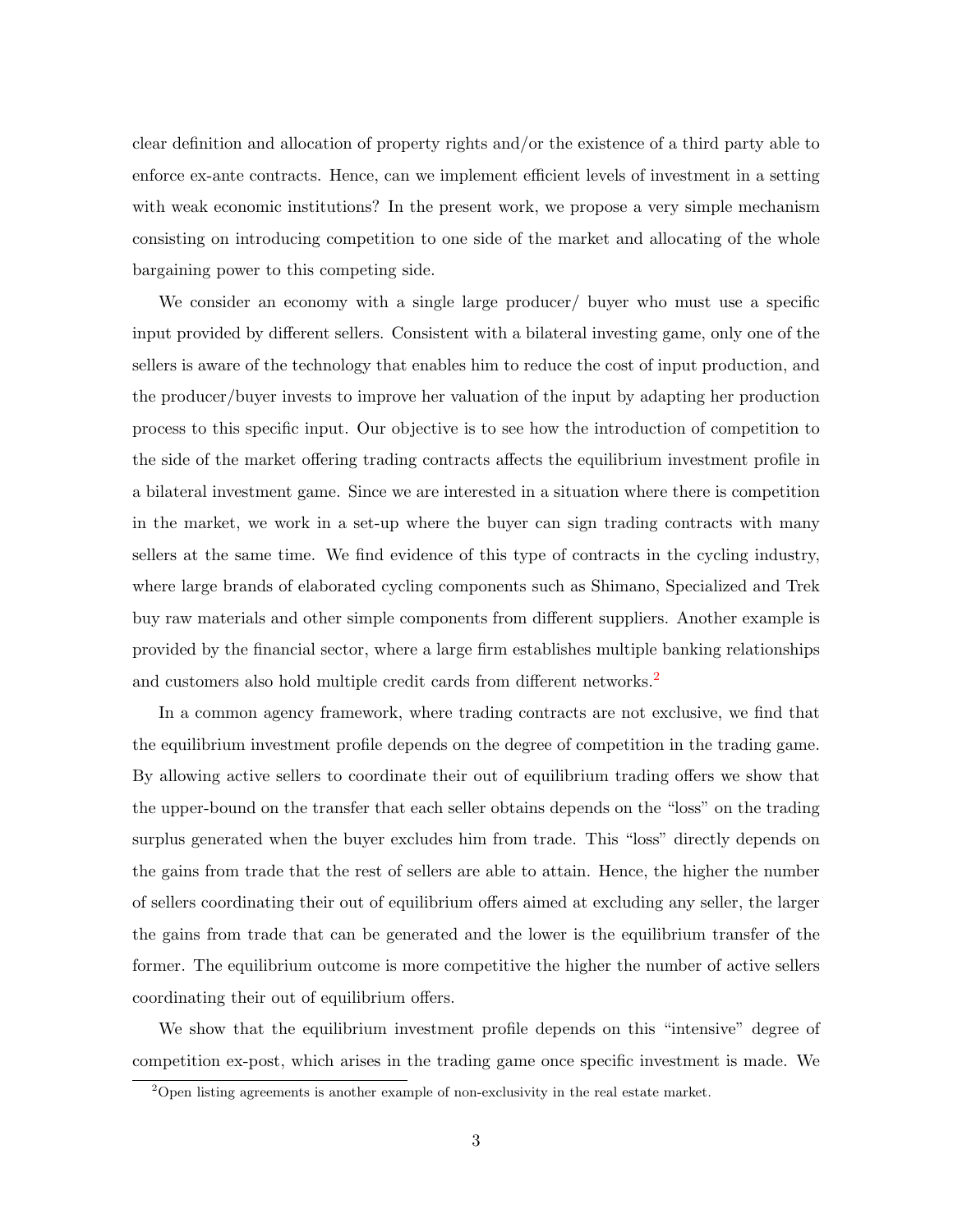clear definition and allocation of property rights and/or the existence of a third party able to enforce ex-ante contracts. Hence, can we implement efficient levels of investment in a setting with weak economic institutions? In the present work, we propose a very simple mechanism consisting on introducing competition to one side of the market and allocating of the whole bargaining power to this competing side.

We consider an economy with a single large producer/ buyer who must use a specific input provided by different sellers. Consistent with a bilateral investing game, only one of the sellers is aware of the technology that enables him to reduce the cost of input production, and the producer/buyer invests to improve her valuation of the input by adapting her production process to this specific input. Our objective is to see how the introduction of competition to the side of the market offering trading contracts affects the equilibrium investment profile in a bilateral investment game. Since we are interested in a situation where there is competition in the market, we work in a set-up where the buyer can sign trading contracts with many sellers at the same time. We find evidence of this type of contracts in the cycling industry, where large brands of elaborated cycling components such as Shimano, Specialized and Trek buy raw materials and other simple components from different suppliers. Another example is provided by the financial sector, where a large firm establishes multiple banking relationships and customers also hold multiple credit cards from different networks.[2]

In a common agency framework, where trading contracts are not exclusive, we find that the equilibrium investment profile depends on the degree of competition in the trading game. By allowing active sellers to coordinate their out of equilibrium trading offers we show that the upper-bound on the transfer that each seller obtains depends on the "loss" on the trading surplus generated when the buyer excludes him from trade. This "loss" directly depends on the gains from trade that the rest of sellers are able to attain. Hence, the higher the number of sellers coordinating their out of equilibrium offers aimed at excluding any seller, the larger the gains from trade that can be generated and the lower is the equilibrium transfer of the former. The equilibrium outcome is more competitive the higher the number of active sellers coordinating their out of equilibrium offers.

We show that the equilibrium investment profile depends on this "intensive" degree of competition ex-post, which arises in the trading game once specific investment is made. We

[2] Open listing agreements is another example of non-exclusivity in the real estate market.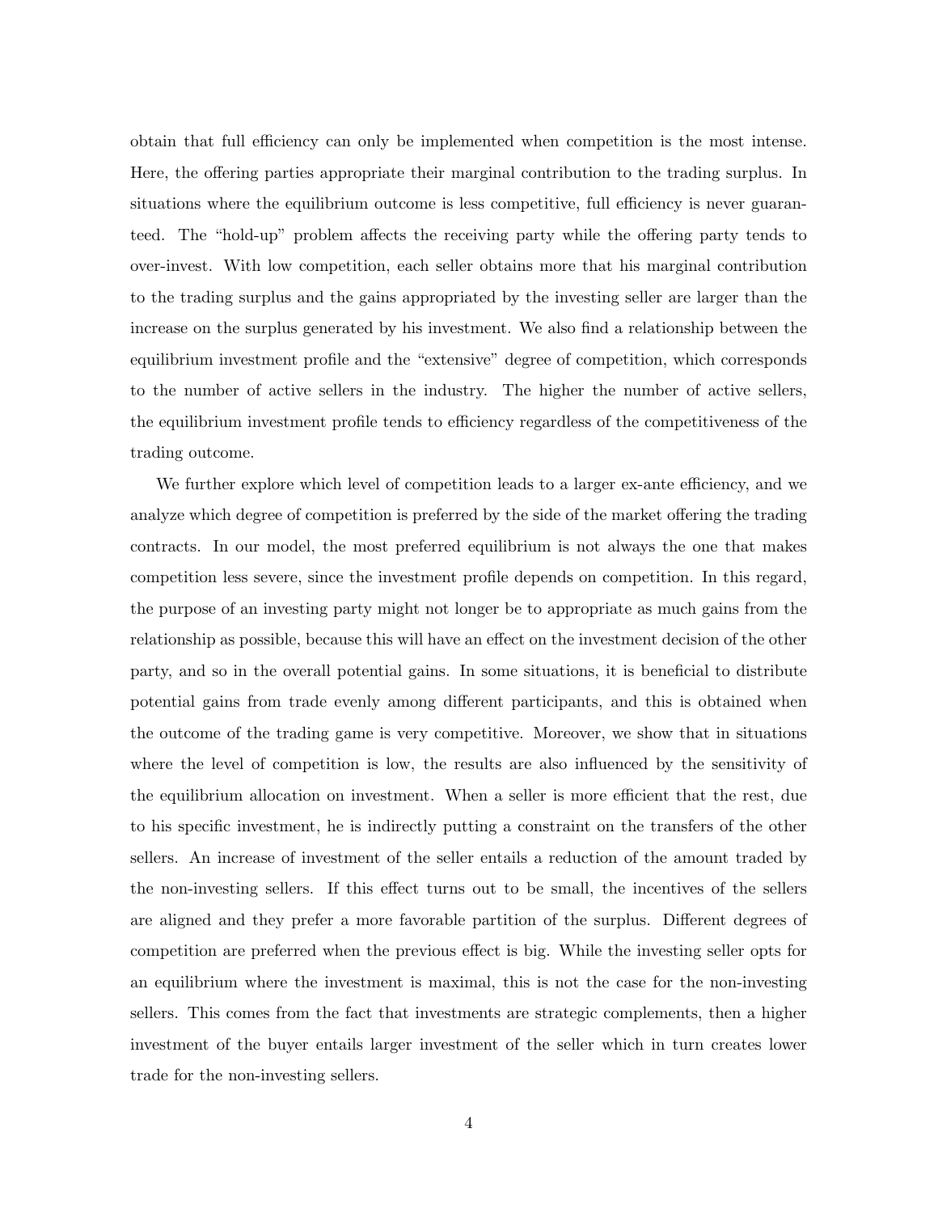obtain that full efficiency can only be implemented when competition is the most intense. Here, the offering parties appropriate their marginal contribution to the trading surplus. In situations where the equilibrium outcome is less competitive, full efficiency is never guaranteed. The "hold-up" problem affects the receiving party while the offering party tends to over-invest. With low competition, each seller obtains more that his marginal contribution to the trading surplus and the gains appropriated by the investing seller are larger than the increase on the surplus generated by his investment. We also find a relationship between the equilibrium investment profile and the "extensive" degree of competition, which corresponds to the number of active sellers in the industry. The higher the number of active sellers, the equilibrium investment profile tends to efficiency regardless of the competitiveness of the trading outcome.

We further explore which level of competition leads to a larger ex-ante efficiency, and we analyze which degree of competition is preferred by the side of the market offering the trading contracts. In our model, the most preferred equilibrium is not always the one that makes competition less severe, since the investment profile depends on competition. In this regard, the purpose of an investing party might not longer be to appropriate as much gains from the relationship as possible, because this will have an effect on the investment decision of the other party, and so in the overall potential gains. In some situations, it is beneficial to distribute potential gains from trade evenly among different participants, and this is obtained when the outcome of the trading game is very competitive. Moreover, we show that in situations where the level of competition is low, the results are also influenced by the sensitivity of the equilibrium allocation on investment. When a seller is more efficient that the rest, due to his specific investment, he is indirectly putting a constraint on the transfers of the other sellers. An increase of investment of the seller entails a reduction of the amount traded by the non-investing sellers. If this effect turns out to be small, the incentives of the sellers are aligned and they prefer a more favorable partition of the surplus. Different degrees of competition are preferred when the previous effect is big. While the investing seller opts for an equilibrium where the investment is maximal, this is not the case for the non-investing sellers. This comes from the fact that investments are strategic complements, then a higher investment of the buyer entails larger investment of the seller which in turn creates lower trade for the non-investing sellers.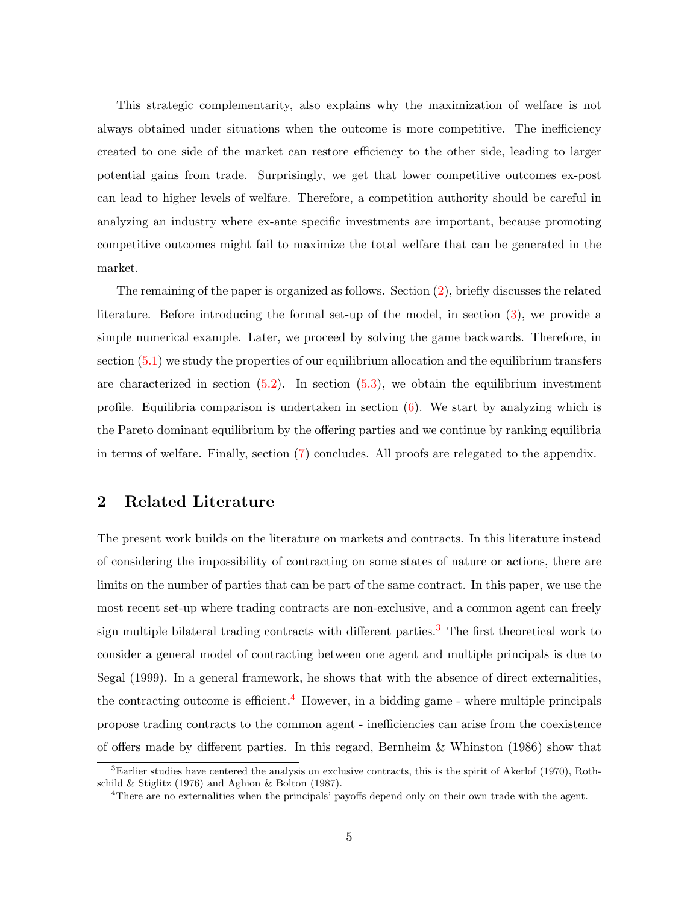This strategic complementarity, also explains why the maximization of welfare is not always obtained under situations when the outcome is more competitive. The inefficiency created to one side of the market can restore efficiency to the other side, leading to larger potential gains from trade. Surprisingly, we get that lower competitive outcomes ex-post can lead to higher levels of welfare. Therefore, a competition authority should be careful in analyzing an industry where ex-ante specific investments are important, because promoting competitive outcomes might fail to maximize the total welfare that can be generated in the market.

The remaining of the paper is organized as follows. Section (2), briefly discusses the related literature. Before introducing the formal set-up of the model, in section (3), we provide a simple numerical example. Later, we proceed by solving the game backwards. Therefore, in section (5.1) we study the properties of our equilibrium allocation and the equilibrium transfers are characterized in section (5.2). In section (5.3), we obtain the equilibrium investment profile. Equilibria comparison is undertaken in section (6). We start by analyzing which is the Pareto dominant equilibrium by the offering parties and we continue by ranking equilibria in terms of welfare. Finally, section (7) concludes. All proofs are relegated to the appendix.

## 2 Related Literature

The present work builds on the literature on markets and contracts. In this literature instead of considering the impossibility of contracting on some states of nature or actions, there are limits on the number of parties that can be part of the same contract. In this paper, we use the most recent set-up where trading contracts are non-exclusive, and a common agent can freely sign multiple bilateral trading contracts with different parties.[3] The first theoretical work to consider a general model of contracting between one agent and multiple principals is due to Segal (1999). In a general framework, he shows that with the absence of direct externalities, the contracting outcome is efficient.[4] However, in a bidding game - where multiple principals propose trading contracts to the common agent - inefficiencies can arise from the coexistence of offers made by different parties. In this regard, Bernheim & Whinston (1986) show that

[3] Earlier studies have centered the analysis on exclusive contracts, this is the spirit of Akerlof (1970), Rothschild & Stiglitz (1976) and Aghion & Bolton (1987).

[4] There are no externalities when the principals' payoffs depend only on their own trade with the agent.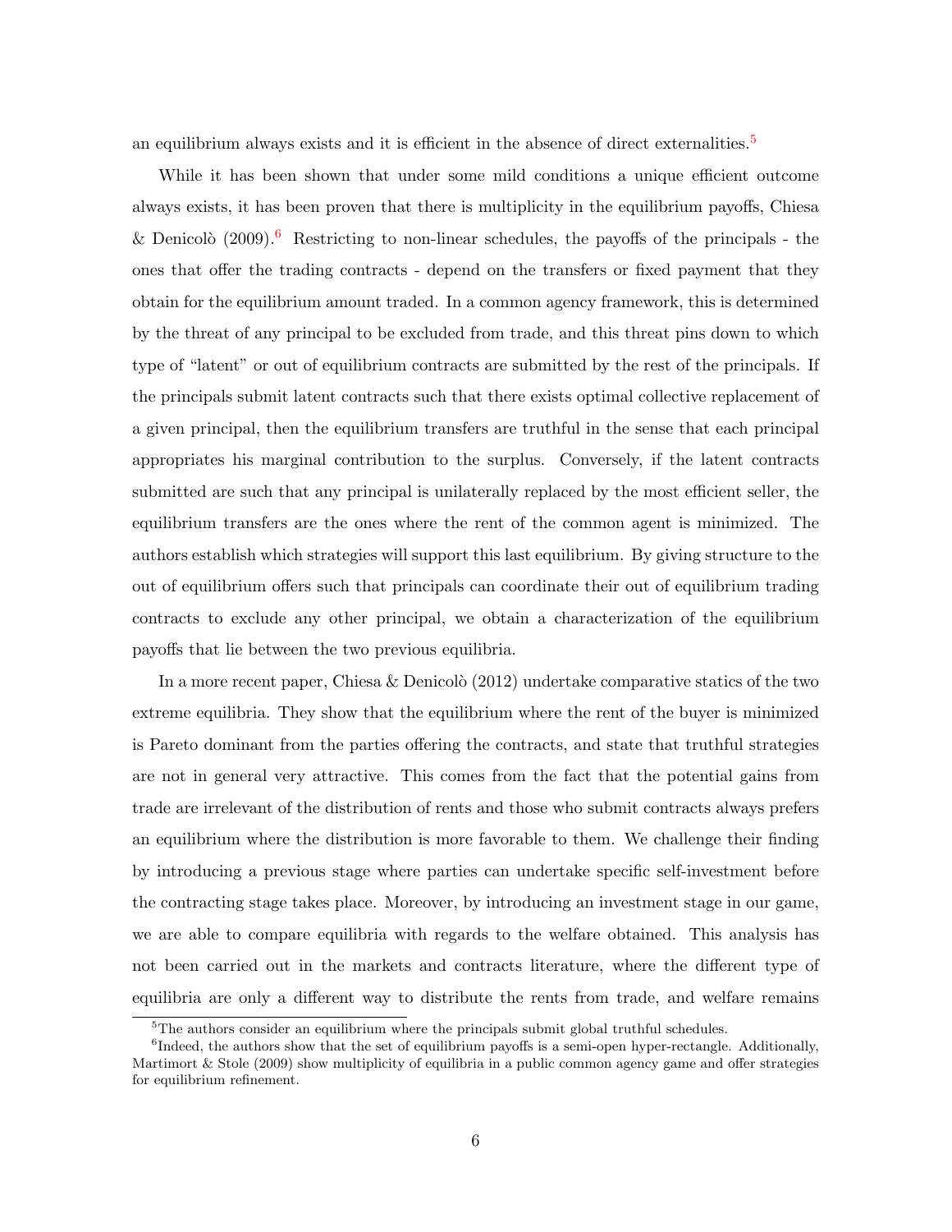an equilibrium always exists and it is efficient in the absence of direct externalities.[5]

While it has been shown that under some mild conditions a unique efficient outcome always exists, it has been proven that there is multiplicity in the equilibrium payoffs, Chiesa & Denicolò (2009).[6] Restricting to non-linear schedules, the payoffs of the principals - the ones that offer the trading contracts - depend on the transfers or fixed payment that they obtain for the equilibrium amount traded. In a common agency framework, this is determined by the threat of any principal to be excluded from trade, and this threat pins down to which type of "latent" or out of equilibrium contracts are submitted by the rest of the principals. If the principals submit latent contracts such that there exists optimal collective replacement of a given principal, then the equilibrium transfers are truthful in the sense that each principal appropriates his marginal contribution to the surplus. Conversely, if the latent contracts submitted are such that any principal is unilaterally replaced by the most efficient seller, the equilibrium transfers are the ones where the rent of the common agent is minimized. The authors establish which strategies will support this last equilibrium. By giving structure to the out of equilibrium offers such that principals can coordinate their out of equilibrium trading contracts to exclude any other principal, we obtain a characterization of the equilibrium payoffs that lie between the two previous equilibria.

In a more recent paper, Chiesa & Denicolò (2012) undertake comparative statics of the two extreme equilibria. They show that the equilibrium where the rent of the buyer is minimized is Pareto dominant from the parties offering the contracts, and state that truthful strategies are not in general very attractive. This comes from the fact that the potential gains from trade are irrelevant of the distribution of rents and those who submit contracts always prefers an equilibrium where the distribution is more favorable to them. We challenge their finding by introducing a previous stage where parties can undertake specific self-investment before the contracting stage takes place. Moreover, by introducing an investment stage in our game, we are able to compare equilibria with regards to the welfare obtained. This analysis has not been carried out in the markets and contracts literature, where the different type of equilibria are only a different way to distribute the rents from trade, and welfare remains

[5] The authors consider an equilibrium where the principals submit global truthful schedules.

[6] Indeed, the authors show that the set of equilibrium payoffs is a semi-open hyper-rectangle. Additionally, Martimort & Stole (2009) show multiplicity of equilibria in a public common agency game and offer strategies for equilibrium refinement.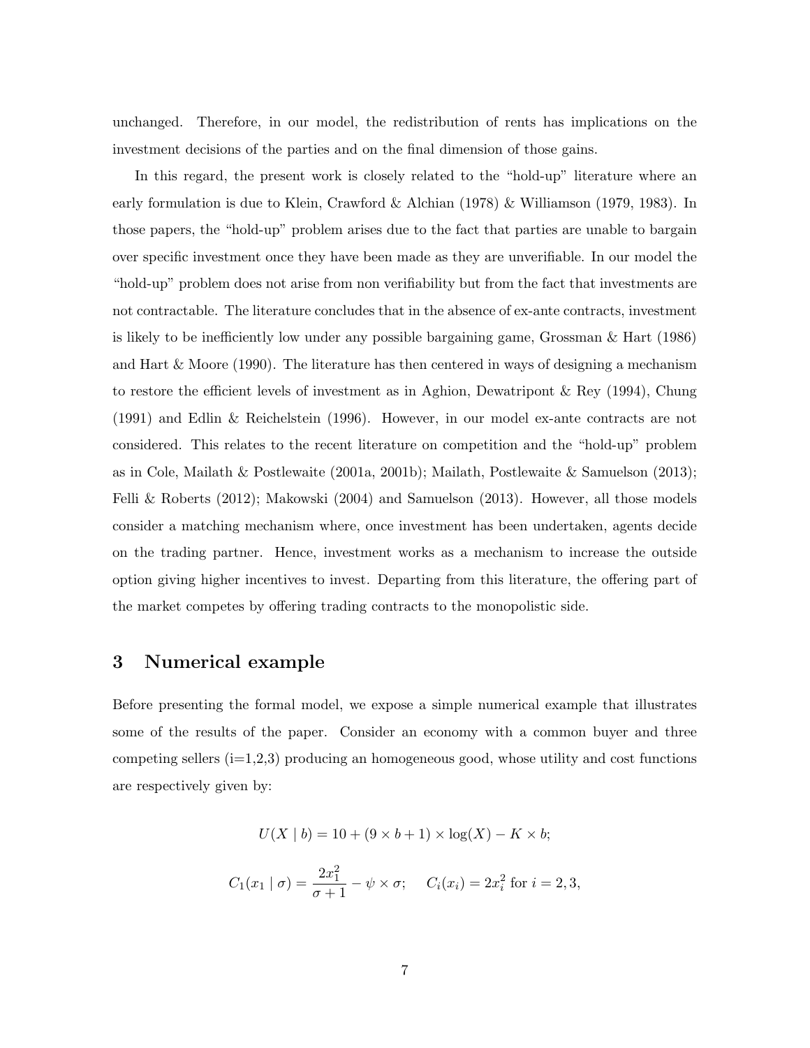unchanged. Therefore, in our model, the redistribution of rents has implications on the investment decisions of the parties and on the final dimension of those gains.

In this regard, the present work is closely related to the "hold-up" literature where an early formulation is due to Klein, Crawford & Alchian (1978) & Williamson (1979, 1983). In those papers, the "hold-up" problem arises due to the fact that parties are unable to bargain over specific investment once they have been made as they are unverifiable. In our model the "hold-up" problem does not arise from non verifiability but from the fact that investments are not contractable. The literature concludes that in the absence of ex-ante contracts, investment is likely to be inefficiently low under any possible bargaining game, Grossman & Hart (1986) and Hart & Moore (1990). The literature has then centered in ways of designing a mechanism to restore the efficient levels of investment as in Aghion, Dewatripont & Rey (1994), Chung (1991) and Edlin & Reichelstein (1996). However, in our model ex-ante contracts are not considered. This relates to the recent literature on competition and the "hold-up" problem as in Cole, Mailath & Postlewaite (2001a, 2001b); Mailath, Postlewaite & Samuelson (2013); Felli & Roberts (2012); Makowski (2004) and Samuelson (2013). However, all those models consider a matching mechanism where, once investment has been undertaken, agents decide on the trading partner. Hence, investment works as a mechanism to increase the outside option giving higher incentives to invest. Departing from this literature, the offering part of the market competes by offering trading contracts to the monopolistic side.

# 3 Numerical example

Before presenting the formal model, we expose a simple numerical example that illustrates some of the results of the paper. Consider an economy with a common buyer and three competing sellers (i=1,2,3) producing an homogeneous good, whose utility and cost functions are respectively given by:

$$U(X \mid b) = 10 + (9 \times b + 1) \times \log(X) - K \times b;$$

$$C_1(x_1 \mid \sigma) = \frac{2x_1^2}{\sigma + 1} - \psi \times \sigma; \quad C_i(x_i) = 2x_i^2 \text{ for } i = 2, 3,$$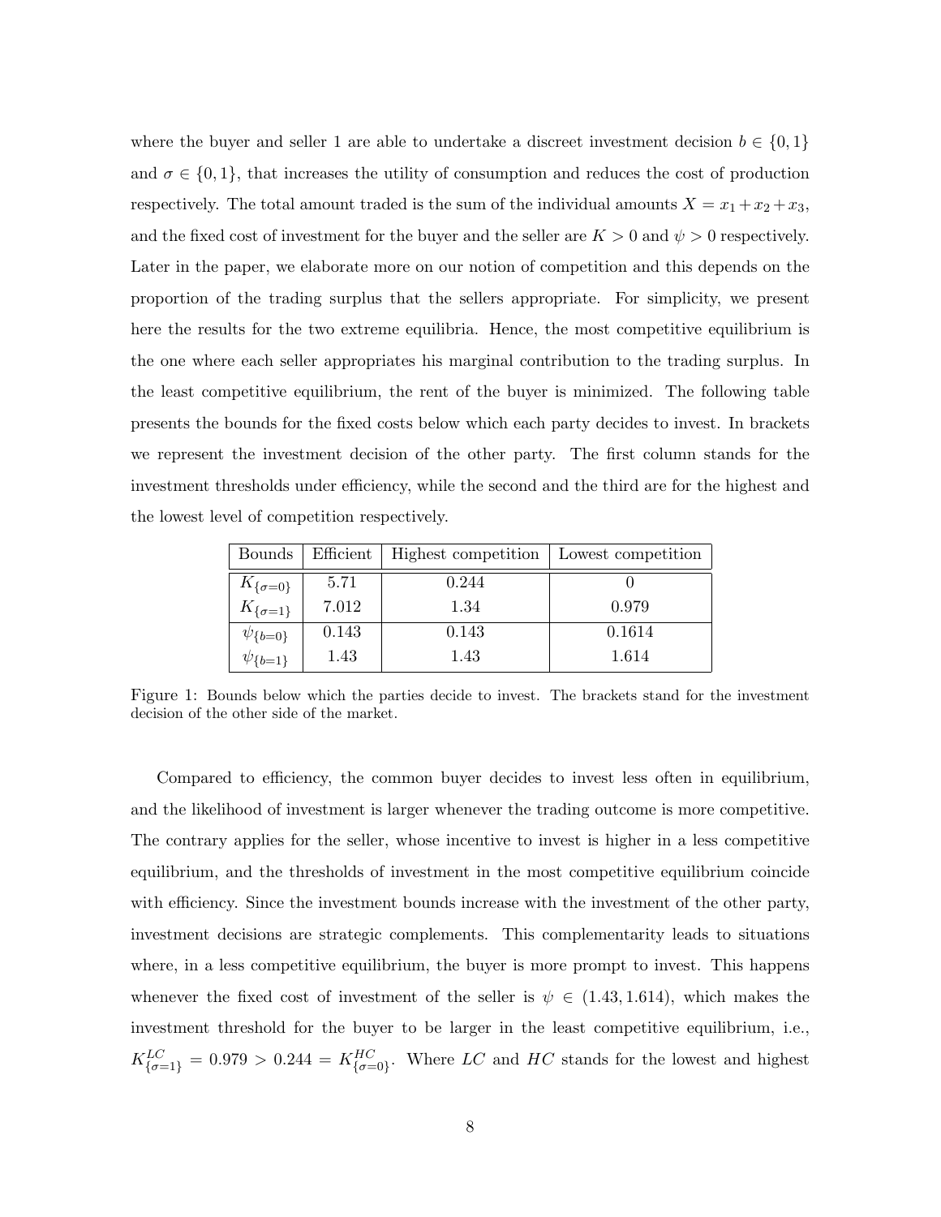where the buyer and seller 1 are able to undertake a discreet investment decision $b \in \{0, 1\}$ and $\sigma \in \{0, 1\}$, that increases the utility of consumption and reduces the cost of production respectively. The total amount traded is the sum of the individual amounts $X = x_1 + x_2 + x_3$, and the fixed cost of investment for the buyer and the seller are $K > 0$ and $\psi > 0$ respectively. Later in the paper, we elaborate more on our notion of competition and this depends on the proportion of the trading surplus that the sellers appropriate. For simplicity, we present here the results for the two extreme equilibria. Hence, the most competitive equilibrium is the one where each seller appropriates his marginal contribution to the trading surplus. In the least competitive equilibrium, the rent of the buyer is minimized. The following table presents the bounds for the fixed costs below which each party decides to invest. In brackets we represent the investment decision of the other party. The first column stands for the investment thresholds under efficiency, while the second and the third are for the highest and the lowest level of competition respectively.

| Bounds | Efficient | Highest competition | Lowest competition |
|---|---|---|---|
| $K_{\{\sigma=0\}}$ | 5.71 | 0.244 | 0 |
| $K_{\{\sigma=1\}}$ | 7.012 | 1.34 | 0.979 |
| $\psi_{\{b=0\}}$ | 0.143 | 0.143 | 0.1614 |
| $\psi_{\{b=1\}}$ | 1.43 | 1.43 | 1.614 |

Figure 1: Bounds below which the parties decide to invest. The brackets stand for the investment decision of the other side of the market.

Compared to efficiency, the common buyer decides to invest less often in equilibrium, and the likelihood of investment is larger whenever the trading outcome is more competitive. The contrary applies for the seller, whose incentive to invest is higher in a less competitive equilibrium, and the thresholds of investment in the most competitive equilibrium coincide with efficiency. Since the investment bounds increase with the investment of the other party, investment decisions are strategic complements. This complementarity leads to situations where, in a less competitive equilibrium, the buyer is more prompt to invest. This happens whenever the fixed cost of investment of the seller is $\psi \in (1.43, 1.614)$, which makes the investment threshold for the buyer to be larger in the least competitive equilibrium, i.e., $K^{LC}_{\{\sigma=1\}} = 0.979 > 0.244 = K^{HC}_{\{\sigma=0\}}$. Where $LC$ and $HC$ stands for the lowest and highest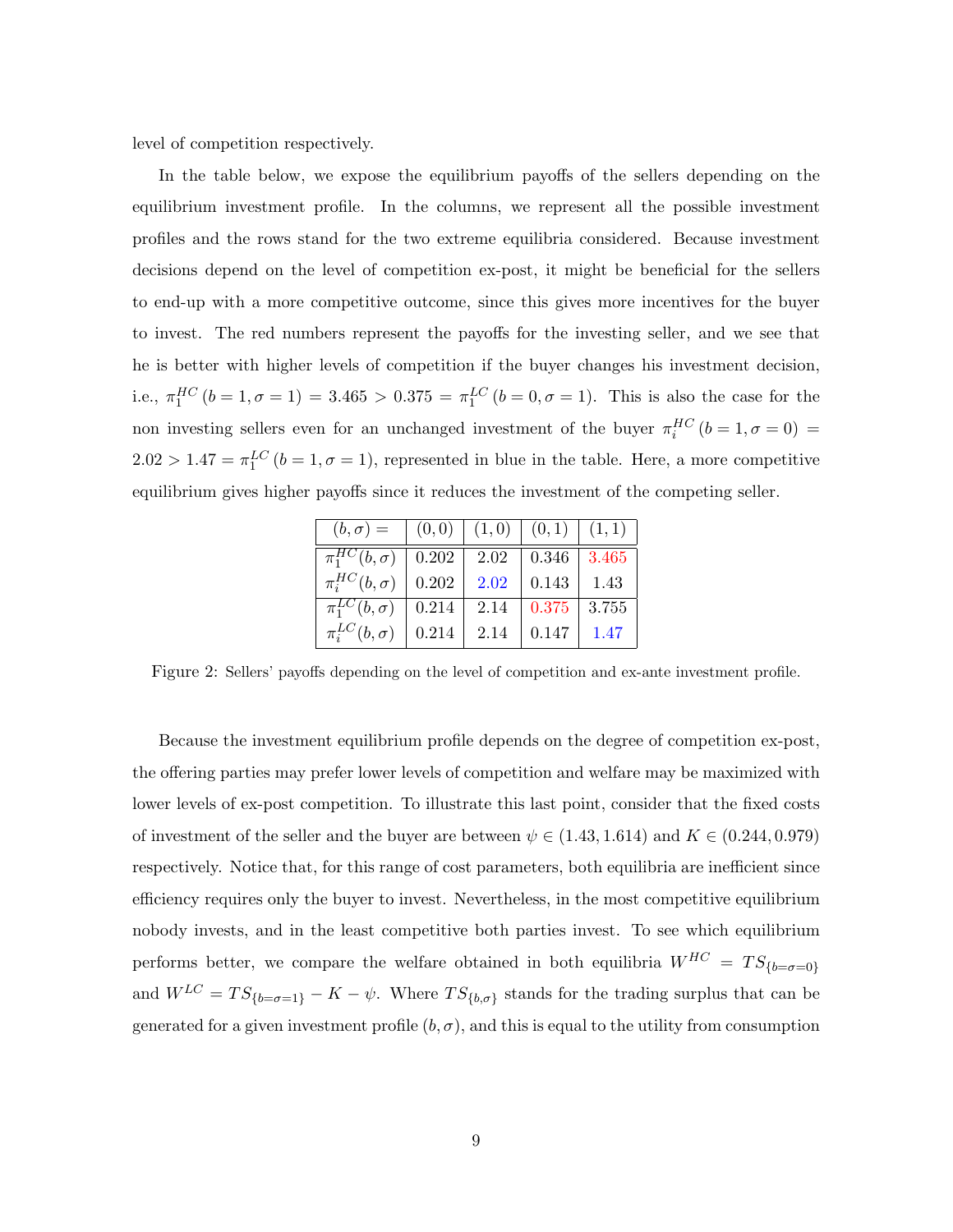level of competition respectively.

In the table below, we expose the equilibrium payoffs of the sellers depending on the equilibrium investment profile. In the columns, we represent all the possible investment profiles and the rows stand for the two extreme equilibria considered. Because investment decisions depend on the level of competition ex-post, it might be beneficial for the sellers to end-up with a more competitive outcome, since this gives more incentives for the buyer to invest. The red numbers represent the payoffs for the investing seller, and we see that he is better with higher levels of competition if the buyer changes his investment decision, i.e., $\pi_1^{HC}(b=1, \sigma=1) = 3.465 > 0.375 = \pi_1^{LC}(b=0, \sigma=1)$. This is also the case for the non investing sellers even for an unchanged investment of the buyer $\pi_i^{HC}(b=1, \sigma=0) = 2.02 > 1.47 = \pi_1^{LC}(b=1, \sigma=1)$, represented in blue in the table. Here, a more competitive equilibrium gives higher payoffs since it reduces the investment of the competing seller.

| $(b, \sigma) =$ | $(0, 0)$ | $(1, 0)$ | $(0, 1)$ | $(1, 1)$ |
|---|---|---|---|---|
| $\pi_1^{HC}(b, \sigma)$ | 0.202 | 2.02 | 0.346 | 3.465 |
| $\pi_i^{HC}(b, \sigma)$ | 0.202 | 2.02 | 0.143 | 1.43 |
| $\pi_1^{LC}(b, \sigma)$ | 0.214 | 2.14 | 0.375 | 3.755 |
| $\pi_i^{LC}(b, \sigma)$ | 0.214 | 2.14 | 0.147 | 1.47 |

Figure 2: Sellers' payoffs depending on the level of competition and ex-ante investment profile.

Because the investment equilibrium profile depends on the degree of competition ex-post, the offering parties may prefer lower levels of competition and welfare may be maximized with lower levels of ex-post competition. To illustrate this last point, consider that the fixed costs of investment of the seller and the buyer are between $\psi \in (1.43, 1.614)$ and $K \in (0.244, 0.979)$ respectively. Notice that, for this range of cost parameters, both equilibria are inefficient since efficiency requires only the buyer to invest. Nevertheless, in the most competitive equilibrium nobody invests, and in the least competitive both parties invest. To see which equilibrium performs better, we compare the welfare obtained in both equilibria $W^{HC} = TS_{\{b=\sigma=0\}}$ and $W^{LC} = TS_{\{b=\sigma=1\}} - K - \psi$. Where $TS_{\{b,\sigma\}}$ stands for the trading surplus that can be generated for a given investment profile $(b, \sigma)$, and this is equal to the utility from consumption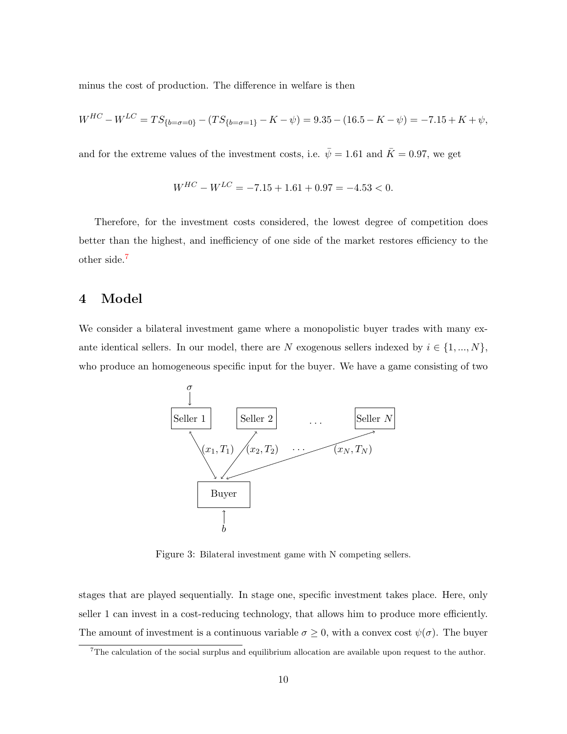minus the cost of production. The difference in welfare is then

$$W^{HC} - W^{LC} = TS_{\{b=\sigma=0\}} - (TS_{\{b=\sigma=1\}} - K - \psi) = 9.35 - (16.5 - K - \psi) = -7.15 + K + \psi,$$

and for the extreme values of the investment costs, i.e. $\bar{\psi} = 1.61$ and $\bar{K} = 0.97$, we get

$$W^{HC} - W^{LC} = -7.15 + 1.61 + 0.97 = -4.53 < 0.$$

Therefore, for the investment costs considered, the lowest degree of competition does better than the highest, and inefficiency of one side of the market restores efficiency to the other side.[7]

## 4 Model

We consider a bilateral investment game where a monopolistic buyer trades with many ex-ante identical sellers. In our model, there are $N$ exogenous sellers indexed by $i \in \{1, ..., N\}$, who produce an homogeneous specific input for the buyer. We have a game consisting of two

Figure 3: Bilateral investment game with N competing sellers.

stages that are played sequentially. In stage one, specific investment takes place. Here, only seller 1 can invest in a cost-reducing technology, that allows him to produce more efficiently. The amount of investment is a continuous variable $\sigma \geq 0$, with a convex cost $\psi(\sigma)$. The buyer

[7] The calculation of the social surplus and equilibrium allocation are available upon request to the author.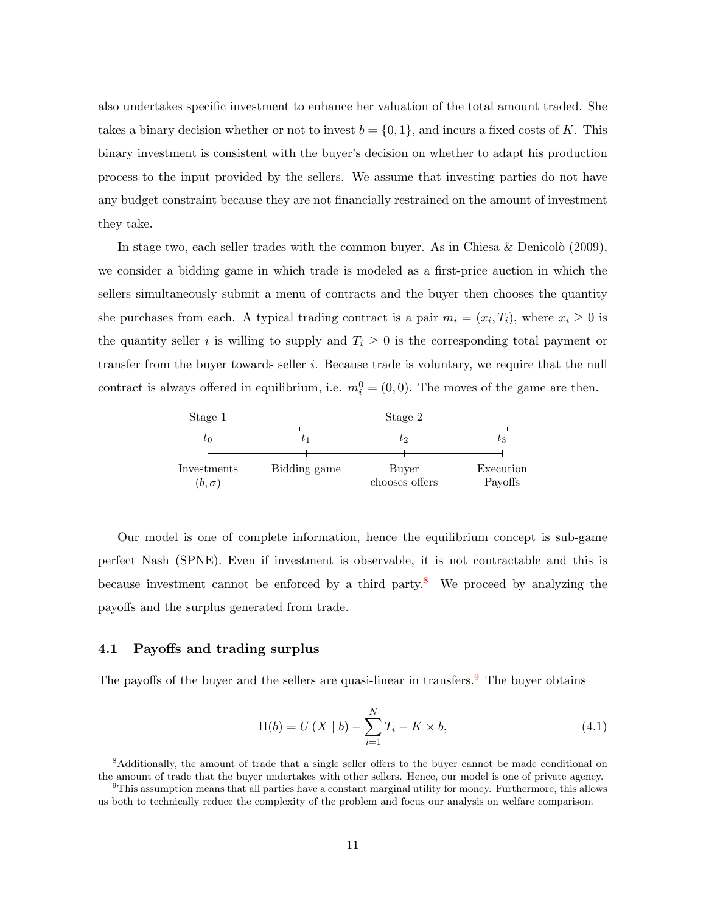also undertakes specific investment to enhance her valuation of the total amount traded. She takes a binary decision whether or not to invest $b = \{0, 1\}$, and incurs a fixed costs of $K$. This binary investment is consistent with the buyer's decision on whether to adapt his production process to the input provided by the sellers. We assume that investing parties do not have any budget constraint because they are not financially restrained on the amount of investment they take.

In stage two, each seller trades with the common buyer. As in Chiesa & Denicolò (2009), we consider a bidding game in which trade is modeled as a first-price auction in which the sellers simultaneously submit a menu of contracts and the buyer then chooses the quantity she purchases from each. A typical trading contract is a pair $m_i = (x_i, T_i)$, where $x_i \geq 0$ is the quantity seller $i$ is willing to supply and $T_i \geq 0$ is the corresponding total payment or transfer from the buyer towards seller $i$. Because trade is voluntary, we require that the null contract is always offered in equilibrium, i.e. $m_i^0 = (0, 0)$. The moves of the game are then.

| Stage 1 | Stage 2 | | |
|---|---|---|---|
| $t_0$ | $t_1$ | $t_2$ | $t_3$ |
| Investments $(b, \sigma)$ | Bidding game | Buyer chooses offers | Execution Payoffs |

Our model is one of complete information, hence the equilibrium concept is sub-game perfect Nash (SPNE). Even if investment is observable, it is not contractable and this is because investment cannot be enforced by a third party.[8] We proceed by analyzing the payoffs and the surplus generated from trade.

## 4.1 Payoffs and trading surplus

The payoffs of the buyer and the sellers are quasi-linear in transfers.[9] The buyer obtains

$$\Pi(b) = U\left(X \mid b\right) - \sum_{i=1}^{N} T_i - K \times b, \tag{4.1}$$

[8] Additionally, the amount of trade that a single seller offers to the buyer cannot be made conditional on the amount of trade that the buyer undertakes with other sellers. Hence, our model is one of private agency.

[9] This assumption means that all parties have a constant marginal utility for money. Furthermore, this allows us both to technically reduce the complexity of the problem and focus our analysis on welfare comparison.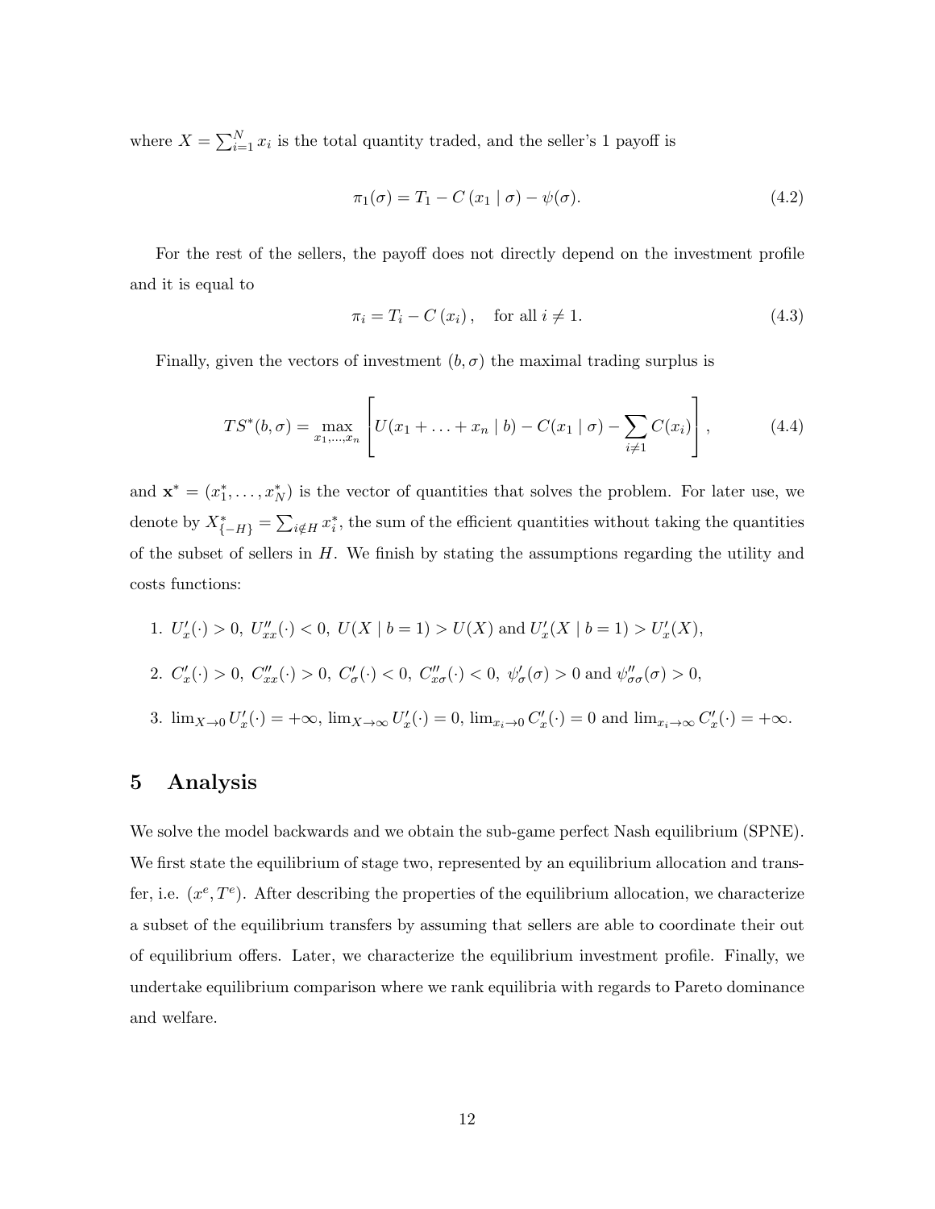where $X = \sum_{i=1}^{N} x_i$ is the total quantity traded, and the seller's 1 payoff is

$$\pi_1(\sigma) = T_1 - C(x_1 \mid \sigma) - \psi(\sigma). \tag{4.2}$$

For the rest of the sellers, the payoff does not directly depend on the investment profile and it is equal to

$$\pi_i = T_i - C(x_i), \quad \text{for all } i \neq 1. \tag{4.3}$$

Finally, given the vectors of investment $(b, \sigma)$ the maximal trading surplus is

$$TS^*(b, \sigma) = \max_{x_1, \ldots, x_n} \left[ U(x_1 + \ldots + x_n \mid b) - C(x_1 \mid \sigma) - \sum_{i \neq 1} C(x_i) \right], \tag{4.4}$$

and $\mathbf{x}^* = (x_1^*, \ldots, x_N^*)$ is the vector of quantities that solves the problem. For later use, we denote by $X^*_{\{-H\}} = \sum_{i \notin H} x_i^*$, the sum of the efficient quantities without taking the quantities of the subset of sellers in $H$. We finish by stating the assumptions regarding the utility and costs functions:

1. $U'_x(\cdot) > 0$, $U''_{xx}(\cdot) < 0$, $U(X \mid b = 1) > U(X)$ and $U'_x(X \mid b = 1) > U'_x(X)$,

2. $C'_x(\cdot) > 0$, $C''_{xx}(\cdot) > 0$, $C'_\sigma(\cdot) < 0$, $C''_{x\sigma}(\cdot) < 0$, $\psi'_\sigma(\sigma) > 0$ and $\psi''_{\sigma\sigma}(\sigma) > 0$,

3. $\lim_{X \to 0} U'_x(\cdot) = +\infty$, $\lim_{X \to \infty} U'_x(\cdot) = 0$, $\lim_{x_i \to 0} C'_x(\cdot) = 0$ and $\lim_{x_i \to \infty} C'_x(\cdot) = +\infty$.

# 5 Analysis

We solve the model backwards and we obtain the sub-game perfect Nash equilibrium (SPNE). We first state the equilibrium of stage two, represented by an equilibrium allocation and transfer, i.e. $(x^e, T^e)$. After describing the properties of the equilibrium allocation, we characterize a subset of the equilibrium transfers by assuming that sellers are able to coordinate their out of equilibrium offers. Later, we characterize the equilibrium investment profile. Finally, we undertake equilibrium comparison where we rank equilibria with regards to Pareto dominance and welfare.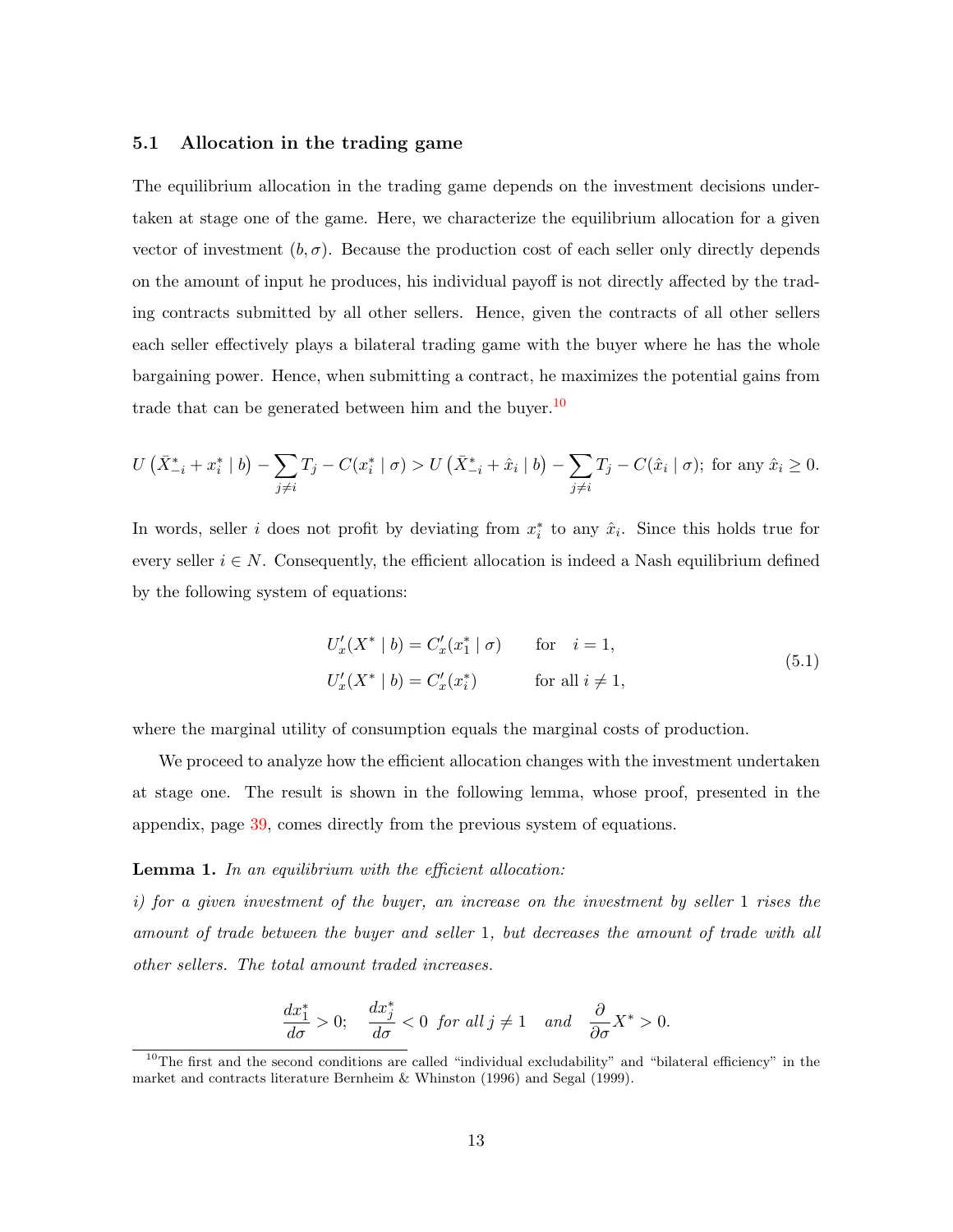### 5.1 Allocation in the trading game

The equilibrium allocation in the trading game depends on the investment decisions undertaken at stage one of the game. Here, we characterize the equilibrium allocation for a given vector of investment $(b, \sigma)$. Because the production cost of each seller only directly depends on the amount of input he produces, his individual payoff is not directly affected by the trading contracts submitted by all other sellers. Hence, given the contracts of all other sellers each seller effectively plays a bilateral trading game with the buyer where he has the whole bargaining power. Hence, when submitting a contract, he maximizes the potential gains from trade that can be generated between him and the buyer.[10]

$$U\left(\bar{X}^*_{-i} + x^*_i \mid b\right) - \sum_{j \neq i} T_j - C(x^*_i \mid \sigma) > U\left(\bar{X}^*_{-i} + \hat{x}_i \mid b\right) - \sum_{j \neq i} T_j - C(\hat{x}_i \mid \sigma); \text{ for any } \hat{x}_i \geq 0.$$

In words, seller $i$ does not profit by deviating from $x^*_i$ to any $\hat{x}_i$. Since this holds true for every seller $i \in N$. Consequently, the efficient allocation is indeed a Nash equilibrium defined by the following system of equations:

$$\begin{aligned} U'_x(X^* \mid b) &= C'_x(x^*_1 \mid \sigma) \qquad \text{for} \quad i = 1, \\ U'_x(X^* \mid b) &= C'_x(x^*_i) \qquad \text{for all } i \neq 1, \end{aligned} \tag{5.1}$$

where the marginal utility of consumption equals the marginal costs of production.

We proceed to analyze how the efficient allocation changes with the investment undertaken at stage one. The result is shown in the following lemma, whose proof, presented in the appendix, page 39, comes directly from the previous system of equations.

**Lemma 1.** *In an equilibrium with the efficient allocation:*

*i) for a given investment of the buyer, an increase on the investment by seller 1 rises the amount of trade between the buyer and seller 1, but decreases the amount of trade with all other sellers. The total amount traded increases.*

$$\frac{dx^*_1}{d\sigma} > 0; \quad \frac{dx^*_j}{d\sigma} < 0 \text{ for all } j \neq 1 \quad \text{and} \quad \frac{\partial}{\partial \sigma} X^* > 0.$$

[10] The first and the second conditions are called "individual excludability" and "bilateral efficiency" in the market and contracts literature Bernheim & Whinston (1996) and Segal (1999).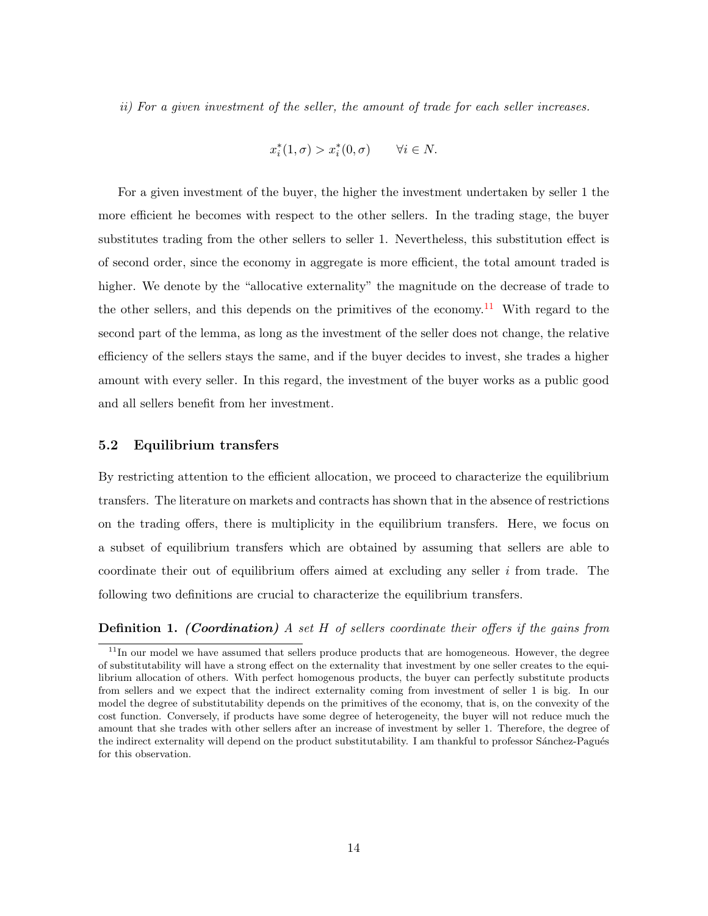*ii) For a given investment of the seller, the amount of trade for each seller increases.*

$$x_i^*(1, \sigma) > x_i^*(0, \sigma) \qquad \forall i \in N.$$

For a given investment of the buyer, the higher the investment undertaken by seller 1 the more efficient he becomes with respect to the other sellers. In the trading stage, the buyer substitutes trading from the other sellers to seller 1. Nevertheless, this substitution effect is of second order, since the economy in aggregate is more efficient, the total amount traded is higher. We denote by the "allocative externality" the magnitude on the decrease of trade to the other sellers, and this depends on the primitives of the economy.[11] With regard to the second part of the lemma, as long as the investment of the seller does not change, the relative efficiency of the sellers stays the same, and if the buyer decides to invest, she trades a higher amount with every seller. In this regard, the investment of the buyer works as a public good and all sellers benefit from her investment.

### 5.2 Equilibrium transfers

By restricting attention to the efficient allocation, we proceed to characterize the equilibrium transfers. The literature on markets and contracts has shown that in the absence of restrictions on the trading offers, there is multiplicity in the equilibrium transfers. Here, we focus on a subset of equilibrium transfers which are obtained by assuming that sellers are able to coordinate their out of equilibrium offers aimed at excluding any seller $i$ from trade. The following two definitions are crucial to characterize the equilibrium transfers.

**Definition 1.** ***(Coordination)*** *A set $H$ of sellers coordinate their offers if the gains from*

[11] In our model we have assumed that sellers produce products that are homogeneous. However, the degree of substitutability will have a strong effect on the externality that investment by one seller creates to the equilibrium allocation of others. With perfect homogenous products, the buyer can perfectly substitute products from sellers and we expect that the indirect externality coming from investment of seller 1 is big. In our model the degree of substitutability depends on the primitives of the economy, that is, on the convexity of the cost function. Conversely, if products have some degree of heterogeneity, the buyer will not reduce much the amount that she trades with other sellers after an increase of investment by seller 1. Therefore, the degree of the indirect externality will depend on the product substitutability. I am thankful to professor Sánchez-Pagués for this observation.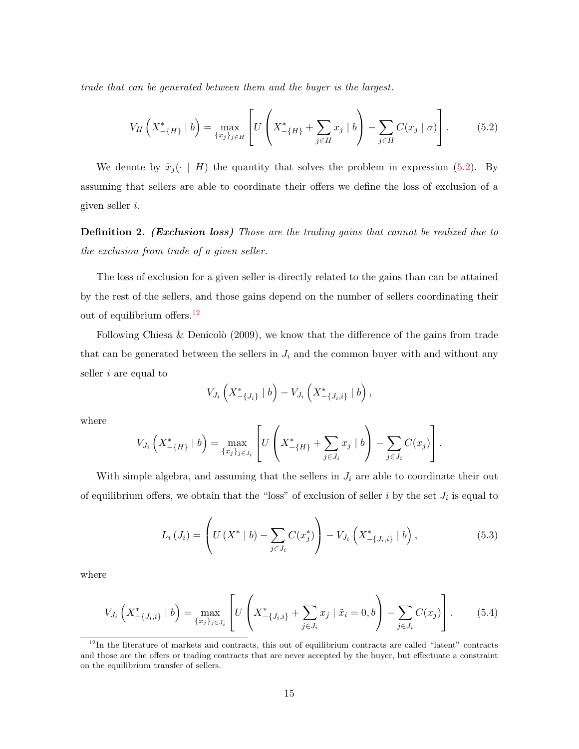*trade that can be generated between them and the buyer is the largest.*

$$V_H\left(X^*_{-\{H\}} \mid b\right) = \max_{\{x_j\}_{j\in H}} \left[ U\left( X^*_{-\{H\}} + \sum_{j\in H} x_j \mid b \right) - \sum_{j\in H} C(x_j \mid \sigma) \right]. \tag{5.2}$$

We denote by $\tilde{x}_j(\cdot \mid H)$ the quantity that solves the problem in expression (5.2). By assuming that sellers are able to coordinate their offers we define the loss of exclusion of a given seller $i$.

**Definition 2.** ***(Exclusion loss)*** *Those are the trading gains that cannot be realized due to the exclusion from trade of a given seller.*

The loss of exclusion for a given seller is directly related to the gains than can be attained by the rest of the sellers, and those gains depend on the number of sellers coordinating their out of equilibrium offers.[12]

Following Chiesa & Denicolò (2009), we know that the difference of the gains from trade that can be generated between the sellers in $J_i$ and the common buyer with and without any seller $i$ are equal to

$$V_{J_i}\left(X^*_{-\{J_i\}} \mid b\right) - V_{J_i}\left(X^*_{-\{J_i,i\}} \mid b\right),$$

where

$$V_{J_i}\left(X^*_{-\{H\}} \mid b\right) = \max_{\{x_j\}_{j\in J_i}} \left[ U\left( X^*_{-\{H\}} + \sum_{j\in J_i} x_j \mid b \right) - \sum_{j\in J_i} C(x_j) \right].$$

With simple algebra, and assuming that the sellers in $J_i$ are able to coordinate their out of equilibrium offers, we obtain that the "loss" of exclusion of seller $i$ by the set $J_i$ is equal to

$$L_i\left(J_i\right) = \left( U\left(X^* \mid b\right) - \sum_{j\in J_i} C(x^*_j) \right) - V_{J_i}\left(X^*_{-\{J_i,i\}} \mid b\right), \tag{5.3}$$

where

$$V_{J_i}\left(X^*_{-\{J_i,i\}} \mid b\right) = \max_{\{x_j\}_{j\in J_i}} \left[ U\left( X^*_{-\{J_i,i\}} + \sum_{j\in J_i} x_j \mid \tilde{x}_i = 0, b \right) - \sum_{j\in J_i} C(x_j) \right]. \tag{5.4}$$

[12] In the literature of markets and contracts, this out of equilibrium contracts are called "latent" contracts and those are the offers or trading contracts that are never accepted by the buyer, but effectuate a constraint on the equilibrium transfer of sellers.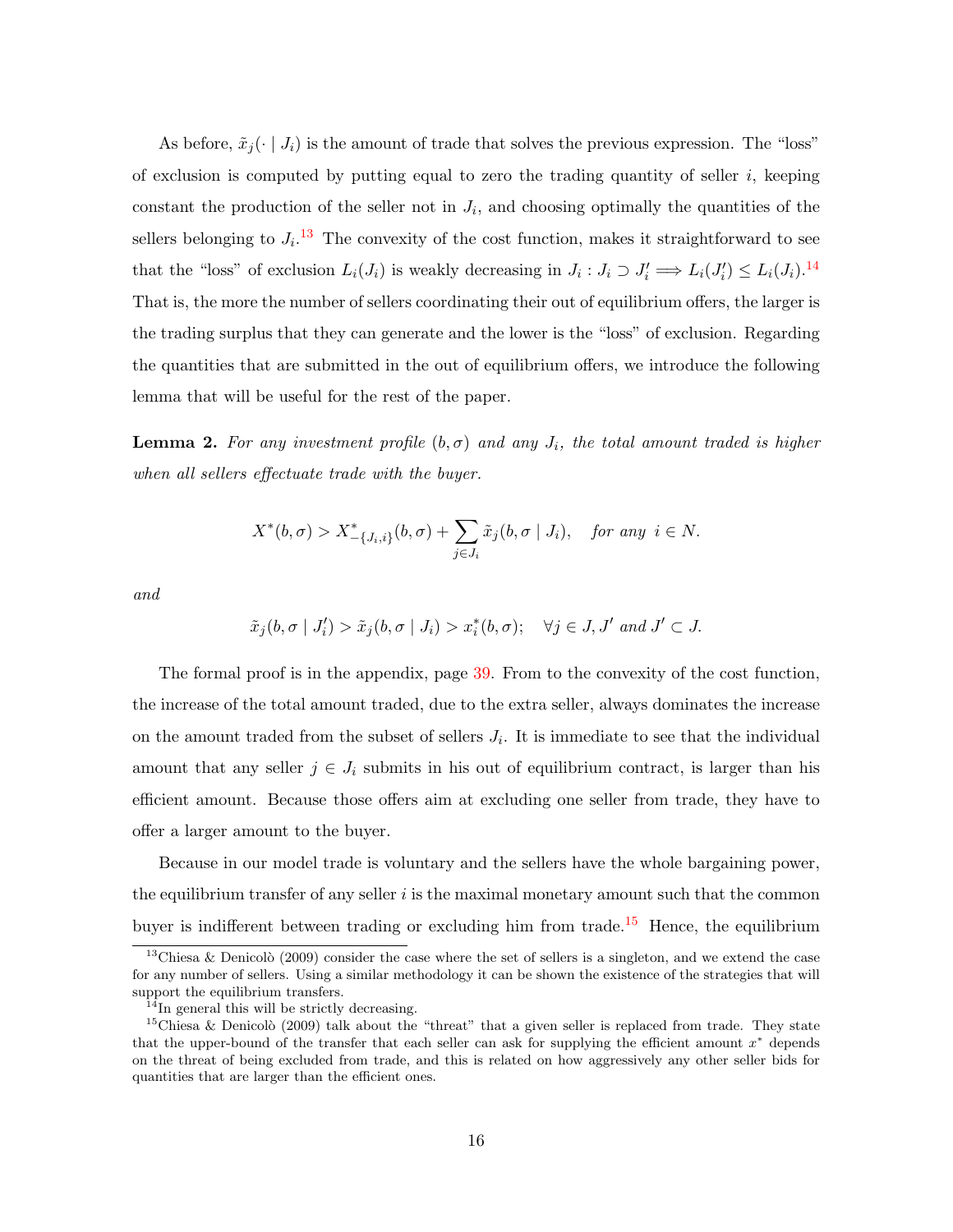As before, $\tilde{x}_j(\cdot \mid J_i)$ is the amount of trade that solves the previous expression. The "loss" of exclusion is computed by putting equal to zero the trading quantity of seller $i$, keeping constant the production of the seller not in $J_i$, and choosing optimally the quantities of the sellers belonging to $J_i$.[13] The convexity of the cost function, makes it straightforward to see that the "loss" of exclusion $L_i(J_i)$ is weakly decreasing in $J_i : J_i \supset J_i' \Longrightarrow L_i(J_i') \leq L_i(J_i)$.[14] That is, the more the number of sellers coordinating their out of equilibrium offers, the larger is the trading surplus that they can generate and the lower is the "loss" of exclusion. Regarding the quantities that are submitted in the out of equilibrium offers, we introduce the following lemma that will be useful for the rest of the paper.

**Lemma 2.** *For any investment profile $(b, \sigma)$ and any $J_i$, the total amount traded is higher when all sellers effectuate trade with the buyer.*

$$X^*(b,\sigma) > X^*_{-\{J_i,i\}}(b,\sigma) + \sum_{j \in J_i} \tilde{x}_j(b,\sigma \mid J_i), \quad \textit{for any } i \in N.$$

*and*

$$\tilde{x}_j(b,\sigma \mid J_i') > \tilde{x}_j(b,\sigma \mid J_i) > x_i^*(b,\sigma); \quad \forall j \in J, J' \textit{ and } J' \subset J.$$

The formal proof is in the appendix, page 39. From to the convexity of the cost function, the increase of the total amount traded, due to the extra seller, always dominates the increase on the amount traded from the subset of sellers $J_i$. It is immediate to see that the individual amount that any seller $j \in J_i$ submits in his out of equilibrium contract, is larger than his efficient amount. Because those offers aim at excluding one seller from trade, they have to offer a larger amount to the buyer.

Because in our model trade is voluntary and the sellers have the whole bargaining power, the equilibrium transfer of any seller $i$ is the maximal monetary amount such that the common buyer is indifferent between trading or excluding him from trade.[15] Hence, the equilibrium

---

[13] Chiesa & Denicolò (2009) consider the case where the set of sellers is a singleton, and we extend the case for any number of sellers. Using a similar methodology it can be shown the existence of the strategies that will support the equilibrium transfers.

[14] In general this will be strictly decreasing.

[15] Chiesa & Denicolò (2009) talk about the "threat" that a given seller is replaced from trade. They state that the upper-bound of the transfer that each seller can ask for supplying the efficient amount $x^*$ depends on the threat of being excluded from trade, and this is related on how aggressively any other seller bids for quantities that are larger than the efficient ones.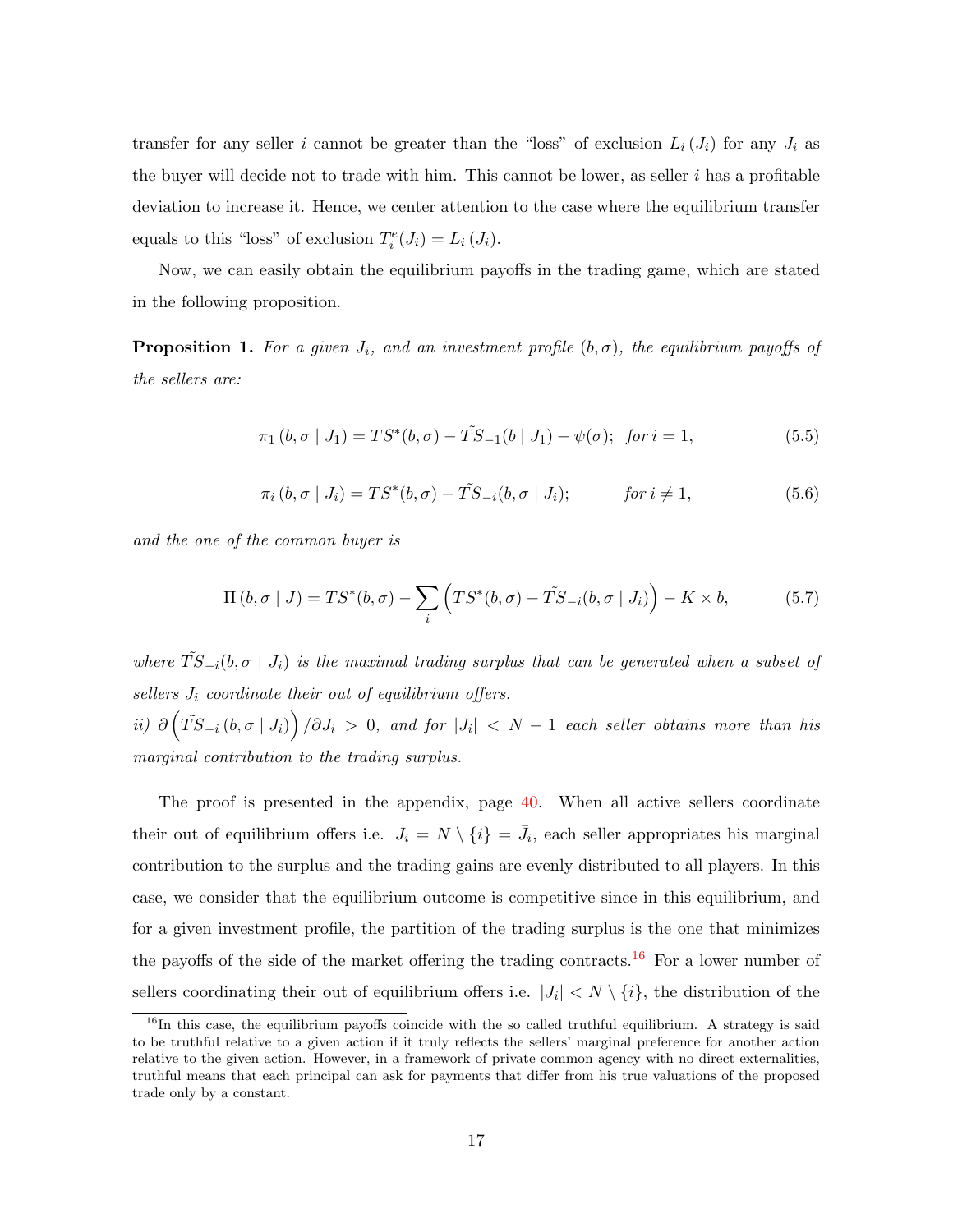transfer for any seller $i$ cannot be greater than the "loss" of exclusion $L_i(J_i)$ for any $J_i$ as the buyer will decide not to trade with him. This cannot be lower, as seller $i$ has a profitable deviation to increase it. Hence, we center attention to the case where the equilibrium transfer equals to this "loss" of exclusion $T_i^e(J_i) = L_i(J_i)$.

Now, we can easily obtain the equilibrium payoffs in the trading game, which are stated in the following proposition.

**Proposition 1.** *For a given $J_i$, and an investment profile $(b, \sigma)$, the equilibrium payoffs of the sellers are:*

$$\pi_1(b, \sigma \mid J_1) = TS^*(b, \sigma) - \tilde{TS}_{-1}(b \mid J_1) - \psi(\sigma); \;\; \text{for } i = 1, \tag{5.5}$$

$$\pi_i(b, \sigma \mid J_i) = TS^*(b, \sigma) - \tilde{TS}_{-i}(b, \sigma \mid J_i); \qquad \text{for } i \neq 1, \tag{5.6}$$

*and the one of the common buyer is*

$$\Pi(b, \sigma \mid J) = TS^*(b, \sigma) - \sum_i \left( TS^*(b, \sigma) - \tilde{TS}_{-i}(b, \sigma \mid J_i) \right) - K \times b, \tag{5.7}$$

*where $\tilde{TS}_{-i}(b, \sigma \mid J_i)$ is the maximal trading surplus that can be generated when a subset of sellers $J_i$ coordinate their out of equilibrium offers.*
*ii) $\partial\left(\tilde{TS}_{-i}(b, \sigma \mid J_i)\right)/\partial J_i > 0$, and for $|J_i| < N - 1$ each seller obtains more than his marginal contribution to the trading surplus.*

The proof is presented in the appendix, page 40. When all active sellers coordinate their out of equilibrium offers i.e. $J_i = N \setminus \{i\} = \bar{J}_i$, each seller appropriates his marginal contribution to the surplus and the trading gains are evenly distributed to all players. In this case, we consider that the equilibrium outcome is competitive since in this equilibrium, and for a given investment profile, the partition of the trading surplus is the one that minimizes the payoffs of the side of the market offering the trading contracts.[16] For a lower number of sellers coordinating their out of equilibrium offers i.e. $|J_i| < N \setminus \{i\}$, the distribution of the

[16] In this case, the equilibrium payoffs coincide with the so called truthful equilibrium. A strategy is said to be truthful relative to a given action if it truly reflects the sellers' marginal preference for another action relative to the given action. However, in a framework of private common agency with no direct externalities, truthful means that each principal can ask for payments that differ from his true valuations of the proposed trade only by a constant.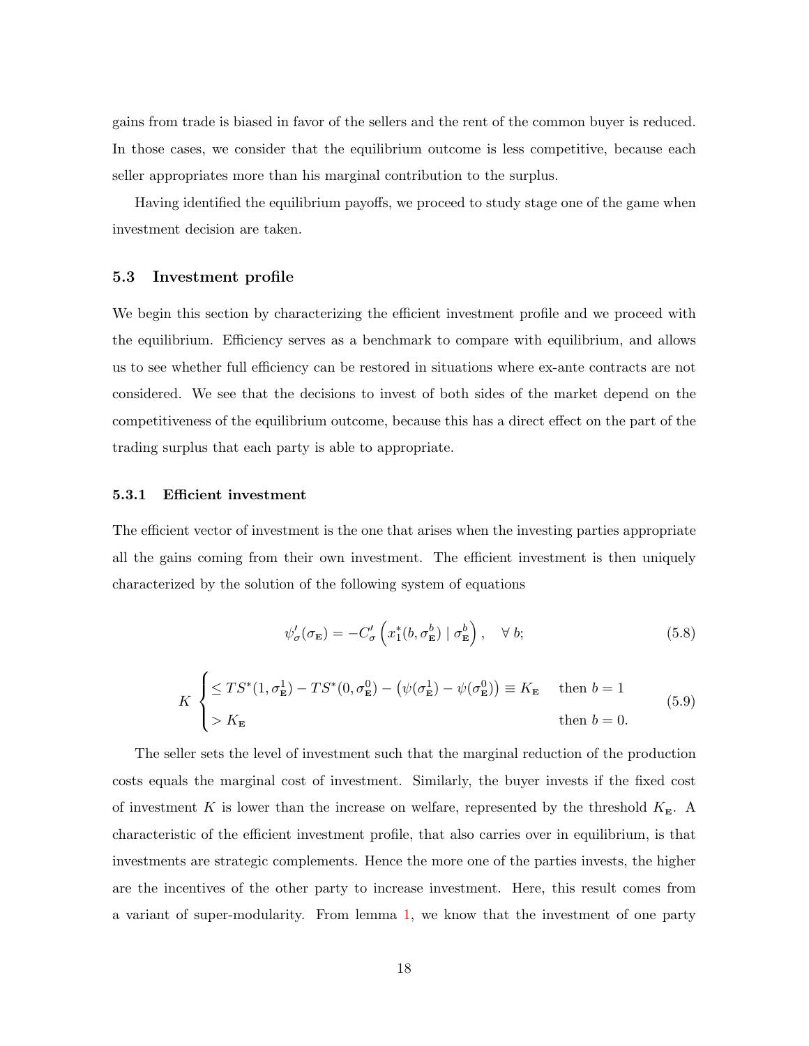gains from trade is biased in favor of the sellers and the rent of the common buyer is reduced. In those cases, we consider that the equilibrium outcome is less competitive, because each seller appropriates more than his marginal contribution to the surplus.

Having identified the equilibrium payoffs, we proceed to study stage one of the game when investment decision are taken.

### 5.3 Investment profile

We begin this section by characterizing the efficient investment profile and we proceed with the equilibrium. Efficiency serves as a benchmark to compare with equilibrium, and allows us to see whether full efficiency can be restored in situations where ex-ante contracts are not considered. We see that the decisions to invest of both sides of the market depend on the competitiveness of the equilibrium outcome, because this has a direct effect on the part of the trading surplus that each party is able to appropriate.

#### 5.3.1 Efficient investment

The efficient vector of investment is the one that arises when the investing parties appropriate all the gains coming from their own investment. The efficient investment is then uniquely characterized by the solution of the following system of equations

$$\psi'_{\sigma}(\sigma_{\mathbf{E}}) = -C'_{\sigma}\left(x_1^*(b, \sigma_{\mathbf{E}}^b) \mid \sigma_{\mathbf{E}}^b\right), \quad \forall\, b; \tag{5.8}$$

$$K \begin{cases} \leq TS^*(1, \sigma_{\mathbf{E}}^1) - TS^*(0, \sigma_{\mathbf{E}}^0) - \left(\psi(\sigma_{\mathbf{E}}^1) - \psi(\sigma_{\mathbf{E}}^0)\right) \equiv K_{\mathbf{E}} & \text{then } b = 1 \\ > K_{\mathbf{E}} & \text{then } b = 0. \end{cases} \tag{5.9}$$

The seller sets the level of investment such that the marginal reduction of the production costs equals the marginal cost of investment. Similarly, the buyer invests if the fixed cost of investment $K$ is lower than the increase on welfare, represented by the threshold $K_{\mathbf{E}}$. A characteristic of the efficient investment profile, that also carries over in equilibrium, is that investments are strategic complements. Hence the more one of the parties invests, the higher are the incentives of the other party to increase investment. Here, this result comes from a variant of super-modularity. From lemma 1, we know that the investment of one party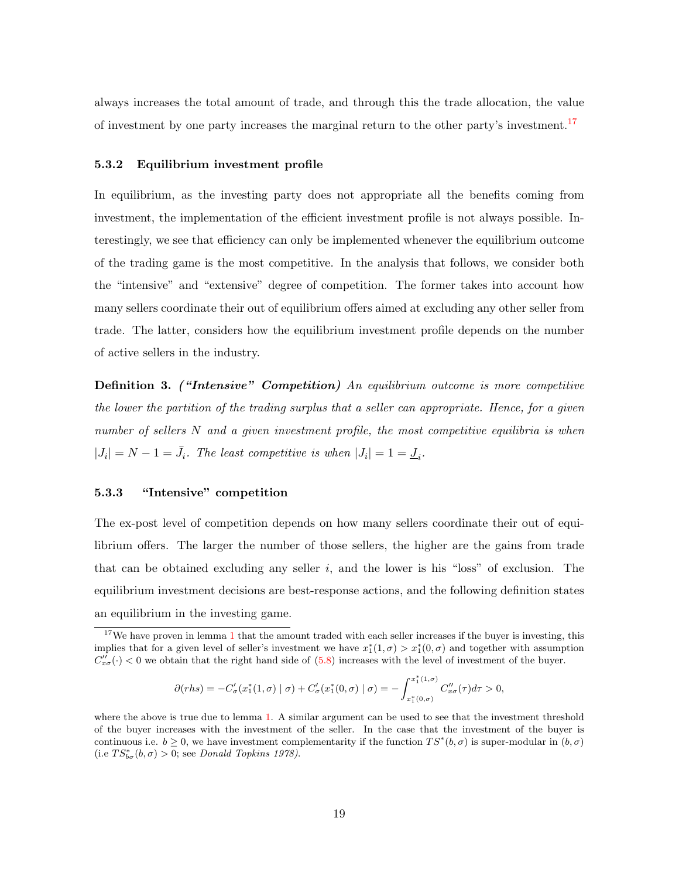always increases the total amount of trade, and through this the trade allocation, the value of investment by one party increases the marginal return to the other party's investment.[17]

### 5.3.2 Equilibrium investment profile

In equilibrium, as the investing party does not appropriate all the benefits coming from investment, the implementation of the efficient investment profile is not always possible. Interestingly, we see that efficiency can only be implemented whenever the equilibrium outcome of the trading game is the most competitive. In the analysis that follows, we consider both the "intensive" and "extensive" degree of competition. The former takes into account how many sellers coordinate their out of equilibrium offers aimed at excluding any other seller from trade. The latter, considers how the equilibrium investment profile depends on the number of active sellers in the industry.

**Definition 3.** ***("Intensive" Competition)*** *An equilibrium outcome is more competitive the lower the partition of the trading surplus that a seller can appropriate. Hence, for a given number of sellers $N$ and a given investment profile, the most competitive equilibria is when $|J_i| = N - 1 = \bar{J}_i$. The least competitive is when $|J_i| = 1 = \underline{J}_i$.*

### 5.3.3 "Intensive" competition

The ex-post level of competition depends on how many sellers coordinate their out of equilibrium offers. The larger the number of those sellers, the higher are the gains from trade that can be obtained excluding any seller $i$, and the lower is his "loss" of exclusion. The equilibrium investment decisions are best-response actions, and the following definition states an equilibrium in the investing game.

---

[17] We have proven in lemma 1 that the amount traded with each seller increases if the buyer is investing, this implies that for a given level of seller's investment we have $x_1^*(1,\sigma) > x_1^*(0,\sigma)$ and together with assumption $C''_{x\sigma}(\cdot) < 0$ we obtain that the right hand side of (5.8) increases with the level of investment of the buyer.

$$\partial(rhs) = -C'_\sigma(x_1^*(1,\sigma) \mid \sigma) + C'_\sigma(x_1^*(0,\sigma) \mid \sigma) = -\int_{x_1^*(0,\sigma)}^{x_1^*(1,\sigma)} C''_{x\sigma}(\tau)d\tau > 0,$$

where the above is true due to lemma 1. A similar argument can be used to see that the investment threshold of the buyer increases with the investment of the seller. In the case that the investment of the buyer is continuous i.e. $b \geq 0$, we have investment complementarity if the function $TS^*(b,\sigma)$ is super-modular in $(b,\sigma)$ (i.e $TS^*_{b\sigma}(b,\sigma) > 0$; see *Donald Topkins 1978).*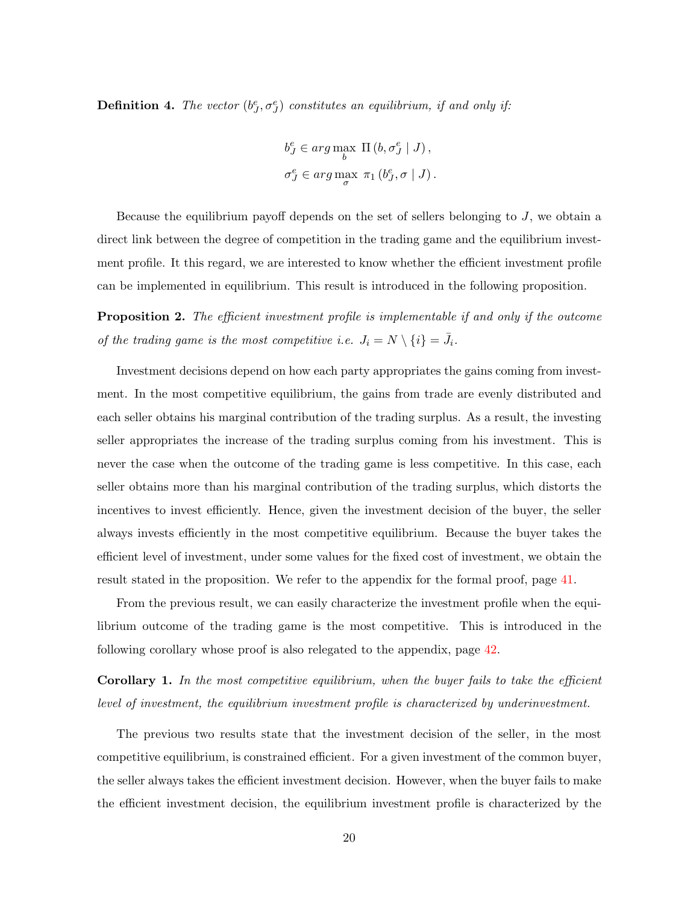**Definition 4.** *The vector* $(b^e_J, \sigma^e_J)$ *constitutes an equilibrium, if and only if:*

$$
\begin{aligned}
b^e_J &\in arg\max_b \; \Pi\left(b, \sigma^e_J \mid J\right), \\
\sigma^e_J &\in arg\max_\sigma \; \pi_1\left(b^e_J, \sigma \mid J\right).
\end{aligned}
$$

Because the equilibrium payoff depends on the set of sellers belonging to $J$, we obtain a direct link between the degree of competition in the trading game and the equilibrium investment profile. It this regard, we are interested to know whether the efficient investment profile can be implemented in equilibrium. This result is introduced in the following proposition.

**Proposition 2.** *The efficient investment profile is implementable if and only if the outcome of the trading game is the most competitive i.e.* $J_i = N \setminus \{i\} = \bar{J}_i$.

Investment decisions depend on how each party appropriates the gains coming from investment. In the most competitive equilibrium, the gains from trade are evenly distributed and each seller obtains his marginal contribution of the trading surplus. As a result, the investing seller appropriates the increase of the trading surplus coming from his investment. This is never the case when the outcome of the trading game is less competitive. In this case, each seller obtains more than his marginal contribution of the trading surplus, which distorts the incentives to invest efficiently. Hence, given the investment decision of the buyer, the seller always invests efficiently in the most competitive equilibrium. Because the buyer takes the efficient level of investment, under some values for the fixed cost of investment, we obtain the result stated in the proposition. We refer to the appendix for the formal proof, page 41.

From the previous result, we can easily characterize the investment profile when the equilibrium outcome of the trading game is the most competitive. This is introduced in the following corollary whose proof is also relegated to the appendix, page 42.

**Corollary 1.** *In the most competitive equilibrium, when the buyer fails to take the efficient level of investment, the equilibrium investment profile is characterized by underinvestment.*

The previous two results state that the investment decision of the seller, in the most competitive equilibrium, is constrained efficient. For a given investment of the common buyer, the seller always takes the efficient investment decision. However, when the buyer fails to make the efficient investment decision, the equilibrium investment profile is characterized by the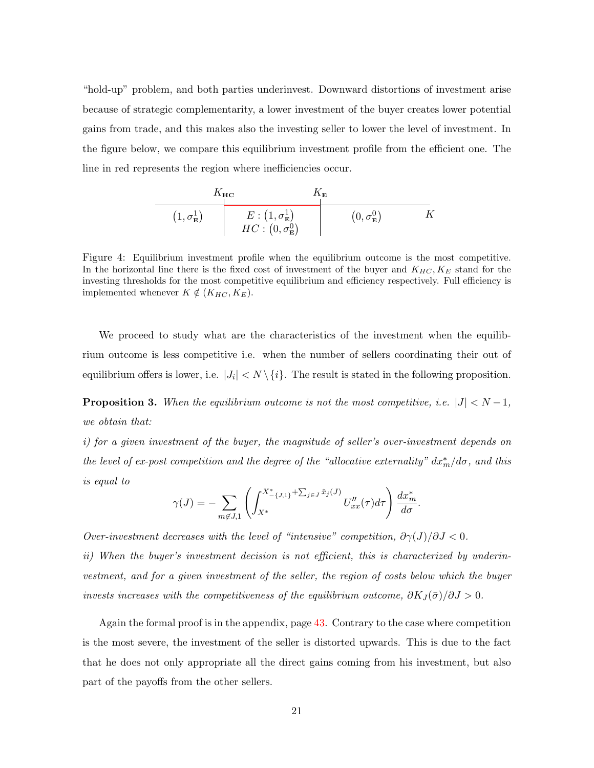"hold-up" problem, and both parties underinvest. Downward distortions of investment arise because of strategic complementarity, a lower investment of the buyer creates lower potential gains from trade, and this makes also the investing seller to lower the level of investment. In the figure below, we compare this equilibrium investment profile from the efficient one. The line in red represents the region where inefficiencies occur.

| | $K_{\mathbf{HC}}$ | $K_{\mathbf{E}}$ | |
|---|---|---|---|
| $(1, \sigma^1_{\mathbf{E}})$ | $E : (1, \sigma^1_{\mathbf{E}})$ <br> $HC : (0, \sigma^0_{\mathbf{E}})$ | $(0, \sigma^0_{\mathbf{E}})$ | $K$ |

Figure 4: Equilibrium investment profile when the equilibrium outcome is the most competitive. In the horizontal line there is the fixed cost of investment of the buyer and $K_{HC}, K_E$ stand for the investing thresholds for the most competitive equilibrium and efficiency respectively. Full efficiency is implemented whenever $K \notin (K_{HC}, K_E)$.

We proceed to study what are the characteristics of the investment when the equilibrium outcome is less competitive i.e. when the number of sellers coordinating their out of equilibrium offers is lower, i.e. $|J_i| < N \setminus \{i\}$. The result is stated in the following proposition.

**Proposition 3.** *When the equilibrium outcome is not the most competitive, i.e. $|J| < N - 1$, we obtain that:*

*i) for a given investment of the buyer, the magnitude of seller's over-investment depends on the level of ex-post competition and the degree of the "allocative externality" $dx^*_m/d\sigma$, and this is equal to*

$$\gamma(J) = -\sum_{m \notin J,1} \left( \int_{X^*}^{X^*_{-\{J,1\}} + \sum_{j \in J} \tilde{x}_j(J)} U''_{xx}(\tau) d\tau \right) \frac{dx^*_m}{d\sigma}.$$

*Over-investment decreases with the level of "intensive" competition, $\partial\gamma(J)/\partial J < 0$.*

*ii) When the buyer's investment decision is not efficient, this is characterized by underinvestment, and for a given investment of the seller, the region of costs below which the buyer invests increases with the competitiveness of the equilibrium outcome, $\partial K_J(\bar{\sigma})/\partial J > 0$.*

Again the formal proof is in the appendix, page 43. Contrary to the case where competition is the most severe, the investment of the seller is distorted upwards. This is due to the fact that he does not only appropriate all the direct gains coming from his investment, but also part of the payoffs from the other sellers.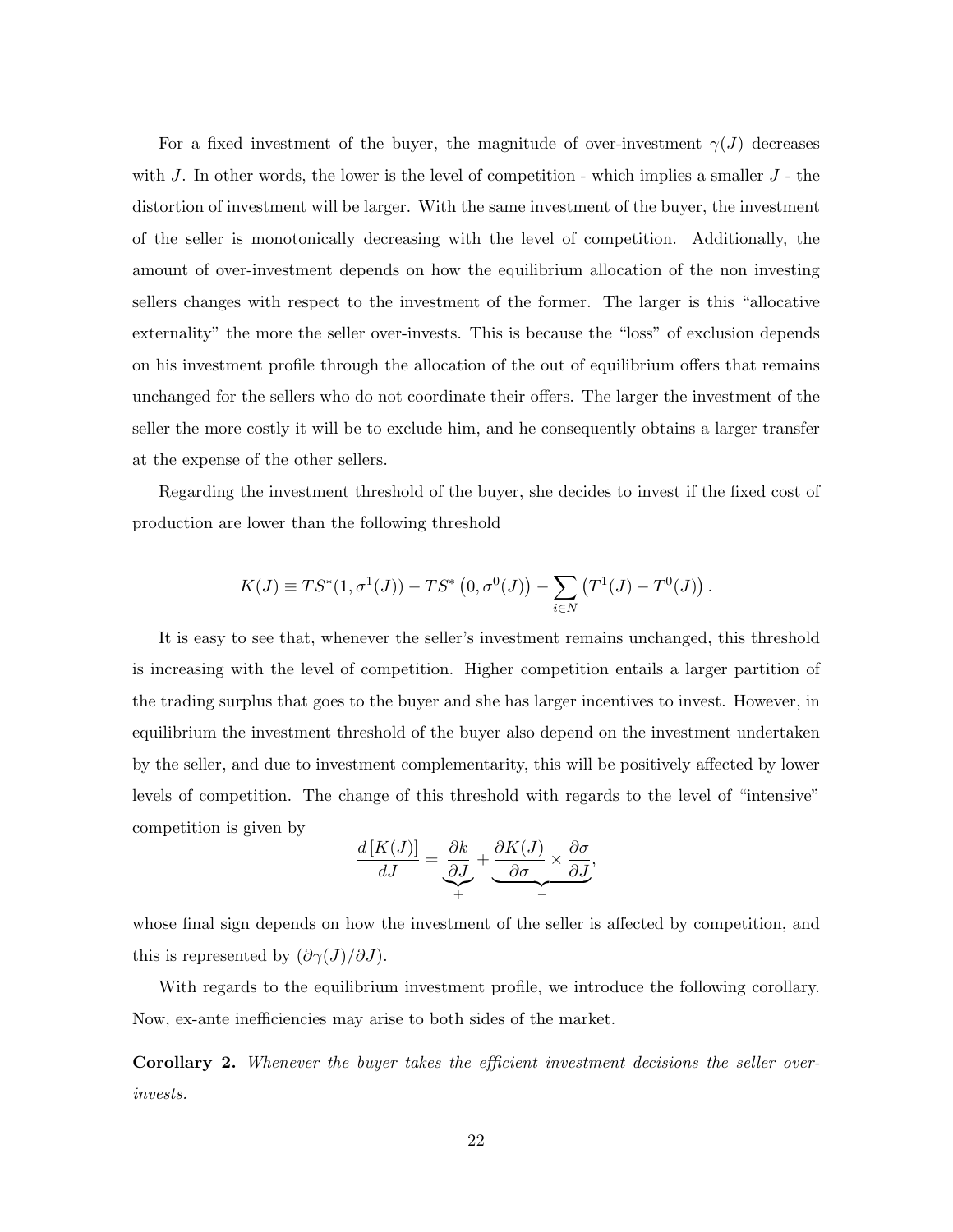For a fixed investment of the buyer, the magnitude of over-investment $\gamma(J)$ decreases with $J$. In other words, the lower is the level of competition - which implies a smaller $J$ - the distortion of investment will be larger. With the same investment of the buyer, the investment of the seller is monotonically decreasing with the level of competition. Additionally, the amount of over-investment depends on how the equilibrium allocation of the non investing sellers changes with respect to the investment of the former. The larger is this "allocative externality" the more the seller over-invests. This is because the "loss" of exclusion depends on his investment profile through the allocation of the out of equilibrium offers that remains unchanged for the sellers who do not coordinate their offers. The larger the investment of the seller the more costly it will be to exclude him, and he consequently obtains a larger transfer at the expense of the other sellers.

Regarding the investment threshold of the buyer, she decides to invest if the fixed cost of production are lower than the following threshold

$$K(J) \equiv TS^*(1, \sigma^1(J)) - TS^*\left(0, \sigma^0(J)\right) - \sum_{i \in N} \left(T^1(J) - T^0(J)\right).$$

It is easy to see that, whenever the seller's investment remains unchanged, this threshold is increasing with the level of competition. Higher competition entails a larger partition of the trading surplus that goes to the buyer and she has larger incentives to invest. However, in equilibrium the investment threshold of the buyer also depend on the investment undertaken by the seller, and due to investment complementarity, this will be positively affected by lower levels of competition. The change of this threshold with regards to the level of "intensive" competition is given by

$$\frac{d\left[K(J)\right]}{dJ} = \underbrace{\frac{\partial k}{\partial J}}_{+} + \underbrace{\frac{\partial K(J)}{\partial \sigma} \times \frac{\partial \sigma}{\partial J}}_{-},$$

whose final sign depends on how the investment of the seller is affected by competition, and this is represented by $(\partial \gamma(J)/\partial J)$.

With regards to the equilibrium investment profile, we introduce the following corollary. Now, ex-ante inefficiencies may arise to both sides of the market.

**Corollary 2.** *Whenever the buyer takes the efficient investment decisions the seller over-invests.*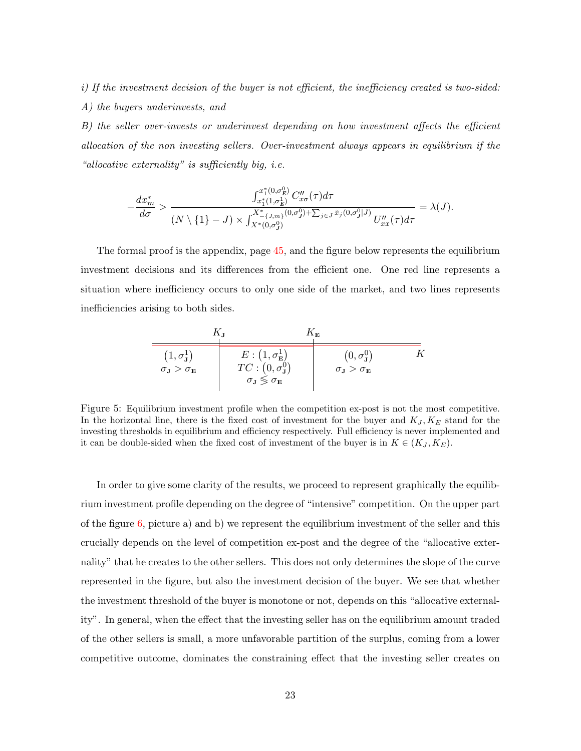*i) If the investment decision of the buyer is not efficient, the inefficiency created is two-sided:*

*A) the buyers underinvests, and*

*B) the seller over-invests or underinvest depending on how investment affects the efficient allocation of the non investing sellers. Over-investment always appears in equilibrium if the "allocative externality" is sufficiently big, i.e.*

$$-\frac{dx_m^*}{d\sigma} > \frac{\int_{x_1^*(1,\sigma_E^1)}^{x_1^*(0,\sigma_E^0)} C''_{x\sigma}(\tau)d\tau}{(N \setminus \{1\} - J) \times \int_{X^*(0,\sigma_J^0)}^{X^*_{-\{J,m\}}(0,\sigma_J^0)+\sum_{j\in J}\tilde{x}_j(0,\sigma_J^0|J)} U''_{xx}(\tau)d\tau} = \lambda(J).$$

The formal proof is the appendix, page 45, and the figure below represents the equilibrium investment decisions and its differences from the efficient one. One red line represents a situation where inefficiency occurs to only one side of the market, and two lines represents inefficiencies arising to both sides.

| $(1, \sigma_\mathbf{J}^1)$ <br> $\sigma_\mathbf{J} > \sigma_\mathbf{E}$ | $E : (1, \sigma_\mathbf{E}^1)$ <br> $TC : (0, \sigma_\mathbf{J}^0)$ <br> $\sigma_\mathbf{J} \lessgtr \sigma_\mathbf{E}$ | $(0, \sigma_\mathbf{J}^0)$ <br> $\sigma_\mathbf{J} > \sigma_\mathbf{E}$ |
|---|---|---|

Thresholds on the $K$ axis: $K_\mathbf{J}$ (between the first and second regions) and $K_\mathbf{E}$ (between the second and third regions).

Figure 5: Equilibrium investment profile when the competition ex-post is not the most competitive. In the horizontal line, there is the fixed cost of investment for the buyer and $K_J, K_E$ stand for the investing thresholds in equilibrium and efficiency respectively. Full efficiency is never implemented and it can be double-sided when the fixed cost of investment of the buyer is in $K \in (K_J, K_E)$.

In order to give some clarity of the results, we proceed to represent graphically the equilibrium investment profile depending on the degree of "intensive" competition. On the upper part of the figure 6, picture a) and b) we represent the equilibrium investment of the seller and this crucially depends on the level of competition ex-post and the degree of the "allocative externality" that he creates to the other sellers. This does not only determines the slope of the curve represented in the figure, but also the investment decision of the buyer. We see that whether the investment threshold of the buyer is monotone or not, depends on this "allocative externality". In general, when the effect that the investing seller has on the equilibrium amount traded of the other sellers is small, a more unfavorable partition of the surplus, coming from a lower competitive outcome, dominates the constraining effect that the investing seller creates on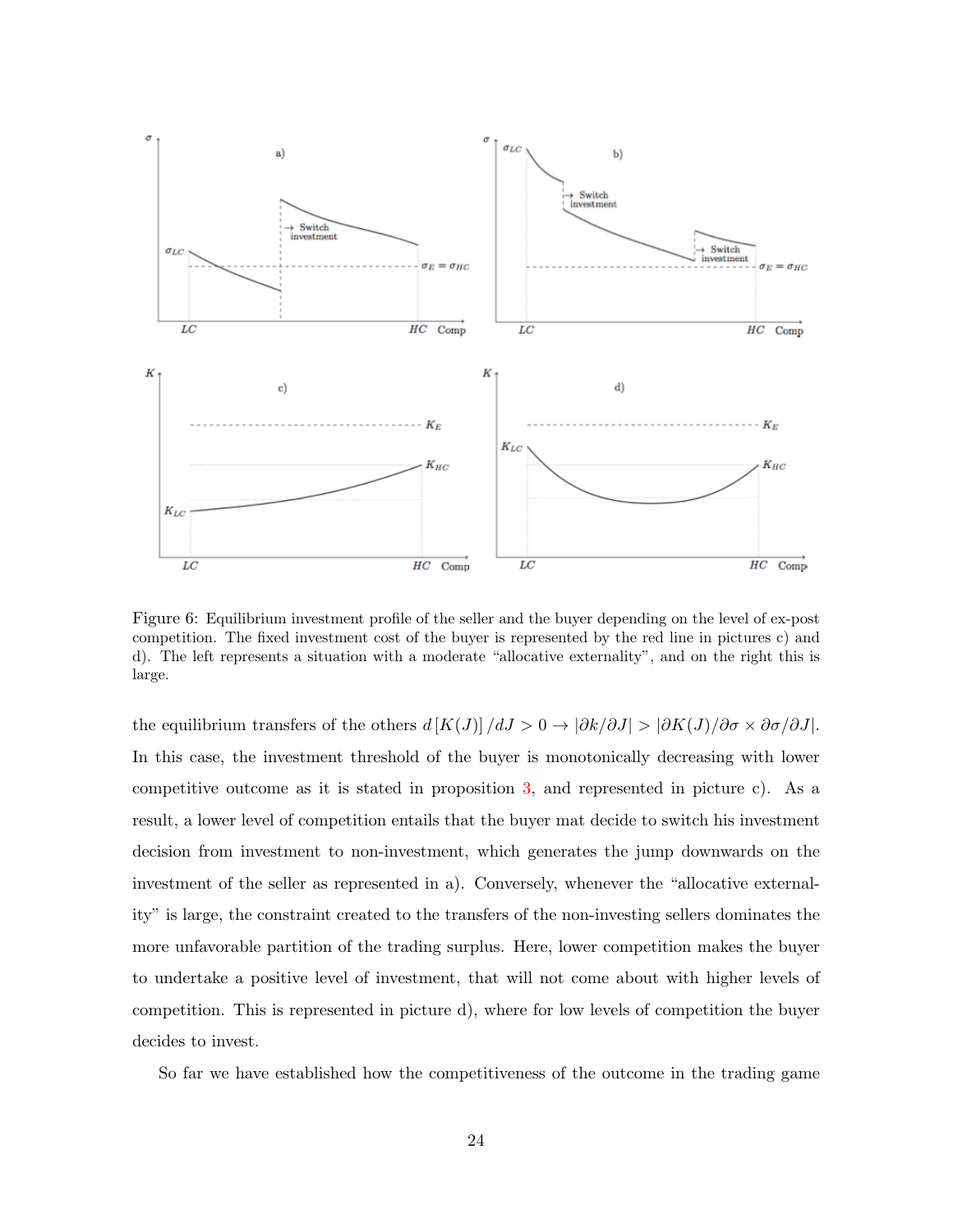Figure 6: Equilibrium investment profile of the seller and the buyer depending on the level of ex-post competition. The fixed investment cost of the buyer is represented by the red line in pictures c) and d). The left represents a situation with a moderate "allocative externality", and on the right this is large.

the equilibrium transfers of the others $d[K(J)]/dJ > 0 \rightarrow |\partial k/\partial J| > |\partial K(J)/\partial\sigma \times \partial\sigma/\partial J|$. In this case, the investment threshold of the buyer is monotonically decreasing with lower competitive outcome as it is stated in proposition 3, and represented in picture c). As a result, a lower level of competition entails that the buyer mat decide to switch his investment decision from investment to non-investment, which generates the jump downwards on the investment of the seller as represented in a). Conversely, whenever the "allocative externality" is large, the constraint created to the transfers of the non-investing sellers dominates the more unfavorable partition of the trading surplus. Here, lower competition makes the buyer to undertake a positive level of investment, that will not come about with higher levels of competition. This is represented in picture d), where for low levels of competition the buyer decides to invest.

So far we have established how the competitiveness of the outcome in the trading game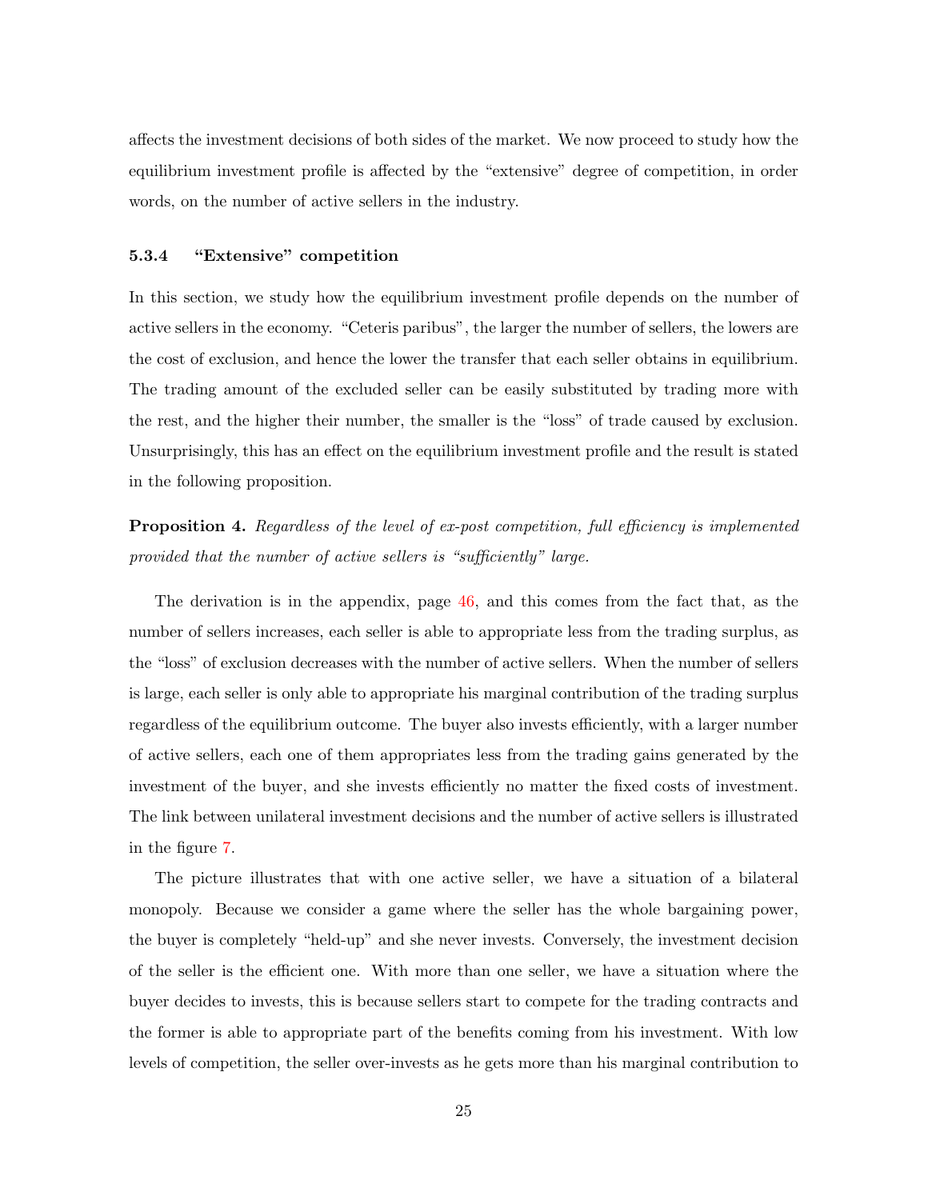affects the investment decisions of both sides of the market. We now proceed to study how the equilibrium investment profile is affected by the "extensive" degree of competition, in order words, on the number of active sellers in the industry.

#### 5.3.4 "Extensive" competition

In this section, we study how the equilibrium investment profile depends on the number of active sellers in the economy. "Ceteris paribus", the larger the number of sellers, the lowers are the cost of exclusion, and hence the lower the transfer that each seller obtains in equilibrium. The trading amount of the excluded seller can be easily substituted by trading more with the rest, and the higher their number, the smaller is the "loss" of trade caused by exclusion. Unsurprisingly, this has an effect on the equilibrium investment profile and the result is stated in the following proposition.

**Proposition 4.** *Regardless of the level of ex-post competition, full efficiency is implemented provided that the number of active sellers is "sufficiently" large.*

The derivation is in the appendix, page 46, and this comes from the fact that, as the number of sellers increases, each seller is able to appropriate less from the trading surplus, as the "loss" of exclusion decreases with the number of active sellers. When the number of sellers is large, each seller is only able to appropriate his marginal contribution of the trading surplus regardless of the equilibrium outcome. The buyer also invests efficiently, with a larger number of active sellers, each one of them appropriates less from the trading gains generated by the investment of the buyer, and she invests efficiently no matter the fixed costs of investment. The link between unilateral investment decisions and the number of active sellers is illustrated in the figure 7.

The picture illustrates that with one active seller, we have a situation of a bilateral monopoly. Because we consider a game where the seller has the whole bargaining power, the buyer is completely "held-up" and she never invests. Conversely, the investment decision of the seller is the efficient one. With more than one seller, we have a situation where the buyer decides to invests, this is because sellers start to compete for the trading contracts and the former is able to appropriate part of the benefits coming from his investment. With low levels of competition, the seller over-invests as he gets more than his marginal contribution to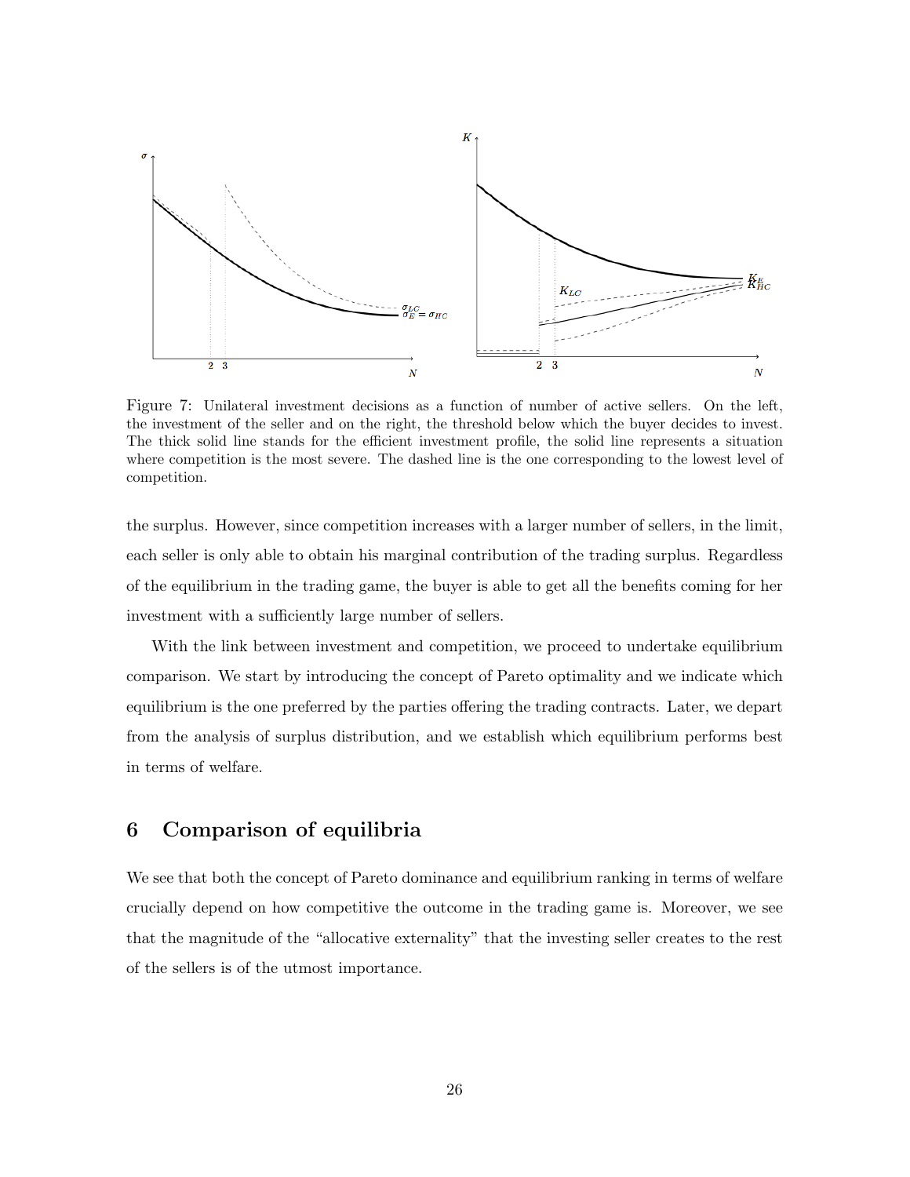Figure 7: Unilateral investment decisions as a function of number of active sellers. On the left, the investment of the seller and on the right, the threshold below which the buyer decides to invest. The thick solid line stands for the efficient investment profile, the solid line represents a situation where competition is the most severe. The dashed line is the one corresponding to the lowest level of competition.

the surplus. However, since competition increases with a larger number of sellers, in the limit, each seller is only able to obtain his marginal contribution of the trading surplus. Regardless of the equilibrium in the trading game, the buyer is able to get all the benefits coming for her investment with a sufficiently large number of sellers.

With the link between investment and competition, we proceed to undertake equilibrium comparison. We start by introducing the concept of Pareto optimality and we indicate which equilibrium is the one preferred by the parties offering the trading contracts. Later, we depart from the analysis of surplus distribution, and we establish which equilibrium performs best in terms of welfare.

## 6 Comparison of equilibria

We see that both the concept of Pareto dominance and equilibrium ranking in terms of welfare crucially depend on how competitive the outcome in the trading game is. Moreover, we see that the magnitude of the "allocative externality" that the investing seller creates to the rest of the sellers is of the utmost importance.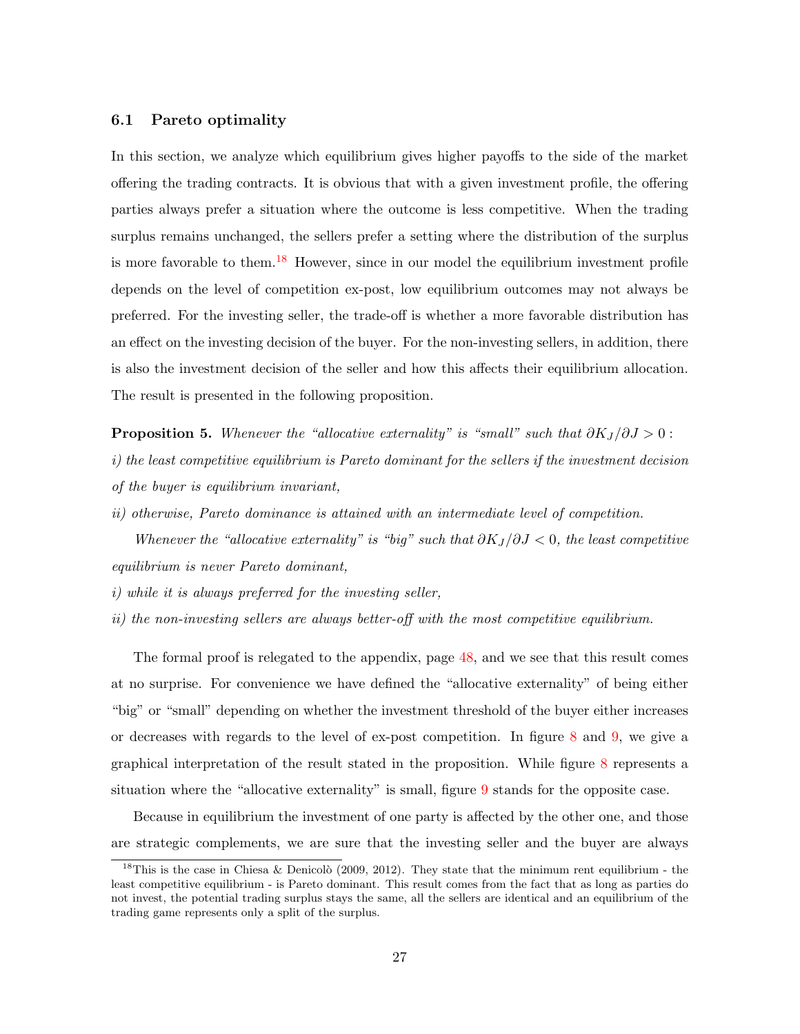### 6.1 Pareto optimality

In this section, we analyze which equilibrium gives higher payoffs to the side of the market offering the trading contracts. It is obvious that with a given investment profile, the offering parties always prefer a situation where the outcome is less competitive. When the trading surplus remains unchanged, the sellers prefer a setting where the distribution of the surplus is more favorable to them.[18] However, since in our model the equilibrium investment profile depends on the level of competition ex-post, low equilibrium outcomes may not always be preferred. For the investing seller, the trade-off is whether a more favorable distribution has an effect on the investing decision of the buyer. For the non-investing sellers, in addition, there is also the investment decision of the seller and how this affects their equilibrium allocation. The result is presented in the following proposition.

**Proposition 5.** *Whenever the "allocative externality" is "small" such that $\partial K_J/\partial J > 0$ :*

*i) the least competitive equilibrium is Pareto dominant for the sellers if the investment decision of the buyer is equilibrium invariant,*

*ii) otherwise, Pareto dominance is attained with an intermediate level of competition.*

*Whenever the "allocative externality" is "big" such that $\partial K_J/\partial J < 0$, the least competitive equilibrium is never Pareto dominant,*

*i) while it is always preferred for the investing seller,*

*ii) the non-investing sellers are always better-off with the most competitive equilibrium.*

The formal proof is relegated to the appendix, page 48, and we see that this result comes at no surprise. For convenience we have defined the "allocative externality" of being either "big" or "small" depending on whether the investment threshold of the buyer either increases or decreases with regards to the level of ex-post competition. In figure 8 and 9, we give a graphical interpretation of the result stated in the proposition. While figure 8 represents a situation where the "allocative externality" is small, figure 9 stands for the opposite case.

Because in equilibrium the investment of one party is affected by the other one, and those are strategic complements, we are sure that the investing seller and the buyer are always

[18] This is the case in Chiesa & Denicolò (2009, 2012). They state that the minimum rent equilibrium - the least competitive equilibrium - is Pareto dominant. This result comes from the fact that as long as parties do not invest, the potential trading surplus stays the same, all the sellers are identical and an equilibrium of the trading game represents only a split of the surplus.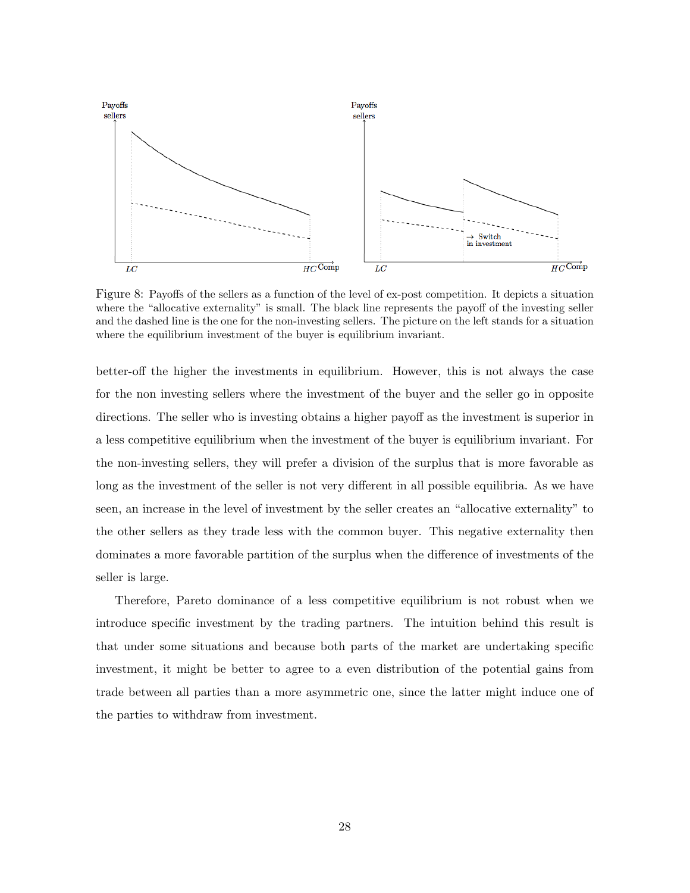Figure 8: Payoffs of the sellers as a function of the level of ex-post competition. It depicts a situation where the "allocative externality" is small. The black line represents the payoff of the investing seller and the dashed line is the one for the non-investing sellers. The picture on the left stands for a situation where the equilibrium investment of the buyer is equilibrium invariant.

better-off the higher the investments in equilibrium. However, this is not always the case for the non investing sellers where the investment of the buyer and the seller go in opposite directions. The seller who is investing obtains a higher payoff as the investment is superior in a less competitive equilibrium when the investment of the buyer is equilibrium invariant. For the non-investing sellers, they will prefer a division of the surplus that is more favorable as long as the investment of the seller is not very different in all possible equilibria. As we have seen, an increase in the level of investment by the seller creates an "allocative externality" to the other sellers as they trade less with the common buyer. This negative externality then dominates a more favorable partition of the surplus when the difference of investments of the seller is large.

Therefore, Pareto dominance of a less competitive equilibrium is not robust when we introduce specific investment by the trading partners. The intuition behind this result is that under some situations and because both parts of the market are undertaking specific investment, it might be better to agree to a even distribution of the potential gains from trade between all parties than a more asymmetric one, since the latter might induce one of the parties to withdraw from investment.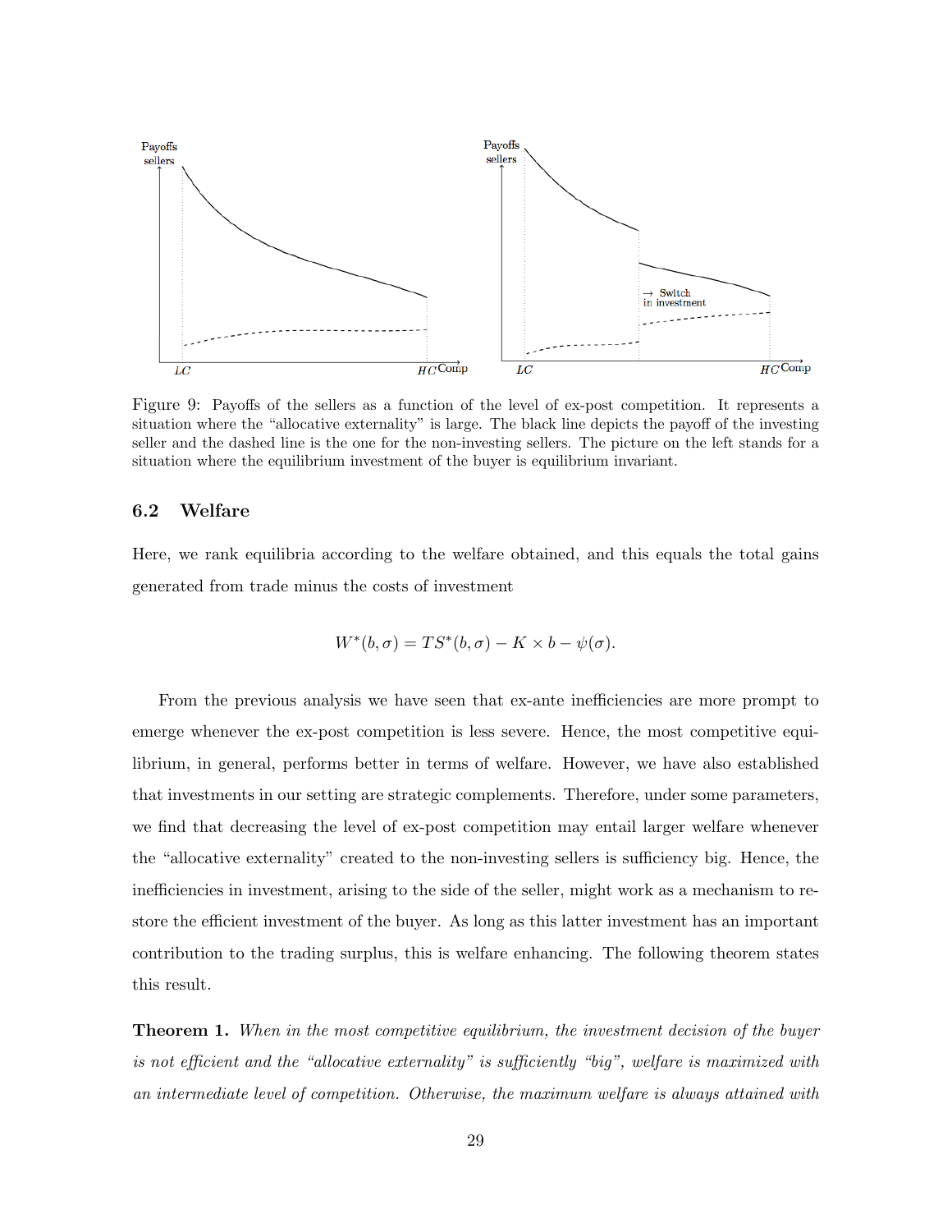Figure 9: Payoffs of the sellers as a function of the level of ex-post competition. It represents a situation where the "allocative externality" is large. The black line depicts the payoff of the investing seller and the dashed line is the one for the non-investing sellers. The picture on the left stands for a situation where the equilibrium investment of the buyer is equilibrium invariant.

### 6.2 Welfare

Here, we rank equilibria according to the welfare obtained, and this equals the total gains generated from trade minus the costs of investment

$$W^*(b, \sigma) = TS^*(b, \sigma) - K \times b - \psi(\sigma).$$

From the previous analysis we have seen that ex-ante inefficiencies are more prompt to emerge whenever the ex-post competition is less severe. Hence, the most competitive equilibrium, in general, performs better in terms of welfare. However, we have also established that investments in our setting are strategic complements. Therefore, under some parameters, we find that decreasing the level of ex-post competition may entail larger welfare whenever the "allocative externality" created to the non-investing sellers is sufficiency big. Hence, the inefficiencies in investment, arising to the side of the seller, might work as a mechanism to restore the efficient investment of the buyer. As long as this latter investment has an important contribution to the trading surplus, this is welfare enhancing. The following theorem states this result.

**Theorem 1.** *When in the most competitive equilibrium, the investment decision of the buyer is not efficient and the "allocative externality" is sufficiently "big", welfare is maximized with an intermediate level of competition. Otherwise, the maximum welfare is always attained with*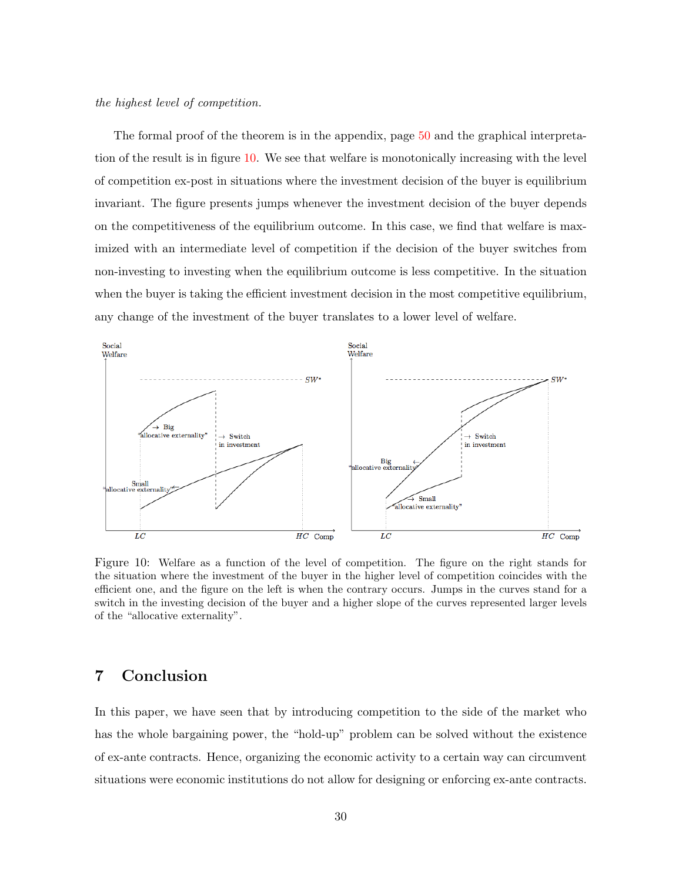*the highest level of competition.*

The formal proof of the theorem is in the appendix, page 50 and the graphical interpretation of the result is in figure 10. We see that welfare is monotonically increasing with the level of competition ex-post in situations where the investment decision of the buyer is equilibrium invariant. The figure presents jumps whenever the investment decision of the buyer depends on the competitiveness of the equilibrium outcome. In this case, we find that welfare is maximized with an intermediate level of competition if the decision of the buyer switches from non-investing to investing when the equilibrium outcome is less competitive. In the situation when the buyer is taking the efficient investment decision in the most competitive equilibrium, any change of the investment of the buyer translates to a lower level of welfare.

Figure 10: Welfare as a function of the level of competition. The figure on the right stands for the situation where the investment of the buyer in the higher level of competition coincides with the efficient one, and the figure on the left is when the contrary occurs. Jumps in the curves stand for a switch in the investing decision of the buyer and a higher slope of the curves represented larger levels of the "allocative externality".

# 7 Conclusion

In this paper, we have seen that by introducing competition to the side of the market who has the whole bargaining power, the "hold-up" problem can be solved without the existence of ex-ante contracts. Hence, organizing the economic activity to a certain way can circumvent situations were economic institutions do not allow for designing or enforcing ex-ante contracts.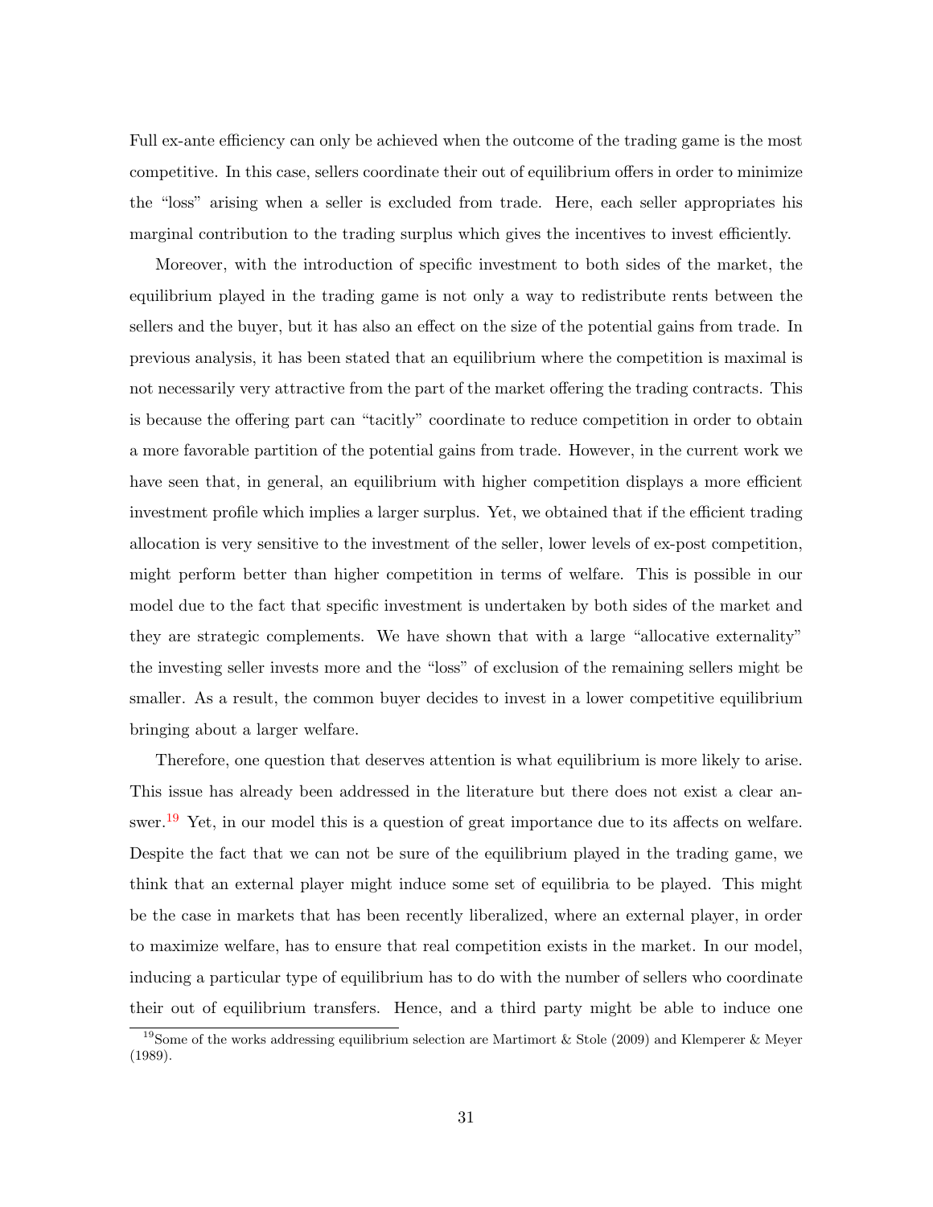Full ex-ante efficiency can only be achieved when the outcome of the trading game is the most competitive. In this case, sellers coordinate their out of equilibrium offers in order to minimize the "loss" arising when a seller is excluded from trade. Here, each seller appropriates his marginal contribution to the trading surplus which gives the incentives to invest efficiently.

Moreover, with the introduction of specific investment to both sides of the market, the equilibrium played in the trading game is not only a way to redistribute rents between the sellers and the buyer, but it has also an effect on the size of the potential gains from trade. In previous analysis, it has been stated that an equilibrium where the competition is maximal is not necessarily very attractive from the part of the market offering the trading contracts. This is because the offering part can "tacitly" coordinate to reduce competition in order to obtain a more favorable partition of the potential gains from trade. However, in the current work we have seen that, in general, an equilibrium with higher competition displays a more efficient investment profile which implies a larger surplus. Yet, we obtained that if the efficient trading allocation is very sensitive to the investment of the seller, lower levels of ex-post competition, might perform better than higher competition in terms of welfare. This is possible in our model due to the fact that specific investment is undertaken by both sides of the market and they are strategic complements. We have shown that with a large "allocative externality" the investing seller invests more and the "loss" of exclusion of the remaining sellers might be smaller. As a result, the common buyer decides to invest in a lower competitive equilibrium bringing about a larger welfare.

Therefore, one question that deserves attention is what equilibrium is more likely to arise. This issue has already been addressed in the literature but there does not exist a clear answer.[19] Yet, in our model this is a question of great importance due to its affects on welfare. Despite the fact that we can not be sure of the equilibrium played in the trading game, we think that an external player might induce some set of equilibria to be played. This might be the case in markets that has been recently liberalized, where an external player, in order to maximize welfare, has to ensure that real competition exists in the market. In our model, inducing a particular type of equilibrium has to do with the number of sellers who coordinate their out of equilibrium transfers. Hence, and a third party might be able to induce one

[19] Some of the works addressing equilibrium selection are Martimort & Stole (2009) and Klemperer & Meyer (1989).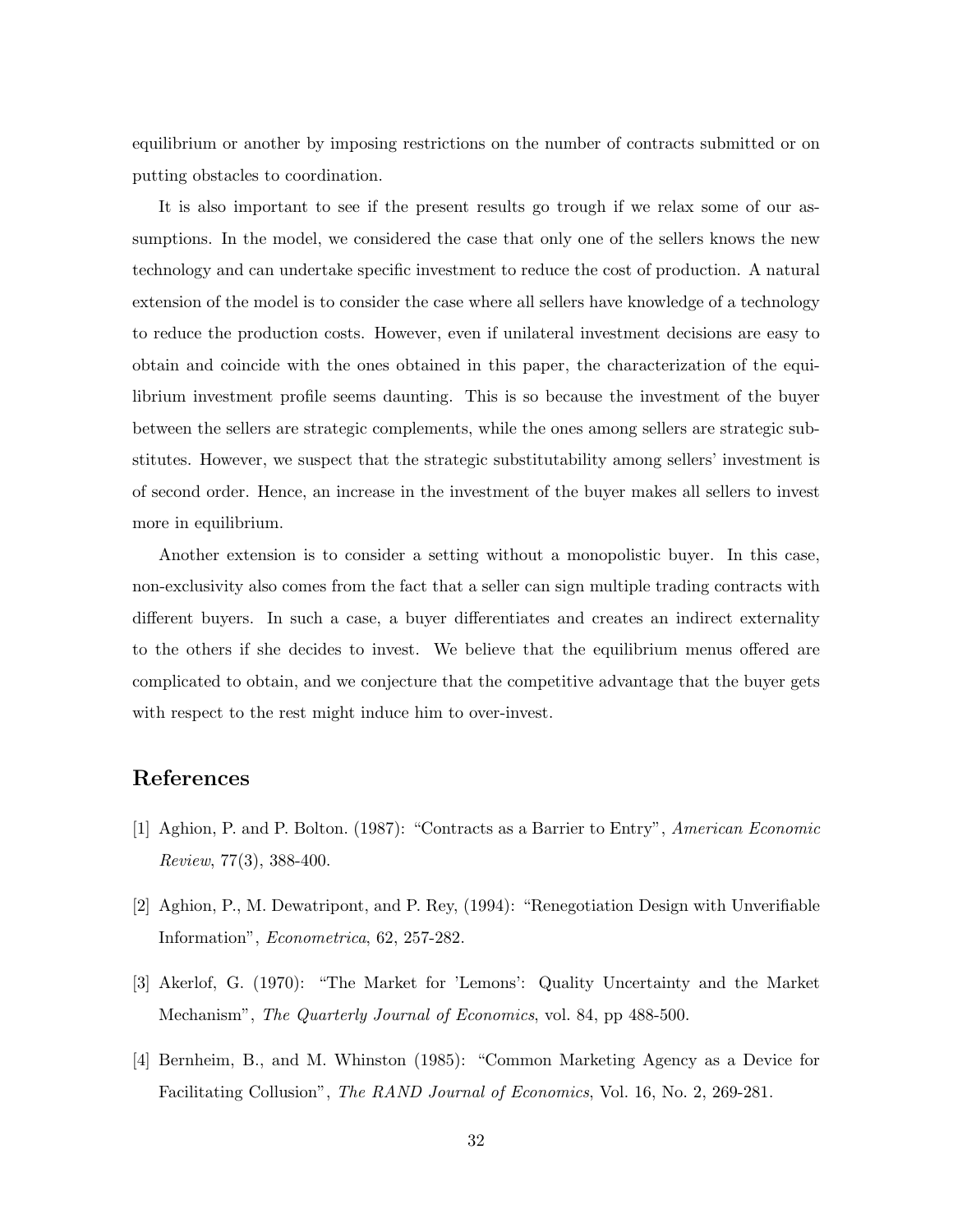equilibrium or another by imposing restrictions on the number of contracts submitted or on putting obstacles to coordination.

It is also important to see if the present results go trough if we relax some of our assumptions. In the model, we considered the case that only one of the sellers knows the new technology and can undertake specific investment to reduce the cost of production. A natural extension of the model is to consider the case where all sellers have knowledge of a technology to reduce the production costs. However, even if unilateral investment decisions are easy to obtain and coincide with the ones obtained in this paper, the characterization of the equilibrium investment profile seems daunting. This is so because the investment of the buyer between the sellers are strategic complements, while the ones among sellers are strategic substitutes. However, we suspect that the strategic substitutability among sellers' investment is of second order. Hence, an increase in the investment of the buyer makes all sellers to invest more in equilibrium.

Another extension is to consider a setting without a monopolistic buyer. In this case, non-exclusivity also comes from the fact that a seller can sign multiple trading contracts with different buyers. In such a case, a buyer differentiates and creates an indirect externality to the others if she decides to invest. We believe that the equilibrium menus offered are complicated to obtain, and we conjecture that the competitive advantage that the buyer gets with respect to the rest might induce him to over-invest.

## References

[1] Aghion, P. and P. Bolton. (1987): "Contracts as a Barrier to Entry", *American Economic Review*, 77(3), 388-400.

[2] Aghion, P., M. Dewatripont, and P. Rey, (1994): "Renegotiation Design with Unverifiable Information", *Econometrica*, 62, 257-282.

[3] Akerlof, G. (1970): "The Market for 'Lemons': Quality Uncertainty and the Market Mechanism", *The Quarterly Journal of Economics*, vol. 84, pp 488-500.

[4] Bernheim, B., and M. Whinston (1985): "Common Marketing Agency as a Device for Facilitating Collusion", *The RAND Journal of Economics*, Vol. 16, No. 2, 269-281.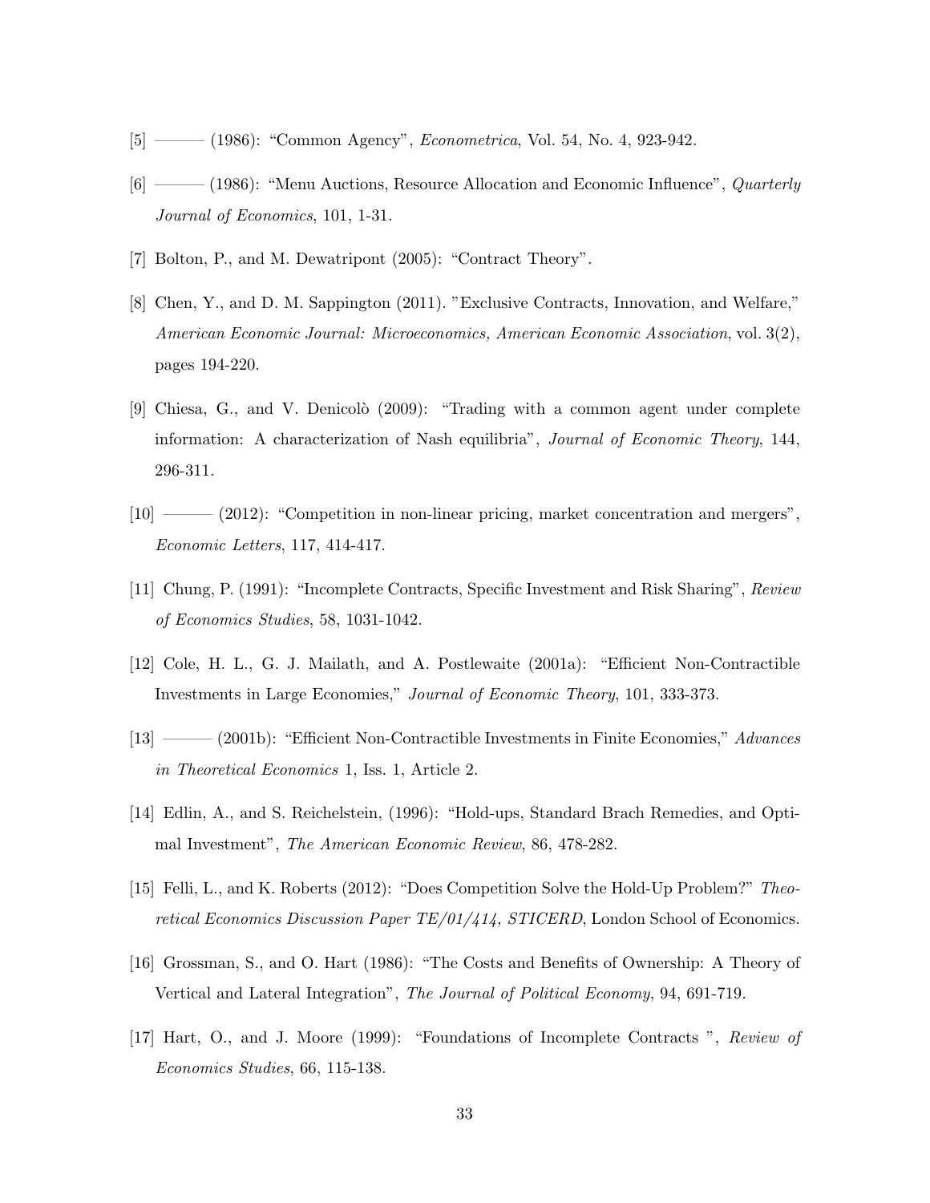[5] ——— (1986): “Common Agency”, *Econometrica*, Vol. 54, No. 4, 923-942.

[6] ——— (1986): “Menu Auctions, Resource Allocation and Economic Influence”, *Quarterly Journal of Economics*, 101, 1-31.

[7] Bolton, P., and M. Dewatripont (2005): “Contract Theory”.

[8] Chen, Y., and D. M. Sappington (2011). ”Exclusive Contracts, Innovation, and Welfare,” *American Economic Journal: Microeconomics, American Economic Association*, vol. 3(2), pages 194-220.

[9] Chiesa, G., and V. Denicolò (2009): “Trading with a common agent under complete information: A characterization of Nash equilibria”, *Journal of Economic Theory*, 144, 296-311.

[10] ——— (2012): “Competition in non-linear pricing, market concentration and mergers”, *Economic Letters*, 117, 414-417.

[11] Chung, P. (1991): “Incomplete Contracts, Specific Investment and Risk Sharing”, *Review of Economics Studies*, 58, 1031-1042.

[12] Cole, H. L., G. J. Mailath, and A. Postlewaite (2001a): “Efficient Non-Contractible Investments in Large Economies,” *Journal of Economic Theory*, 101, 333-373.

[13] ——— (2001b): “Efficient Non-Contractible Investments in Finite Economies,” *Advances in Theoretical Economics* 1, Iss. 1, Article 2.

[14] Edlin, A., and S. Reichelstein, (1996): “Hold-ups, Standard Brach Remedies, and Optimal Investment”, *The American Economic Review*, 86, 478-282.

[15] Felli, L., and K. Roberts (2012): “Does Competition Solve the Hold-Up Problem?” *Theoretical Economics Discussion Paper TE/01/414, STICERD*, London School of Economics.

[16] Grossman, S., and O. Hart (1986): “The Costs and Benefits of Ownership: A Theory of Vertical and Lateral Integration”, *The Journal of Political Economy*, 94, 691-719.

[17] Hart, O., and J. Moore (1999): “Foundations of Incomplete Contracts ”, *Review of Economics Studies*, 66, 115-138.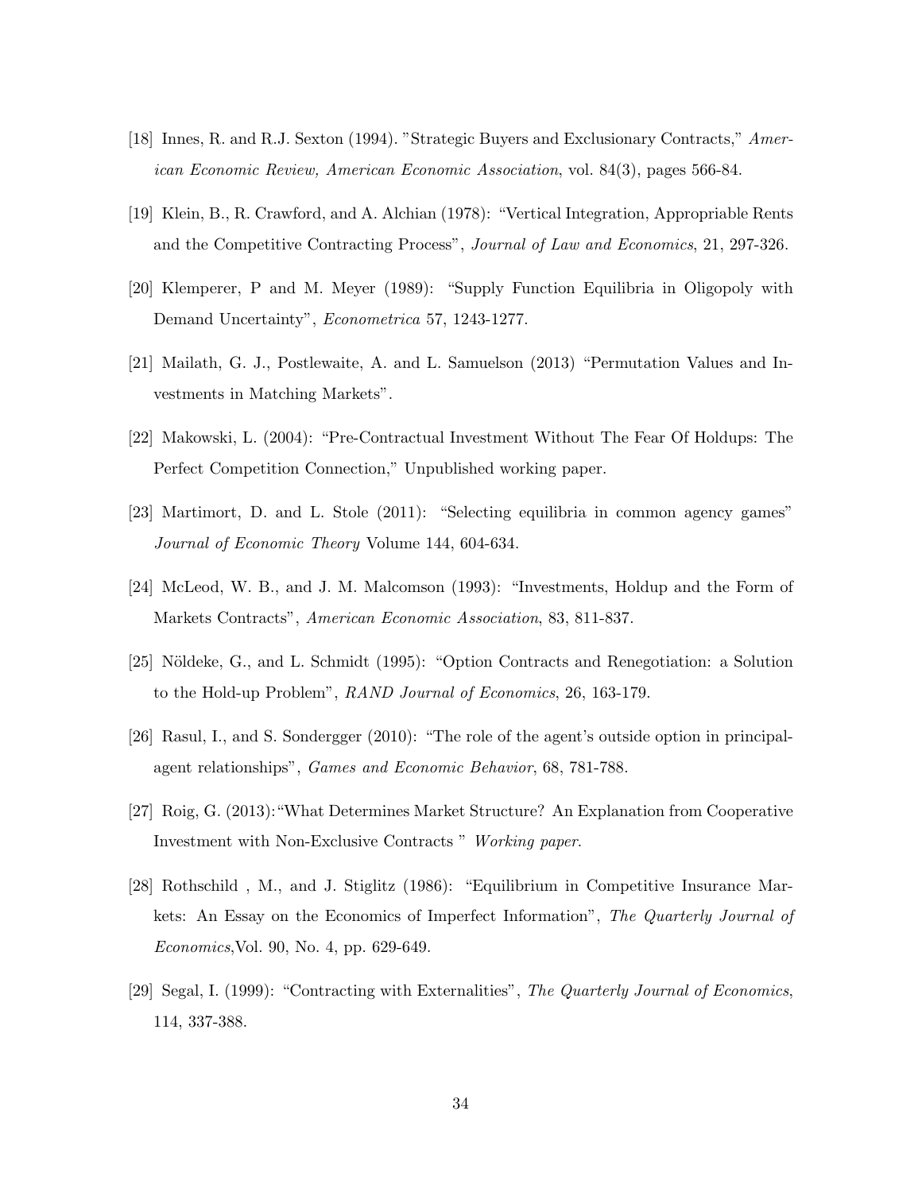[18] Innes, R. and R.J. Sexton (1994). "Strategic Buyers and Exclusionary Contracts," *American Economic Review, American Economic Association*, vol. 84(3), pages 566-84.

[19] Klein, B., R. Crawford, and A. Alchian (1978): "Vertical Integration, Appropriable Rents and the Competitive Contracting Process", *Journal of Law and Economics*, 21, 297-326.

[20] Klemperer, P and M. Meyer (1989): "Supply Function Equilibria in Oligopoly with Demand Uncertainty", *Econometrica* 57, 1243-1277.

[21] Mailath, G. J., Postlewaite, A. and L. Samuelson (2013) "Permutation Values and Investments in Matching Markets".

[22] Makowski, L. (2004): "Pre-Contractual Investment Without The Fear Of Holdups: The Perfect Competition Connection," Unpublished working paper.

[23] Martimort, D. and L. Stole (2011): "Selecting equilibria in common agency games" *Journal of Economic Theory* Volume 144, 604-634.

[24] McLeod, W. B., and J. M. Malcomson (1993): "Investments, Holdup and the Form of Markets Contracts", *American Economic Association*, 83, 811-837.

[25] Nöldeke, G., and L. Schmidt (1995): "Option Contracts and Renegotiation: a Solution to the Hold-up Problem", *RAND Journal of Economics*, 26, 163-179.

[26] Rasul, I., and S. Sondergger (2010): "The role of the agent's outside option in principal-agent relationships", *Games and Economic Behavior*, 68, 781-788.

[27] Roig, G. (2013):"What Determines Market Structure? An Explanation from Cooperative Investment with Non-Exclusive Contracts " *Working paper*.

[28] Rothschild , M., and J. Stiglitz (1986): "Equilibrium in Competitive Insurance Markets: An Essay on the Economics of Imperfect Information", *The Quarterly Journal of Economics*,Vol. 90, No. 4, pp. 629-649.

[29] Segal, I. (1999): "Contracting with Externalities", *The Quarterly Journal of Economics*, 114, 337-388.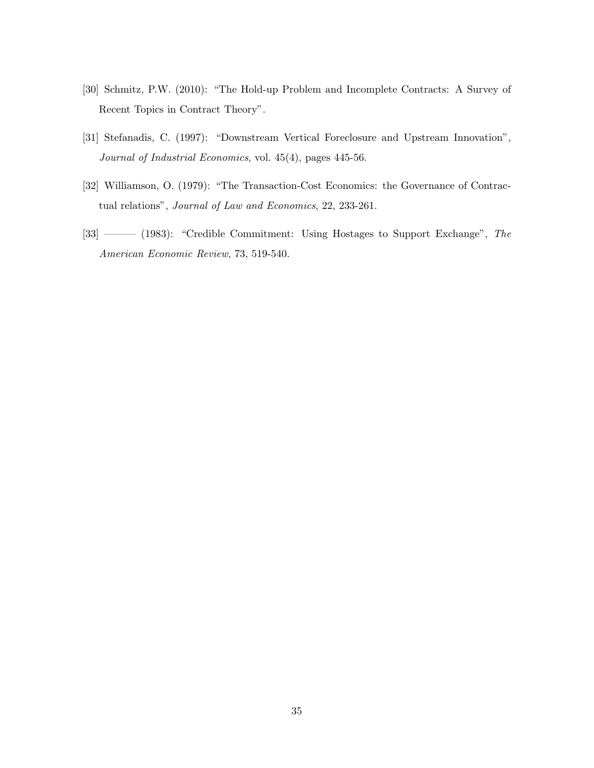[30] Schmitz, P.W. (2010): "The Hold-up Problem and Incomplete Contracts: A Survey of Recent Topics in Contract Theory".

[31] Stefanadis, C. (1997): "Downstream Vertical Foreclosure and Upstream Innovation", *Journal of Industrial Economics*, vol. 45(4), pages 445-56.

[32] Williamson, O. (1979): "The Transaction-Cost Economics: the Governance of Contractual relations", *Journal of Law and Economics*, 22, 233-261.

[33] ——— (1983): "Credible Commitment: Using Hostages to Support Exchange", *The American Economic Review*, 73, 519-540.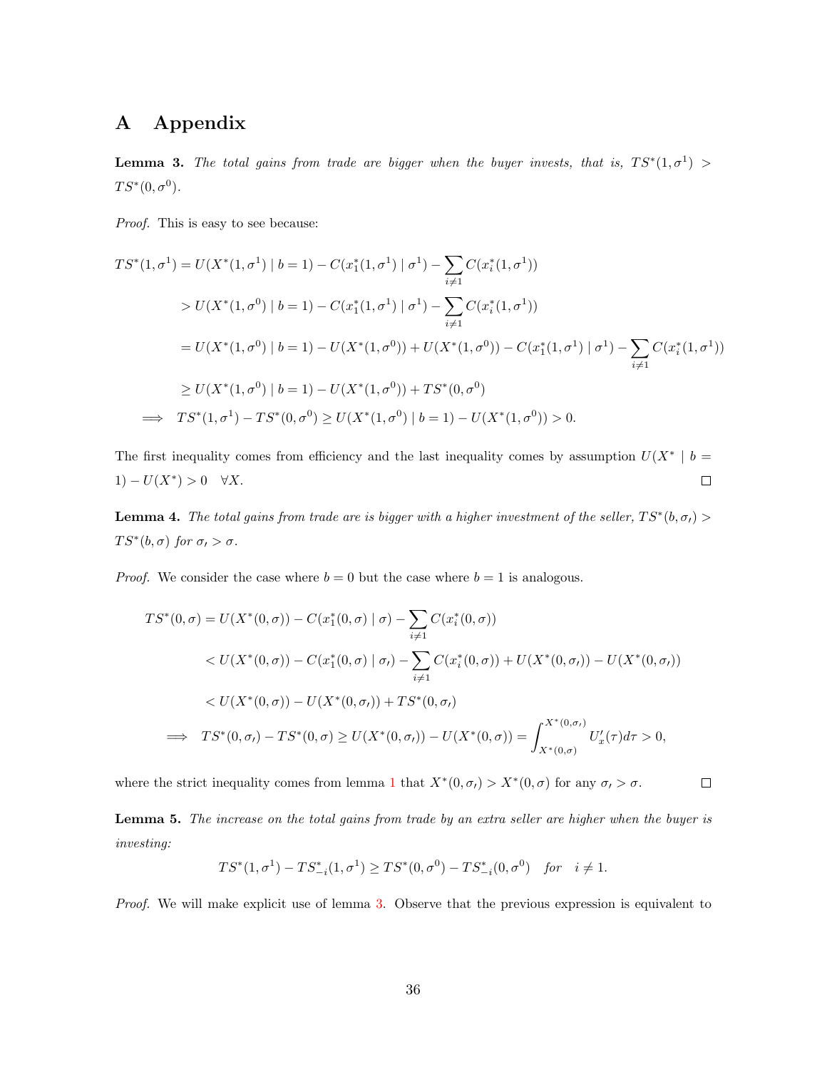# A Appendix

**Lemma 3.** *The total gains from trade are bigger when the buyer invests, that is, $TS^*(1,\sigma^1) > TS^*(0,\sigma^0)$.*

*Proof.* This is easy to see because:

$$
\begin{aligned}
TS^*(1,\sigma^1) &= U(X^*(1,\sigma^1) \mid b=1) - C(x_1^*(1,\sigma^1) \mid \sigma^1) - \sum_{i\neq 1} C(x_i^*(1,\sigma^1)) \\
&> U(X^*(1,\sigma^0) \mid b=1) - C(x_1^*(1,\sigma^1) \mid \sigma^1) - \sum_{i\neq 1} C(x_i^*(1,\sigma^1)) \\
&= U(X^*(1,\sigma^0) \mid b=1) - U(X^*(1,\sigma^0)) + U(X^*(1,\sigma^0)) - C(x_1^*(1,\sigma^1) \mid \sigma^1) - \sum_{i\neq 1} C(x_i^*(1,\sigma^1)) \\
&\geq U(X^*(1,\sigma^0) \mid b=1) - U(X^*(1,\sigma^0)) + TS^*(0,\sigma^0) \\
\implies \quad TS^*(1,\sigma^1) &- TS^*(0,\sigma^0) \geq U(X^*(1,\sigma^0) \mid b=1) - U(X^*(1,\sigma^0)) > 0.
\end{aligned}
$$

The first inequality comes from efficiency and the last inequality comes by assumption $U(X^* \mid b = 1) - U(X^*) > 0 \quad \forall X$. $\square$

**Lemma 4.** *The total gains from trade are is bigger with a higher investment of the seller, $TS^*(b,\sigma\prime) > TS^*(b,\sigma)$ for $\sigma\prime > \sigma$.*

*Proof.* We consider the case where $b = 0$ but the case where $b = 1$ is analogous.

$$
\begin{aligned}
TS^*(0,\sigma) &= U(X^*(0,\sigma)) - C(x_1^*(0,\sigma) \mid \sigma) - \sum_{i\neq 1} C(x_i^*(0,\sigma)) \\
&< U(X^*(0,\sigma)) - C(x_1^*(0,\sigma) \mid \sigma\prime) - \sum_{i\neq 1} C(x_i^*(0,\sigma)) + U(X^*(0,\sigma\prime)) - U(X^*(0,\sigma\prime)) \\
&< U(X^*(0,\sigma)) - U(X^*(0,\sigma\prime)) + TS^*(0,\sigma\prime) \\
\implies \quad TS^*(0,\sigma\prime) &- TS^*(0,\sigma) \geq U(X^*(0,\sigma\prime)) - U(X^*(0,\sigma)) = \int_{X^*(0,\sigma)}^{X^*(0,\sigma\prime)} U_x'(\tau)d\tau > 0,
\end{aligned}
$$

where the strict inequality comes from lemma 1 that $X^*(0,\sigma\prime) > X^*(0,\sigma)$ for any $\sigma\prime > \sigma$. $\square$

**Lemma 5.** *The increase on the total gains from trade by an extra seller are higher when the buyer is investing:*

$$TS^*(1,\sigma^1) - TS^*_{-i}(1,\sigma^1) \geq TS^*(0,\sigma^0) - TS^*_{-i}(0,\sigma^0) \quad \textit{for} \quad i \neq 1.$$

*Proof.* We will make explicit use of lemma 3. Observe that the previous expression is equivalent to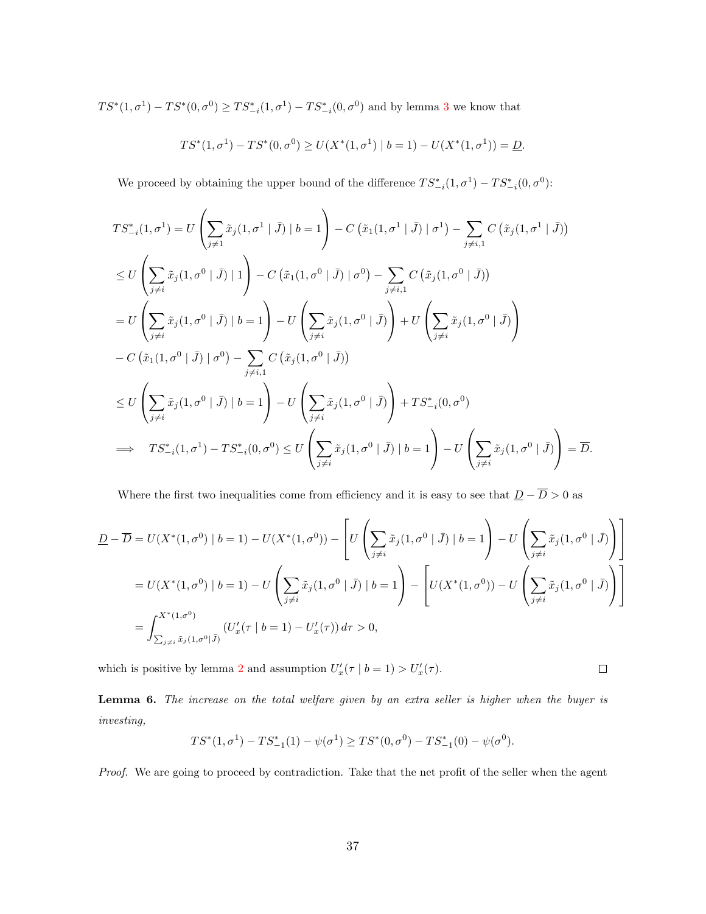$TS^*(1,\sigma^1) - TS^*(0,\sigma^0) \geq TS^*_{-i}(1,\sigma^1) - TS^*_{-i}(0,\sigma^0)$ and by lemma 3 we know that

$$TS^*(1,\sigma^1) - TS^*(0,\sigma^0) \geq U(X^*(1,\sigma^1) \mid b=1) - U(X^*(1,\sigma^1)) = \underline{D}.$$

We proceed by obtaining the upper bound of the difference $TS^*_{-i}(1,\sigma^1) - TS^*_{-i}(0,\sigma^0)$:

$$\begin{aligned}
TS^*_{-i}(1,\sigma^1) &= U\left(\sum_{j\neq 1} \tilde{x}_j(1,\sigma^1 \mid \bar{J}) \mid b=1\right) - C\left(\tilde{x}_1(1,\sigma^1 \mid \bar{J}) \mid \sigma^1\right) - \sum_{j\neq i,1} C\left(\tilde{x}_j(1,\sigma^1 \mid \bar{J})\right) \\
&\leq U\left(\sum_{j\neq i} \tilde{x}_j(1,\sigma^0 \mid \bar{J}) \mid 1\right) - C\left(\tilde{x}_1(1,\sigma^0 \mid \bar{J}) \mid \sigma^0\right) - \sum_{j\neq i,1} C\left(\tilde{x}_j(1,\sigma^0 \mid \bar{J})\right) \\
&= U\left(\sum_{j\neq i} \tilde{x}_j(1,\sigma^0 \mid \bar{J}) \mid b=1\right) - U\left(\sum_{j\neq i} \tilde{x}_j(1,\sigma^0 \mid \bar{J})\right) + U\left(\sum_{j\neq i} \tilde{x}_j(1,\sigma^0 \mid \bar{J})\right) \\
&\quad - C\left(\tilde{x}_1(1,\sigma^0 \mid \bar{J}) \mid \sigma^0\right) - \sum_{j\neq i,1} C\left(\tilde{x}_j(1,\sigma^0 \mid \bar{J})\right) \\
&\leq U\left(\sum_{j\neq i} \tilde{x}_j(1,\sigma^0 \mid \bar{J}) \mid b=1\right) - U\left(\sum_{j\neq i} \tilde{x}_j(1,\sigma^0 \mid \bar{J})\right) + TS^*_{-i}(0,\sigma^0) \\
\implies \quad TS^*_{-i}(1,\sigma^1) - TS^*_{-i}(0,\sigma^0) &\leq U\left(\sum_{j\neq i} \tilde{x}_j(1,\sigma^0 \mid \bar{J}) \mid b=1\right) - U\left(\sum_{j\neq i} \tilde{x}_j(1,\sigma^0 \mid \bar{J})\right) = \overline{D}.
\end{aligned}$$

Where the first two inequalities come from efficiency and it is easy to see that $\underline{D} - \overline{D} > 0$ as

$$\begin{aligned}
\underline{D} - \overline{D} &= U(X^*(1,\sigma^0) \mid b=1) - U(X^*(1,\sigma^0)) - \left[U\left(\sum_{j\neq i} \tilde{x}_j(1,\sigma^0 \mid \bar{J}) \mid b=1\right) - U\left(\sum_{j\neq i} \tilde{x}_j(1,\sigma^0 \mid \bar{J})\right)\right] \\
&= U(X^*(1,\sigma^0) \mid b=1) - U\left(\sum_{j\neq i} \tilde{x}_j(1,\sigma^0 \mid \bar{J}) \mid b=1\right) - \left[U(X^*(1,\sigma^0)) - U\left(\sum_{j\neq i} \tilde{x}_j(1,\sigma^0 \mid \bar{J})\right)\right] \\
&= \int_{\sum_{j\neq i} \tilde{x}_j(1,\sigma^0 \mid \bar{J})}^{X^*(1,\sigma^0)} \left(U'_x(\tau \mid b=1) - U'_x(\tau)\right) d\tau > 0,
\end{aligned}$$

which is positive by lemma 2 and assumption $U'_x(\tau \mid b=1) > U'_x(\tau)$. $\square$

**Lemma 6.** *The increase on the total welfare given by an extra seller is higher when the buyer is investing,*

$$TS^*(1,\sigma^1) - TS^*_{-1}(1) - \psi(\sigma^1) \geq TS^*(0,\sigma^0) - TS^*_{-1}(0) - \psi(\sigma^0).$$

*Proof.* We are going to proceed by contradiction. Take that the net profit of the seller when the agent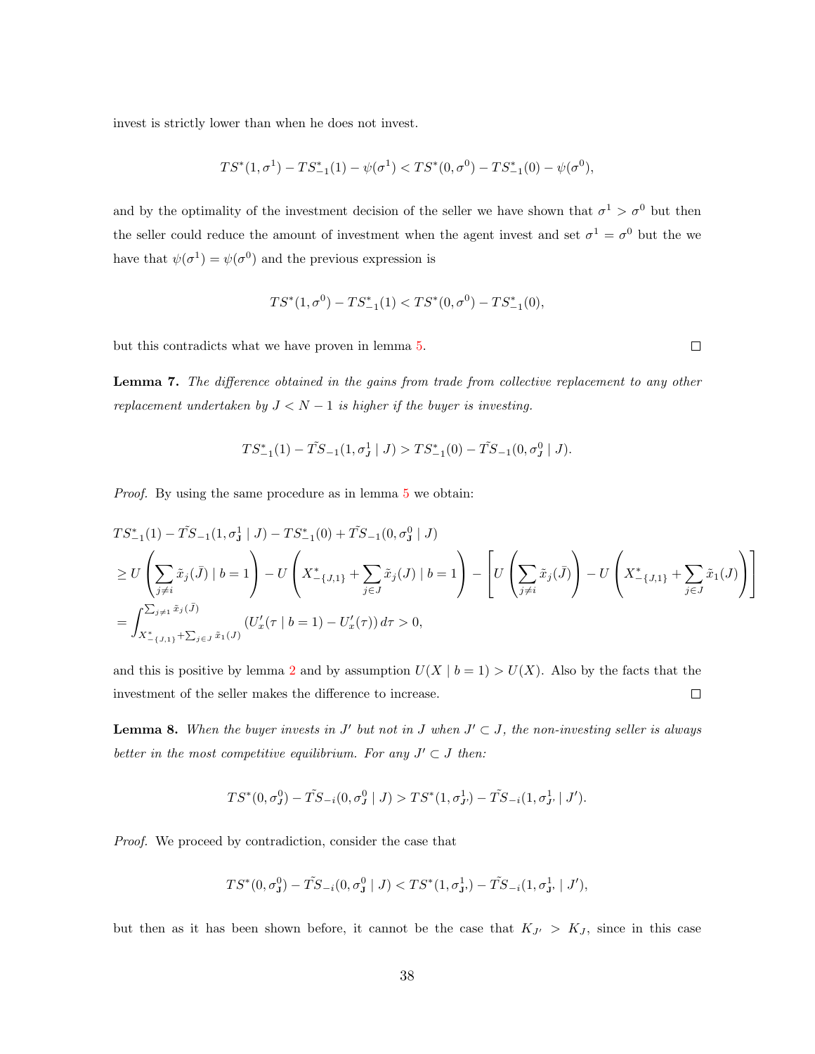invest is strictly lower than when he does not invest.

$$TS^*(1, \sigma^1) - TS^*_{-1}(1) - \psi(\sigma^1) < TS^*(0, \sigma^0) - TS^*_{-1}(0) - \psi(\sigma^0),$$

and by the optimality of the investment decision of the seller we have shown that $\sigma^1 > \sigma^0$ but then the seller could reduce the amount of investment when the agent invest and set $\sigma^1 = \sigma^0$ but the we have that $\psi(\sigma^1) = \psi(\sigma^0)$ and the previous expression is

$$TS^*(1, \sigma^0) - TS^*_{-1}(1) < TS^*(0, \sigma^0) - TS^*_{-1}(0),$$

but this contradicts what we have proven in lemma 5. $\square$

**Lemma 7.** *The difference obtained in the gains from trade from collective replacement to any other replacement undertaken by $J < N-1$ is higher if the buyer is investing.*

$$TS^*_{-1}(1) - \tilde{TS}_{-1}(1, \sigma^1_J \mid J) > TS^*_{-1}(0) - \tilde{TS}_{-1}(0, \sigma^0_J \mid J).$$

*Proof.* By using the same procedure as in lemma 5 we obtain:

$$\begin{aligned}
&TS^*_{-1}(1) - \tilde{TS}_{-1}(1, \sigma^1_{\mathbf{J}} \mid J) - TS^*_{-1}(0) + \tilde{TS}_{-1}(0, \sigma^0_{\mathbf{J}} \mid J) \\
&\geq U\left(\sum_{j \neq i} \tilde{x}_j(\bar{J}) \mid b = 1\right) - U\left(X^*_{-\{J,1\}} + \sum_{j \in J} \tilde{x}_j(J) \mid b = 1\right) - \left[U\left(\sum_{j \neq i} \tilde{x}_j(\bar{J})\right) - U\left(X^*_{-\{J,1\}} + \sum_{j \in J} \tilde{x}_1(J)\right)\right] \\
&= \int_{X^*_{-\{J,1\}} + \sum_{j \in J} \tilde{x}_1(J)}^{\sum_{j \neq 1} \tilde{x}_j(\bar{J})} \left(U'_x(\tau \mid b = 1) - U'_x(\tau)\right) d\tau > 0,
\end{aligned}$$

and this is positive by lemma 2 and by assumption $U(X \mid b = 1) > U(X)$. Also by the facts that the investment of the seller makes the difference to increase. $\square$

**Lemma 8.** *When the buyer invests in $J'$ but not in $J$ when $J' \subset J$, the non-investing seller is always better in the most competitive equilibrium. For any $J' \subset J$ then:*

$$TS^*(0, \sigma^0_J) - \tilde{TS}_{-i}(0, \sigma^0_J \mid J) > TS^*(1, \sigma^1_{J'}) - \tilde{TS}_{-i}(1, \sigma^1_{J'} \mid J').$$

*Proof.* We proceed by contradiction, consider the case that

$$TS^*(0, \sigma^0_{\mathbf{J}}) - \tilde{TS}_{-i}(0, \sigma^0_{\mathbf{J}} \mid J) < TS^*(1, \sigma^1_{\mathbf{J}'}) - \tilde{TS}_{-i}(1, \sigma^1_{\mathbf{J}'} \mid J'),$$

but then as it has been shown before, it cannot be the case that $K_{J'} > K_J$, since in this case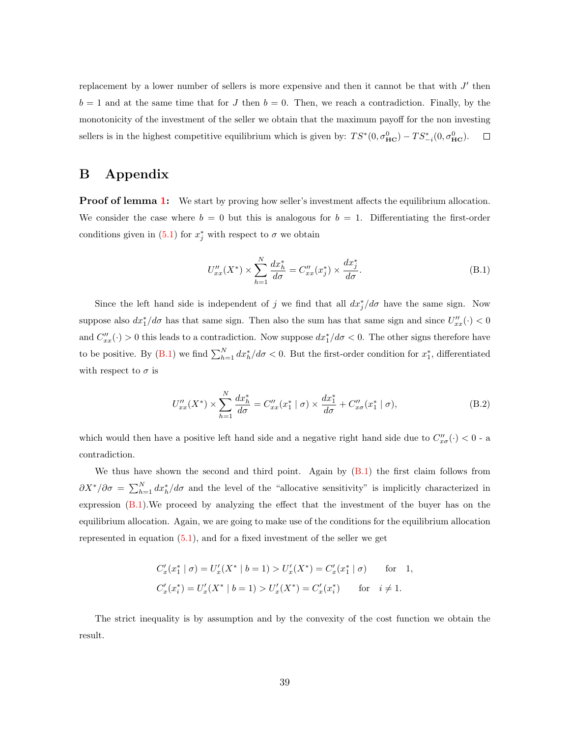replacement by a lower number of sellers is more expensive and then it cannot be that with $J'$ then $b = 1$ and at the same time that for $J$ then $b = 0$. Then, we reach a contradiction. Finally, by the monotonicity of the investment of the seller we obtain that the maximum payoff for the non investing sellers is in the highest competitive equilibrium which is given by: $TS^*(0, \sigma^0_{\mathbf{HC}}) - TS^*_{-i}(0, \sigma^0_{\mathbf{HC}})$. $\square$

# B Appendix

**Proof of lemma 1:** We start by proving how seller's investment affects the equilibrium allocation. We consider the case where $b = 0$ but this is analogous for $b = 1$. Differentiating the first-order conditions given in (5.1) for $x_j^*$ with respect to $\sigma$ we obtain

$$U''_{xx}(X^*) \times \sum_{h=1}^{N} \frac{dx_h^*}{d\sigma} = C''_{xx}(x_j^*) \times \frac{dx_j^*}{d\sigma}. \tag{B.1}$$

Since the left hand side is independent of $j$ we find that all $dx_j^*/d\sigma$ have the same sign. Now suppose also $dx_1^*/d\sigma$ has that same sign. Then also the sum has that same sign and since $U''_{xx}(\cdot) < 0$ and $C''_{xx}(\cdot) > 0$ this leads to a contradiction. Now suppose $dx_1^*/d\sigma < 0$. The other signs therefore have to be positive. By (B.1) we find $\sum_{h=1}^{N} dx_h^*/d\sigma < 0$. But the first-order condition for $x_1^*$, differentiated with respect to $\sigma$ is

$$U''_{xx}(X^*) \times \sum_{h=1}^{N} \frac{dx_h^*}{d\sigma} = C''_{xx}(x_1^* \mid \sigma) \times \frac{dx_1^*}{d\sigma} + C''_{x\sigma}(x_1^* \mid \sigma), \tag{B.2}$$

which would then have a positive left hand side and a negative right hand side due to $C''_{x\sigma}(\cdot) < 0$ - a contradiction.

We thus have shown the second and third point. Again by (B.1) the first claim follows from $\partial X^*/\partial\sigma = \sum_{h=1}^{N} dx_h^*/d\sigma$ and the level of the "allocative sensitivity" is implicitly characterized in expression (B.1).We proceed by analyzing the effect that the investment of the buyer has on the equilibrium allocation. Again, we are going to make use of the conditions for the equilibrium allocation represented in equation (5.1), and for a fixed investment of the seller we get

$$C'_x(x_1^* \mid \sigma) = U'_x(X^* \mid b = 1) > U'_x(X^*) = C'_x(x_1^* \mid \sigma) \qquad \text{for} \quad 1,$$
$$C'_x(x_i^*) = U'_x(X^* \mid b = 1) > U'_x(X^*) = C'_x(x_i^*) \qquad \text{for} \quad i \neq 1.$$

The strict inequality is by assumption and by the convexity of the cost function we obtain the result.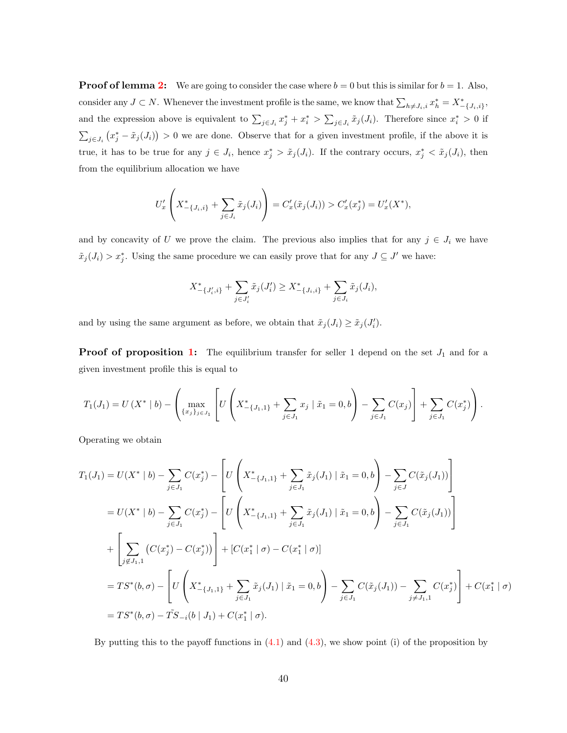**Proof of lemma 2:** We are going to consider the case where $b = 0$ but this is similar for $b = 1$. Also, consider any $J \subset N$. Whenever the investment profile is the same, we know that $\sum_{h \neq J_i, i} x_h^* = X^*_{-\{J_i,i\}}$, and the expression above is equivalent to $\sum_{j \in J_i} x_j^* + x_i^* > \sum_{j \in J_i} \tilde{x}_j(J_i)$. Therefore since $x_i^* > 0$ if $\sum_{j \in J_i} \left(x_j^* - \tilde{x}_j(J_i)\right) > 0$ we are done. Observe that for a given investment profile, if the above it is true, it has to be true for any $j \in J_i$, hence $x_j^* > \tilde{x}_j(J_i)$. If the contrary occurs, $x_j^* < \tilde{x}_j(J_i)$, then from the equilibrium allocation we have

$$U_x'\left(X^*_{-\{J_i,i\}} + \sum_{j \in J_i} \tilde{x}_j(J_i)\right) = C_x'(\tilde{x}_j(J_i)) > C_x'(x_j^*) = U_x'(X^*),$$

and by concavity of $U$ we prove the claim. The previous also implies that for any $j \in J_i$ we have $\tilde{x}_j(J_i) > x_j^*$. Using the same procedure we can easily prove that for any $J \subseteq J'$ we have:

$$X^*_{-\{J_i',i\}} + \sum_{j \in J_i'} \tilde{x}_j(J_i') \geq X^*_{-\{J_i,i\}} + \sum_{j \in J_i} \tilde{x}_j(J_i),$$

and by using the same argument as before, we obtain that $\tilde{x}_j(J_i) \geq \tilde{x}_j(J_i')$.

**Proof of proposition 1:** The equilibrium transfer for seller 1 depend on the set $J_1$ and for a given investment profile this is equal to

$$T_1(J_1) = U\left(X^* \mid b\right) - \left(\max_{\{x_j\}_{j \in J_1}} \left[U\left(X^*_{-\{J_1,1\}} + \sum_{j \in J_1} x_j \mid \tilde{x}_1 = 0, b\right) - \sum_{j \in J_1} C(x_j)\right] + \sum_{j \in J_1} C(x_j^*)\right).$$

Operating we obtain

$$\begin{aligned}
T_1(J_1) &= U(X^* \mid b) - \sum_{j \in J_1} C(x_j^*) - \left[U\left(X^*_{-\{J_1,1\}} + \sum_{j \in J_1} \tilde{x}_j(J_1) \mid \tilde{x}_1 = 0, b\right) - \sum_{j \in J} C(\tilde{x}_j(J_1))\right] \\
&= U(X^* \mid b) - \sum_{j \in J_1} C(x_j^*) - \left[U\left(X^*_{-\{J_1,1\}} + \sum_{j \in J_1} \tilde{x}_j(J_1) \mid \tilde{x}_1 = 0, b\right) - \sum_{j \in J_1} C(\tilde{x}_j(J_1))\right] \\
&+ \left[\sum_{j \notin J_1,1} \left(C(x_j^*) - C(x_j^*)\right)\right] + \left[C(x_1^* \mid \sigma) - C(x_1^* \mid \sigma)\right] \\
&= TS^*(b,\sigma) - \left[U\left(X^*_{-\{J_1,1\}} + \sum_{j \in J_1} \tilde{x}_j(J_1) \mid \tilde{x}_1 = 0, b\right) - \sum_{j \in J_1} C(\tilde{x}_j(J_1)) - \sum_{j \neq J_1,1} C(x_j^*)\right] + C(x_1^* \mid \sigma) \\
&= TS^*(b,\sigma) - \tilde{TS}_{-i}(b \mid J_1) + C(x_1^* \mid \sigma).
\end{aligned}$$

By putting this to the payoff functions in (4.1) and (4.3), we show point (i) of the proposition by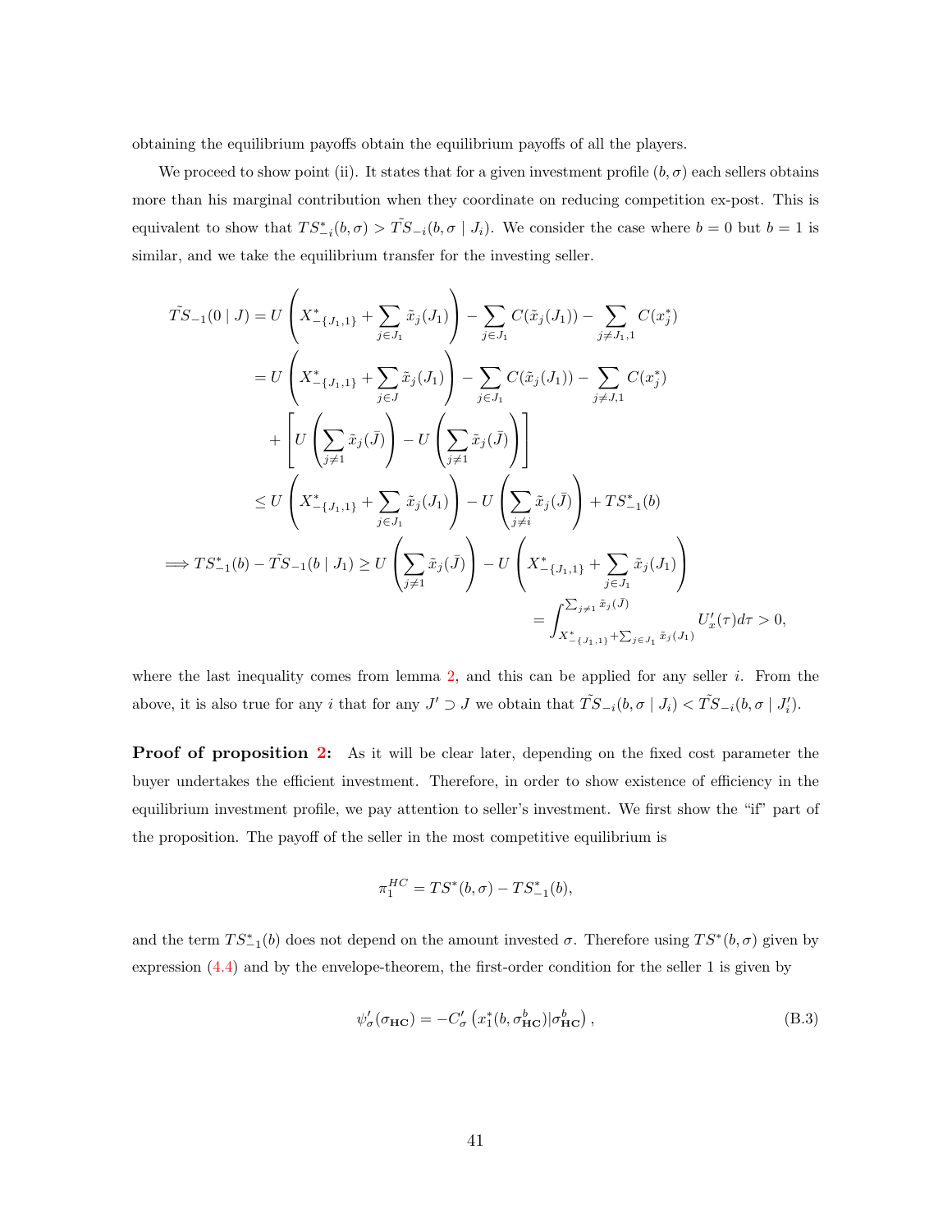obtaining the equilibrium payoffs obtain the equilibrium payoffs of all the players.

We proceed to show point (ii). It states that for a given investment profile $(b, \sigma)$ each sellers obtains more than his marginal contribution when they coordinate on reducing competition ex-post. This is equivalent to show that $TS^*_{-i}(b,\sigma) > \tilde{TS}_{-i}(b,\sigma \mid J_i)$. We consider the case where $b = 0$ but $b = 1$ is similar, and we take the equilibrium transfer for the investing seller.

$$
\begin{aligned}
\tilde{TS}_{-1}(0 \mid J) &= U\left(X^*_{-\{J_1,1\}} + \sum_{j\in J_1} \tilde{x}_j(J_1)\right) - \sum_{j\in J_1} C(\tilde{x}_j(J_1)) - \sum_{j\neq J_1,1} C(x^*_j) \\
&= U\left(X^*_{-\{J_1,1\}} + \sum_{j\in J} \tilde{x}_j(J_1)\right) - \sum_{j\in J_1} C(\tilde{x}_j(J_1)) - \sum_{j\neq J,1} C(x^*_j) \\
&\quad + \left[U\left(\sum_{j\neq 1} \tilde{x}_j(\bar{J})\right) - U\left(\sum_{j\neq 1} \tilde{x}_j(\bar{J})\right)\right] \\
&\leq U\left(X^*_{-\{J_1,1\}} + \sum_{j\in J_1} \tilde{x}_j(J_1)\right) - U\left(\sum_{j\neq i} \tilde{x}_j(\bar{J})\right) + TS^*_{-1}(b) \\
\implies TS^*_{-1}(b) - \tilde{TS}_{-1}(b \mid J_1) &\geq U\left(\sum_{j\neq 1} \tilde{x}_j(\bar{J})\right) - U\left(X^*_{-\{J_1,1\}} + \sum_{j\in J_1} \tilde{x}_j(J_1)\right) \\
&= \int_{X^*_{-\{J_1,1\}} + \sum_{j\in J_1} \tilde{x}_j(J_1)}^{\sum_{j\neq 1} \tilde{x}_j(\bar{J})} U'_x(\tau)d\tau > 0,
\end{aligned}
$$

where the last inequality comes from lemma 2, and this can be applied for any seller $i$. From the above, it is also true for any $i$ that for any $J' \supset J$ we obtain that $\tilde{TS}_{-i}(b,\sigma \mid J_i) < \tilde{TS}_{-i}(b,\sigma \mid J'_i)$.

**Proof of proposition 2:** As it will be clear later, depending on the fixed cost parameter the buyer undertakes the efficient investment. Therefore, in order to show existence of efficiency in the equilibrium investment profile, we pay attention to seller's investment. We first show the "if" part of the proposition. The payoff of the seller in the most competitive equilibrium is

$$
\pi_1^{HC} = TS^*(b,\sigma) - TS^*_{-1}(b),
$$

and the term $TS^*_{-1}(b)$ does not depend on the amount invested $\sigma$. Therefore using $TS^*(b,\sigma)$ given by expression (4.4) and by the envelope-theorem, the first-order condition for the seller 1 is given by

$$
\psi'_\sigma(\sigma_{\mathbf{HC}}) = -C'_\sigma\left(x^*_1(b,\sigma^b_{\mathbf{HC}})|\sigma^b_{\mathbf{HC}}\right), \tag{B.3}
$$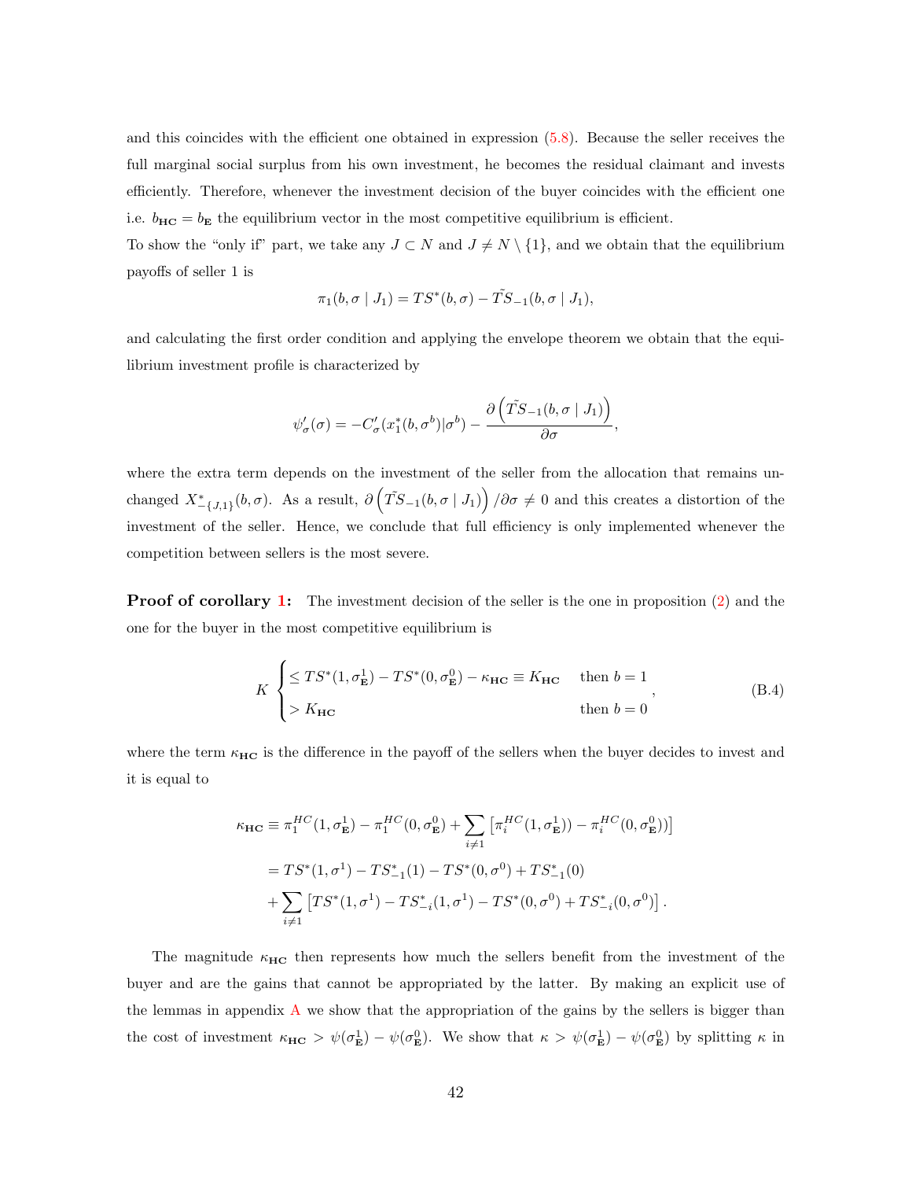and this coincides with the efficient one obtained in expression (5.8). Because the seller receives the full marginal social surplus from his own investment, he becomes the residual claimant and invests efficiently. Therefore, whenever the investment decision of the buyer coincides with the efficient one i.e. $b_{\mathbf{HC}} = b_{\mathbf{E}}$ the equilibrium vector in the most competitive equilibrium is efficient.

To show the "only if" part, we take any $J \subset N$ and $J \neq N \setminus \{1\}$, and we obtain that the equilibrium payoffs of seller 1 is

$$\pi_1(b, \sigma \mid J_1) = TS^*(b, \sigma) - \tilde{TS}_{-1}(b, \sigma \mid J_1),$$

and calculating the first order condition and applying the envelope theorem we obtain that the equilibrium investment profile is characterized by

$$\psi'_\sigma(\sigma) = -C'_\sigma(x_1^*(b, \sigma^b)|\sigma^b) - \frac{\partial\left(\tilde{TS}_{-1}(b, \sigma \mid J_1)\right)}{\partial \sigma},$$

where the extra term depends on the investment of the seller from the allocation that remains unchanged $X^*_{-\{J,1\}}(b, \sigma)$. As a result, $\partial\left(\tilde{TS}_{-1}(b, \sigma \mid J_1)\right)/\partial\sigma \neq 0$ and this creates a distortion of the investment of the seller. Hence, we conclude that full efficiency is only implemented whenever the competition between sellers is the most severe.

**Proof of corollary 1:** The investment decision of the seller is the one in proposition (2) and the one for the buyer in the most competitive equilibrium is

$$K \begin{cases} \leq TS^*(1, \sigma^1_{\mathbf{E}}) - TS^*(0, \sigma^0_{\mathbf{E}}) - \kappa_{\mathbf{HC}} \equiv K_{\mathbf{HC}} & \text{then } b = 1 \\ > K_{\mathbf{HC}} & \text{then } b = 0 \end{cases}, \tag{B.4}$$

where the term $\kappa_{\mathbf{HC}}$ is the difference in the payoff of the sellers when the buyer decides to invest and it is equal to

$$\begin{aligned}
\kappa_{\mathbf{HC}} &\equiv \pi_1^{HC}(1, \sigma^1_{\mathbf{E}}) - \pi_1^{HC}(0, \sigma^0_{\mathbf{E}}) + \sum_{i \neq 1} \left[\pi_i^{HC}(1, \sigma^1_{\mathbf{E}})) - \pi_i^{HC}(0, \sigma^0_{\mathbf{E}}))\right] \\
&= TS^*(1, \sigma^1) - TS^*_{-1}(1) - TS^*(0, \sigma^0) + TS^*_{-1}(0) \\
&\quad + \sum_{i \neq 1} \left[TS^*(1, \sigma^1) - TS^*_{-i}(1, \sigma^1) - TS^*(0, \sigma^0) + TS^*_{-i}(0, \sigma^0)\right].
\end{aligned}$$

The magnitude $\kappa_{\mathbf{HC}}$ then represents how much the sellers benefit from the investment of the buyer and are the gains that cannot be appropriated by the latter. By making an explicit use of the lemmas in appendix A we show that the appropriation of the gains by the sellers is bigger than the cost of investment $\kappa_{\mathbf{HC}} > \psi(\sigma^1_{\mathbf{E}}) - \psi(\sigma^0_{\mathbf{E}})$. We show that $\kappa > \psi(\sigma^1_{\mathbf{E}}) - \psi(\sigma^0_{\mathbf{E}})$ by splitting $\kappa$ in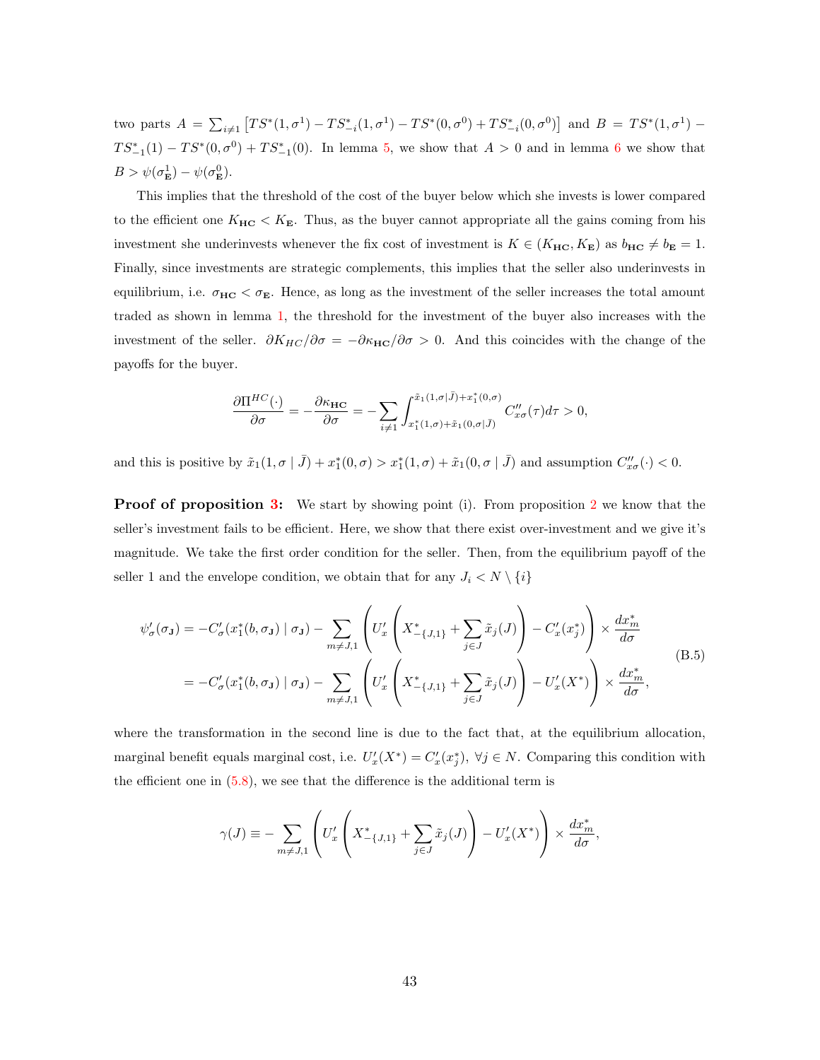two parts $A = \sum_{i \neq 1} \left[ TS^*(1, \sigma^1) - TS^*_{-i}(1, \sigma^1) - TS^*(0, \sigma^0) + TS^*_{-i}(0, \sigma^0) \right]$ and $B = TS^*(1, \sigma^1) - TS^*_{-1}(1) - TS^*(0, \sigma^0) + TS^*_{-1}(0)$. In lemma 5, we show that $A > 0$ and in lemma 6 we show that $B > \psi(\sigma^1_{\mathbf{E}}) - \psi(\sigma^0_{\mathbf{E}})$.

This implies that the threshold of the cost of the buyer below which she invests is lower compared to the efficient one $K_{\mathbf{HC}} < K_{\mathbf{E}}$. Thus, as the buyer cannot appropriate all the gains coming from his investment she underinvests whenever the fix cost of investment is $K \in (K_{\mathbf{HC}}, K_{\mathbf{E}})$ as $b_{\mathbf{HC}} \neq b_{\mathbf{E}} = 1$. Finally, since investments are strategic complements, this implies that the seller also underinvests in equilibrium, i.e. $\sigma_{\mathbf{HC}} < \sigma_{\mathbf{E}}$. Hence, as long as the investment of the seller increases the total amount traded as shown in lemma 1, the threshold for the investment of the buyer also increases with the investment of the seller. $\partial K_{HC}/\partial \sigma = -\partial \kappa_{\mathbf{HC}}/\partial \sigma > 0$. And this coincides with the change of the payoffs for the buyer.

$$\frac{\partial \Pi^{HC}(\cdot)}{\partial \sigma} = -\frac{\partial \kappa_{\mathbf{HC}}}{\partial \sigma} = -\sum_{i \neq 1} \int_{x^*_1(1,\sigma) + \tilde{x}_1(0,\sigma|\bar{J})}^{\tilde{x}_1(1,\sigma|\bar{J}) + x^*_1(0,\sigma)} C''_{x\sigma}(\tau) d\tau > 0,$$

and this is positive by $\tilde{x}_1(1, \sigma \mid \bar{J}) + x^*_1(0, \sigma) > x^*_1(1, \sigma) + \tilde{x}_1(0, \sigma \mid \bar{J})$ and assumption $C''_{x\sigma}(\cdot) < 0$.

**Proof of proposition 3:** We start by showing point (i). From proposition 2 we know that the seller's investment fails to be efficient. Here, we show that there exist over-investment and we give it's magnitude. We take the first order condition for the seller. Then, from the equilibrium payoff of the seller 1 and the envelope condition, we obtain that for any $J_i < N \setminus \{i\}$

$$\begin{aligned}
\psi'_\sigma(\sigma_{\mathbf{J}}) &= -C'_\sigma(x^*_1(b, \sigma_{\mathbf{J}}) \mid \sigma_{\mathbf{J}}) - \sum_{m \neq J,1} \left( U'_x \left( X^*_{-\{J,1\}} + \sum_{j \in J} \tilde{x}_j(J) \right) - C'_x(x^*_j) \right) \times \frac{dx^*_m}{d\sigma} \\
&= -C'_\sigma(x^*_1(b, \sigma_{\mathbf{J}}) \mid \sigma_{\mathbf{J}}) - \sum_{m \neq J,1} \left( U'_x \left( X^*_{-\{J,1\}} + \sum_{j \in J} \tilde{x}_j(J) \right) - U'_x(X^*) \right) \times \frac{dx^*_m}{d\sigma},
\end{aligned} \tag{B.5}$$

where the transformation in the second line is due to the fact that, at the equilibrium allocation, marginal benefit equals marginal cost, i.e. $U'_x(X^*) = C'_x(x^*_j),\ \forall j \in N$. Comparing this condition with the efficient one in (5.8), we see that the difference is the additional term is

$$\gamma(J) \equiv -\sum_{m \neq J,1} \left( U'_x \left( X^*_{-\{J,1\}} + \sum_{j \in J} \tilde{x}_j(J) \right) - U'_x(X^*) \right) \times \frac{dx^*_m}{d\sigma},$$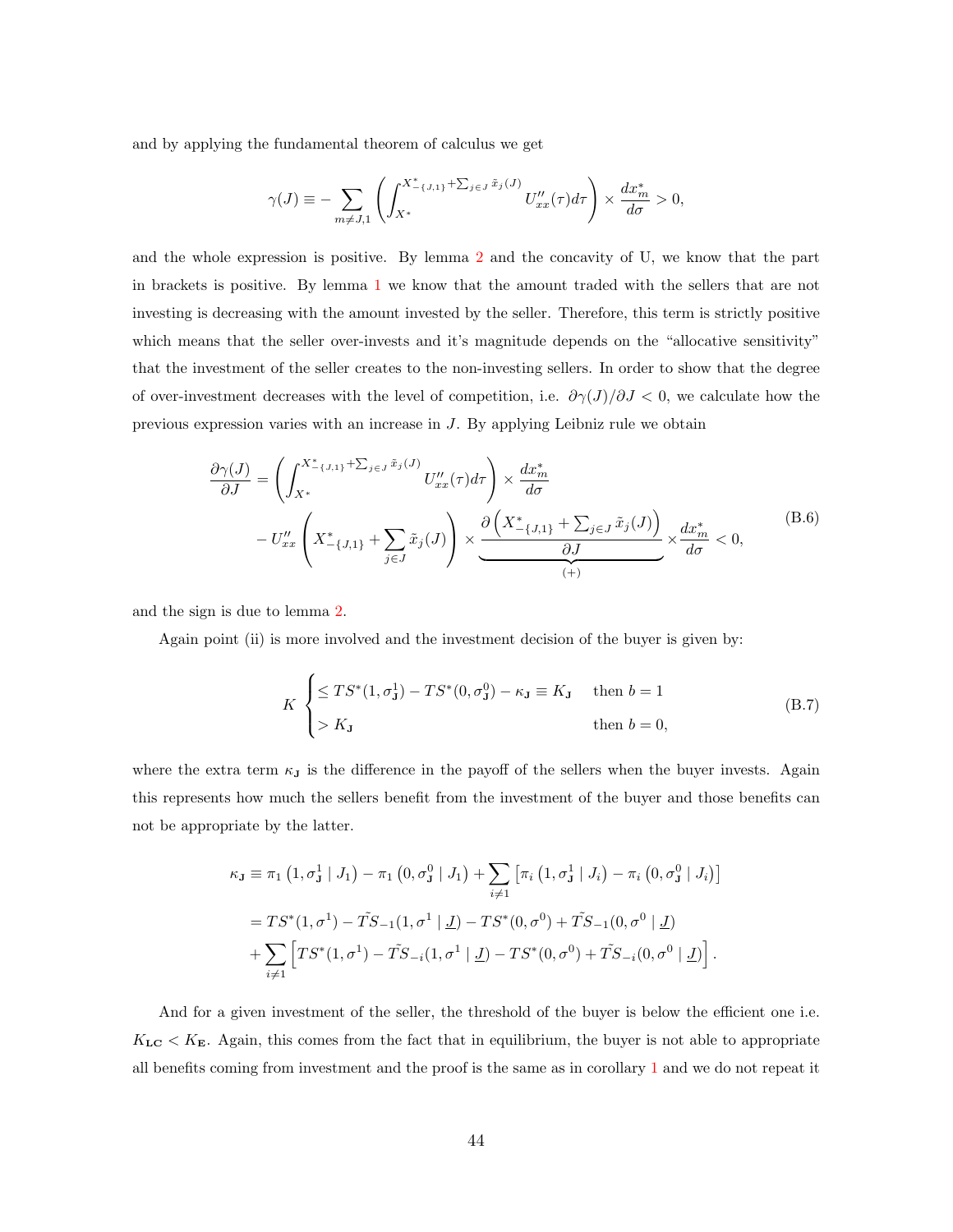and by applying the fundamental theorem of calculus we get

$$\gamma(J) \equiv - \sum_{m \neq J,1} \left( \int_{X^*}^{X^*_{-\{J,1\}} + \sum_{j \in J} \tilde{x}_j(J)} U''_{xx}(\tau) d\tau \right) \times \frac{dx^*_m}{d\sigma} > 0,$$

and the whole expression is positive. By lemma 2 and the concavity of U, we know that the part in brackets is positive. By lemma 1 we know that the amount traded with the sellers that are not investing is decreasing with the amount invested by the seller. Therefore, this term is strictly positive which means that the seller over-invests and it's magnitude depends on the "allocative sensitivity" that the investment of the seller creates to the non-investing sellers. In order to show that the degree of over-investment decreases with the level of competition, i.e. $\partial \gamma(J)/\partial J < 0$, we calculate how the previous expression varies with an increase in $J$. By applying Leibniz rule we obtain

$$\begin{aligned} \frac{\partial \gamma(J)}{\partial J} &= \left( \int_{X^*}^{X^*_{-\{J,1\}} + \sum_{j \in J} \tilde{x}_j(J)} U''_{xx}(\tau) d\tau \right) \times \frac{dx^*_m}{d\sigma} \\ &\quad - U''_{xx} \left( X^*_{-\{J,1\}} + \sum_{j \in J} \tilde{x}_j(J) \right) \times \underbrace{\frac{\partial \left( X^*_{-\{J,1\}} + \sum_{j \in J} \tilde{x}_j(J) \right)}{\partial J}}_{(+)} \times \frac{dx^*_m}{d\sigma} < 0, \end{aligned} \tag{B.6}$$

and the sign is due to lemma 2.

Again point (ii) is more involved and the investment decision of the buyer is given by:

$$K \begin{cases} \leq TS^*(1, \sigma^1_{\mathbf{J}}) - TS^*(0, \sigma^0_{\mathbf{J}}) - \kappa_{\mathbf{J}} \equiv K_{\mathbf{J}} & \text{then } b = 1 \\ > K_{\mathbf{J}} & \text{then } b = 0, \end{cases} \tag{B.7}$$

where the extra term $\kappa_{\mathbf{J}}$ is the difference in the payoff of the sellers when the buyer invests. Again this represents how much the sellers benefit from the investment of the buyer and those benefits can not be appropriate by the latter.

$$\begin{aligned} \kappa_{\mathbf{J}} &\equiv \pi_1\left(1, \sigma^1_{\mathbf{J}} \mid J_1\right) - \pi_1\left(0, \sigma^0_{\mathbf{J}} \mid J_1\right) + \sum_{i \neq 1} \left[\pi_i\left(1, \sigma^1_{\mathbf{J}} \mid J_i\right) - \pi_i\left(0, \sigma^0_{\mathbf{J}} \mid J_i\right)\right] \\ &= TS^*(1, \sigma^1) - \tilde{TS}_{-1}(1, \sigma^1 \mid \underline{J}) - TS^*(0, \sigma^0) + \tilde{TS}_{-1}(0, \sigma^0 \mid \underline{J}) \\ &\quad + \sum_{i \neq 1} \left[TS^*(1, \sigma^1) - \tilde{TS}_{-i}(1, \sigma^1 \mid \underline{J}) - TS^*(0, \sigma^0) + \tilde{TS}_{-i}(0, \sigma^0 \mid \underline{J})\right]. \end{aligned}$$

And for a given investment of the seller, the threshold of the buyer is below the efficient one i.e. $K_{\mathbf{LC}} < K_{\mathbf{E}}$. Again, this comes from the fact that in equilibrium, the buyer is not able to appropriate all benefits coming from investment and the proof is the same as in corollary 1 and we do not repeat it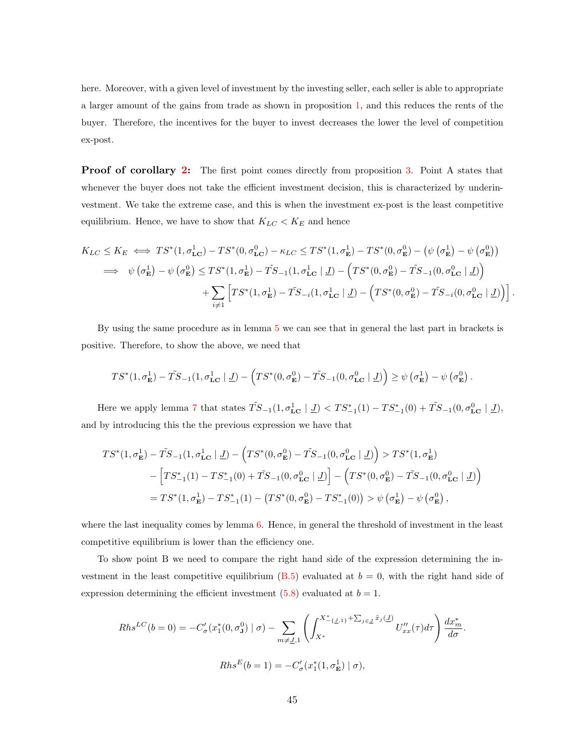here. Moreover, with a given level of investment by the investing seller, each seller is able to appropriate a larger amount of the gains from trade as shown in proposition 1, and this reduces the rents of the buyer. Therefore, the incentives for the buyer to invest decreases the lower the level of competition ex-post.

**Proof of corollary 2:** The first point comes directly from proposition 3. Point A states that whenever the buyer does not take the efficient investment decision, this is characterized by underinvestment. We take the extreme case, and this is when the investment ex-post is the least competitive equilibrium. Hence, we have to show that $K_{LC} < K_E$ and hence

$$
\begin{aligned}
K_{LC} \leq K_E \iff & TS^*(1,\sigma^1_{\mathbf{LC}}) - TS^*(0,\sigma^0_{\mathbf{LC}}) - \kappa_{LC} \leq TS^*(1,\sigma^1_{\mathbf{E}}) - TS^*(0,\sigma^0_{\mathbf{E}}) - \left(\psi\left(\sigma^1_{\mathbf{E}}\right) - \psi\left(\sigma^0_{\mathbf{E}}\right)\right) \\
\implies \;\; & \psi\left(\sigma^1_{\mathbf{E}}\right) - \psi\left(\sigma^0_{\mathbf{E}}\right) \leq TS^*(1,\sigma^1_{\mathbf{E}}) - \tilde{TS}_{-1}(1,\sigma^1_{\mathbf{LC}} \mid \underline{J}) - \left(TS^*(0,\sigma^0_{\mathbf{E}}) - \tilde{TS}_{-1}(0,\sigma^0_{\mathbf{LC}} \mid \underline{J})\right) \\
& + \sum_{i\neq 1}\left[TS^*(1,\sigma^1_{\mathbf{E}}) - \tilde{TS}_{-i}(1,\sigma^1_{\mathbf{LC}} \mid \underline{J}) - \left(TS^*(0,\sigma^0_{\mathbf{E}}) - \tilde{TS}_{-i}(0,\sigma^0_{\mathbf{LC}} \mid \underline{J})\right)\right].
\end{aligned}
$$

By using the same procedure as in lemma 5 we can see that in general the last part in brackets is positive. Therefore, to show the above, we need that

$$
TS^*(1,\sigma^1_{\mathbf{E}}) - \tilde{TS}_{-1}(1,\sigma^1_{\mathbf{LC}} \mid \underline{J}) - \left(TS^*(0,\sigma^0_{\mathbf{E}}) - \tilde{TS}_{-1}(0,\sigma^0_{\mathbf{LC}} \mid \underline{J})\right) \geq \psi\left(\sigma^1_{\mathbf{E}}\right) - \psi\left(\sigma^0_{\mathbf{E}}\right).
$$

Here we apply lemma 7 that states $\tilde{TS}_{-1}(1,\sigma^1_{\mathbf{LC}} \mid \underline{J}) < TS^*_{-1}(1) - TS^*_{-1}(0) + \tilde{TS}_{-1}(0,\sigma^0_{\mathbf{LC}} \mid \underline{J})$, and by introducing this the the previous expression we have that

$$
\begin{aligned}
TS^*(1,\sigma^1_{\mathbf{E}}) - \tilde{TS}_{-1}(1,\sigma^1_{\mathbf{LC}} \mid \underline{J}) - \left(TS^*(0,\sigma^0_{\mathbf{E}}) - \tilde{TS}_{-1}(0,\sigma^0_{\mathbf{LC}} \mid \underline{J})\right) > TS^*(1,\sigma^1_{\mathbf{E}}) \\
- \left[TS^*_{-1}(1) - TS^*_{-1}(0) + \tilde{TS}_{-1}(0,\sigma^0_{\mathbf{LC}} \mid \underline{J})\right] - \left(TS^*(0,\sigma^0_{\mathbf{E}}) - \tilde{TS}_{-1}(0,\sigma^0_{\mathbf{LC}} \mid \underline{J})\right) \\
= TS^*(1,\sigma^1_{\mathbf{E}}) - TS^*_{-1}(1) - \left(TS^*(0,\sigma^0_{\mathbf{E}}) - TS^*_{-1}(0)\right) > \psi\left(\sigma^1_{\mathbf{E}}\right) - \psi\left(\sigma^0_{\mathbf{E}}\right),
\end{aligned}
$$

where the last inequality comes by lemma 6. Hence, in general the threshold of investment in the least competitive equilibrium is lower than the efficiency one.

To show point B we need to compare the right hand side of the expression determining the investment in the least competitive equilibrium (B.5) evaluated at $b = 0$, with the right hand side of expression determining the efficient investment (5.8) evaluated at $b = 1$.

$$
Rhs^{LC}(b=0) = -C'_{\sigma}(x^*_1(0,\sigma^0_{\mathbf{J}}) \mid \sigma) - \sum_{m\neq \underline{J},1}\left(\int_{X^*}^{X^*_{-\{\underline{J},1\}} + \sum_{j\in\underline{J}}\tilde{x}_j(\underline{J})} U''_{xx}(\tau)d\tau\right)\frac{dx^*_m}{d\sigma}.
$$

$$
Rhs^{E}(b=1) = -C'_{\sigma}(x^*_1(1,\sigma^1_{\mathbf{E}}) \mid \sigma),
$$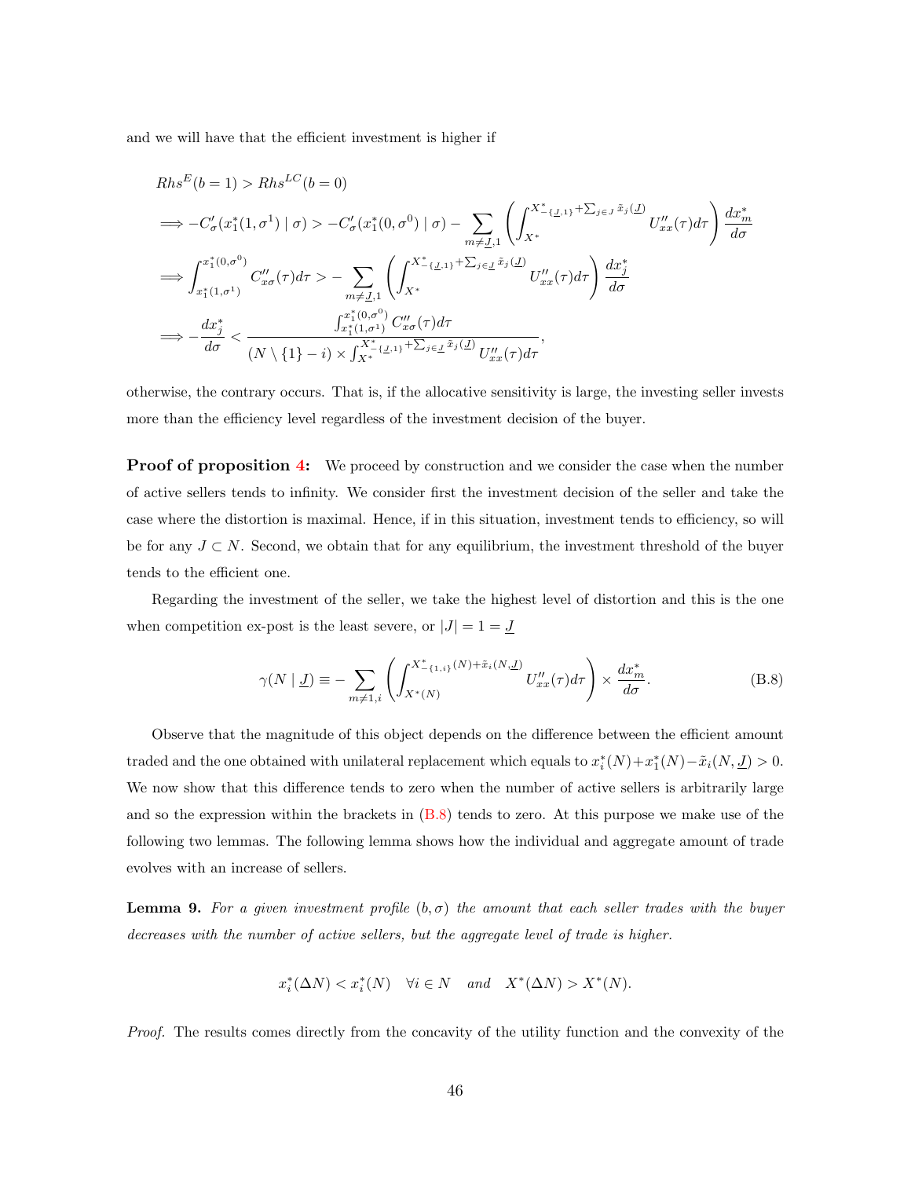and we will have that the efficient investment is higher if

$$
\begin{aligned}
& Rhs^E(b=1) > Rhs^{LC}(b=0) \\
\implies & -C'_\sigma(x_1^*(1,\sigma^1) \mid \sigma) > -C'_\sigma(x_1^*(0,\sigma^0) \mid \sigma) - \sum_{m \neq \underline{J},1} \left( \int_{X^*}^{X^*_{-\{\underline{J},1\}} + \sum_{j \in J} \tilde{x}_j(\underline{J})} U''_{xx}(\tau) d\tau \right) \frac{dx_m^*}{d\sigma} \\
\implies & \int_{x_1^*(1,\sigma^1)}^{x_1^*(0,\sigma^0)} C''_{x\sigma}(\tau) d\tau > - \sum_{m \neq \underline{J},1} \left( \int_{X^*}^{X^*_{-\{\underline{J},1\}} + \sum_{j \in \underline{J}} \tilde{x}_j(\underline{J})} U''_{xx}(\tau) d\tau \right) \frac{dx_j^*}{d\sigma} \\
\implies & -\frac{dx_j^*}{d\sigma} < \frac{\int_{x_1^*(1,\sigma^1)}^{x_1^*(0,\sigma^0)} C''_{x\sigma}(\tau) d\tau}{(N \setminus \{1\} - i) \times \int_{X^*}^{X^*_{-\{\underline{J},1\}} + \sum_{j \in \underline{J}} \tilde{x}_j(\underline{J})} U''_{xx}(\tau) d\tau},
\end{aligned}
$$

otherwise, the contrary occurs. That is, if the allocative sensitivity is large, the investing seller invests more than the efficiency level regardless of the investment decision of the buyer.

**Proof of proposition 4:** We proceed by construction and we consider the case when the number of active sellers tends to infinity. We consider first the investment decision of the seller and take the case where the distortion is maximal. Hence, if in this situation, investment tends to efficiency, so will be for any $J \subset N$. Second, we obtain that for any equilibrium, the investment threshold of the buyer tends to the efficient one.

Regarding the investment of the seller, we take the highest level of distortion and this is the one when competition ex-post is the least severe, or $|J| = 1 = \underline{J}$

$$
\gamma(N \mid \underline{J}) \equiv - \sum_{m \neq 1,i} \left( \int_{X^*(N)}^{X^*_{-\{1,i\}}(N) + \tilde{x}_i(N,\underline{J})} U''_{xx}(\tau) d\tau \right) \times \frac{dx_m^*}{d\sigma}. \tag{B.8}
$$

Observe that the magnitude of this object depends on the difference between the efficient amount traded and the one obtained with unilateral replacement which equals to $x_i^*(N) + x_1^*(N) - \tilde{x}_i(N, \underline{J}) > 0$. We now show that this difference tends to zero when the number of active sellers is arbitrarily large and so the expression within the brackets in (B.8) tends to zero. At this purpose we make use of the following two lemmas. The following lemma shows how the individual and aggregate amount of trade evolves with an increase of sellers.

**Lemma 9.** *For a given investment profile $(b, \sigma)$ the amount that each seller trades with the buyer decreases with the number of active sellers, but the aggregate level of trade is higher.*

$$
x_i^*(\Delta N) < x_i^*(N) \quad \forall i \in N \quad \textit{and} \quad X^*(\Delta N) > X^*(N).
$$

*Proof.* The results comes directly from the concavity of the utility function and the convexity of the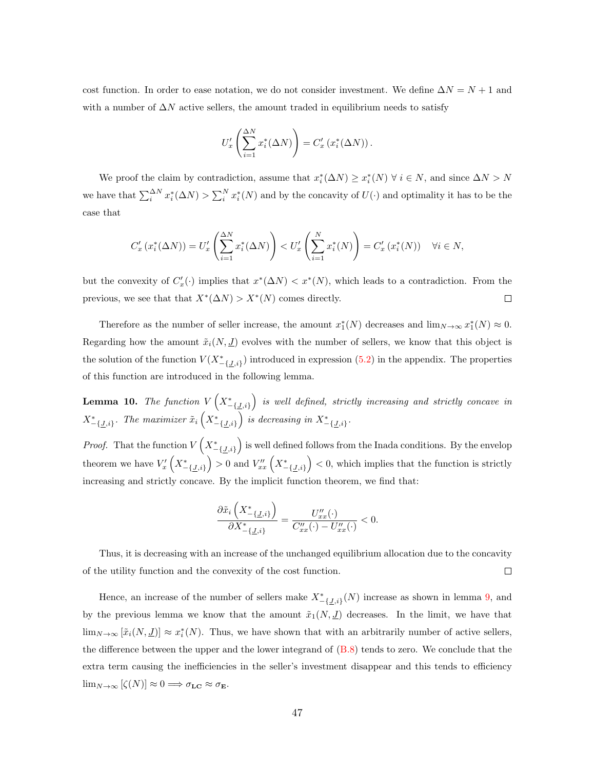cost function. In order to ease notation, we do not consider investment. We define $\Delta N = N + 1$ and with a number of $\Delta N$ active sellers, the amount traded in equilibrium needs to satisfy

$$U'_x \left( \sum_{i=1}^{\Delta N} x_i^*(\Delta N) \right) = C'_x \left( x_i^*(\Delta N) \right).$$

We proof the claim by contradiction, assume that $x_i^*(\Delta N) \geq x_i^*(N) \ \forall \ i \in N$, and since $\Delta N > N$ we have that $\sum_i^{\Delta N} x_i^*(\Delta N) > \sum_i^{N} x_i^*(N)$ and by the concavity of $U(\cdot)$ and optimality it has to be the case that

$$C'_x \left( x_i^*(\Delta N) \right) = U'_x \left( \sum_{i=1}^{\Delta N} x_i^*(\Delta N) \right) < U'_x \left( \sum_{i=1}^{N} x_i^*(N) \right) = C'_x \left( x_i^*(N) \right) \quad \forall i \in N,$$

but the convexity of $C'_x(\cdot)$ implies that $x^*(\Delta N) < x^*(N)$, which leads to a contradiction. From the previous, we see that that $X^*(\Delta N) > X^*(N)$ comes directly. $\square$

Therefore as the number of seller increase, the amount $x_1^*(N)$ decreases and $\lim_{N\to\infty} x_1^*(N) \approx 0$. Regarding how the amount $\tilde{x}_i(N, \underline{J})$ evolves with the number of sellers, we know that this object is the solution of the function $V(X^*_{-\{\underline{J},i\}})$ introduced in expression (5.2) in the appendix. The properties of this function are introduced in the following lemma.

**Lemma 10.** *The function $V\left(X^*_{-\{\underline{J},i\}}\right)$ is well defined, strictly increasing and strictly concave in $X^*_{-\{\underline{J},i\}}$. The maximizer $\tilde{x}_i\left(X^*_{-\{\underline{J},i\}}\right)$ is decreasing in $X^*_{-\{\underline{J},i\}}$.*

*Proof.* That the function $V\left(X^*_{-\{\underline{J},i\}}\right)$ is well defined follows from the Inada conditions. By the envelop theorem we have $V'_x\left(X^*_{-\{\underline{J},i\}}\right) > 0$ and $V''_{xx}\left(X^*_{-\{\underline{J},i\}}\right) < 0$, which implies that the function is strictly increasing and strictly concave. By the implicit function theorem, we find that:

$$\frac{\partial \tilde{x}_i\left(X^*_{-\{\underline{J},i\}}\right)}{\partial X^*_{-\{\underline{J},i\}}} = \frac{U''_{xx}(\cdot)}{C''_{xx}(\cdot) - U''_{xx}(\cdot)} < 0.$$

Thus, it is decreasing with an increase of the unchanged equilibrium allocation due to the concavity of the utility function and the convexity of the cost function. $\square$

Hence, an increase of the number of sellers make $X^*_{-\{\underline{J},i\}}(N)$ increase as shown in lemma 9, and by the previous lemma we know that the amount $\tilde{x}_1(N, \underline{J})$ decreases. In the limit, we have that $\lim_{N\to\infty} [\tilde{x}_i(N, \underline{J})] \approx x_i^*(N)$. Thus, we have shown that with an arbitrarily number of active sellers, the difference between the upper and the lower integrand of (B.8) tends to zero. We conclude that the extra term causing the inefficiencies in the seller's investment disappear and this tends to efficiency $\lim_{N\to\infty} [\zeta(N)] \approx 0 \Longrightarrow \sigma_{\mathbf{LC}} \approx \sigma_{\mathbf{E}}$.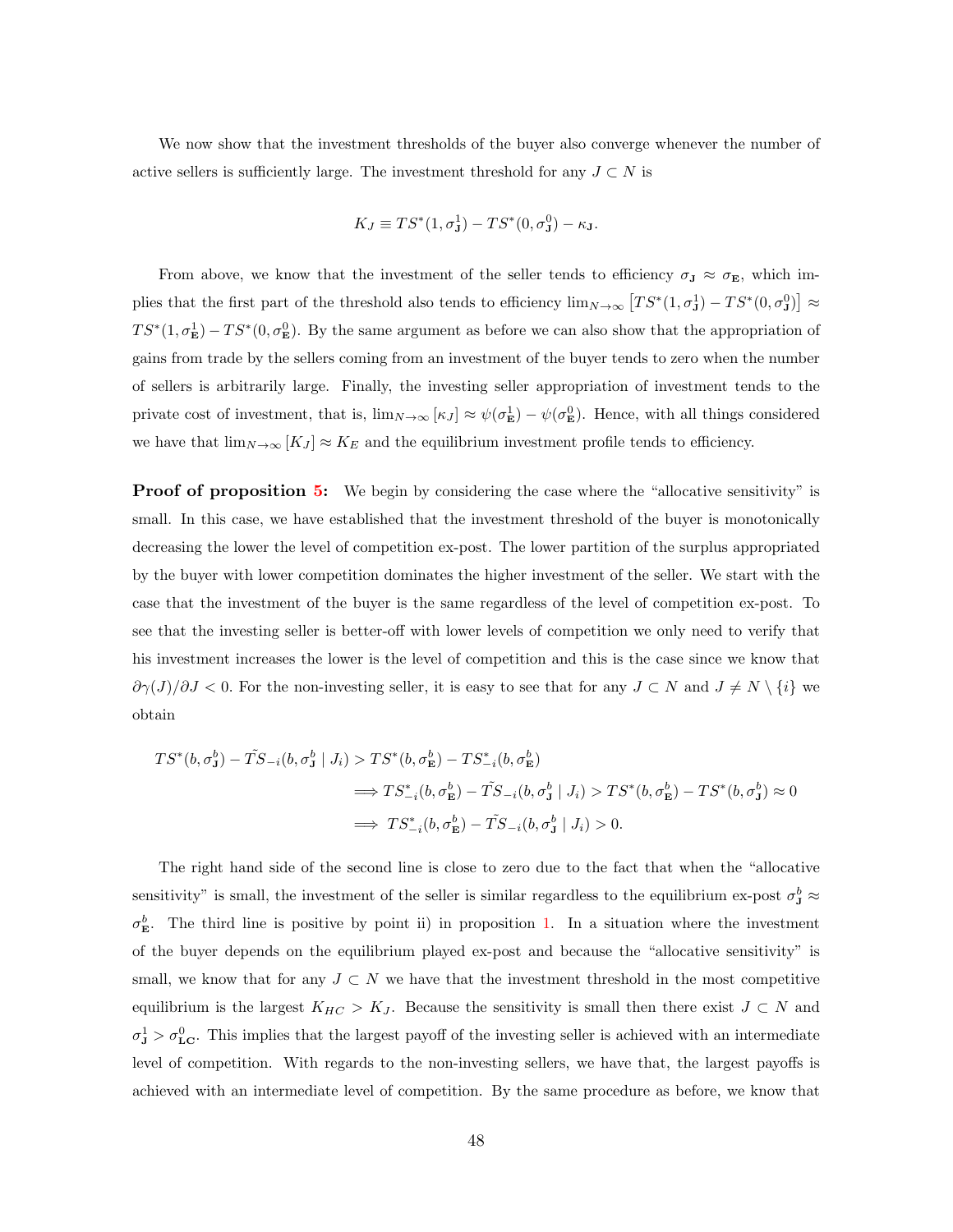We now show that the investment thresholds of the buyer also converge whenever the number of active sellers is sufficiently large. The investment threshold for any $J \subset N$ is

$$K_J \equiv TS^*(1, \sigma^1_{\mathbf{J}}) - TS^*(0, \sigma^0_{\mathbf{J}}) - \kappa_{\mathbf{J}}.$$

From above, we know that the investment of the seller tends to efficiency $\sigma_{\mathbf{J}} \approx \sigma_{\mathbf{E}}$, which implies that the first part of the threshold also tends to efficiency $\lim_{N\to\infty}\left[TS^*(1, \sigma^1_{\mathbf{J}}) - TS^*(0, \sigma^0_{\mathbf{J}})\right] \approx TS^*(1, \sigma^1_{\mathbf{E}}) - TS^*(0, \sigma^0_{\mathbf{E}})$. By the same argument as before we can also show that the appropriation of gains from trade by the sellers coming from an investment of the buyer tends to zero when the number of sellers is arbitrarily large. Finally, the investing seller appropriation of investment tends to the private cost of investment, that is, $\lim_{N\to\infty}[\kappa_J] \approx \psi(\sigma^1_{\mathbf{E}}) - \psi(\sigma^0_{\mathbf{E}})$. Hence, with all things considered we have that $\lim_{N\to\infty}[K_J] \approx K_E$ and the equilibrium investment profile tends to efficiency.

**Proof of proposition 5:** We begin by considering the case where the "allocative sensitivity" is small. In this case, we have established that the investment threshold of the buyer is monotonically decreasing the lower the level of competition ex-post. The lower partition of the surplus appropriated by the buyer with lower competition dominates the higher investment of the seller. We start with the case that the investment of the buyer is the same regardless of the level of competition ex-post. To see that the investing seller is better-off with lower levels of competition we only need to verify that his investment increases the lower is the level of competition and this is the case since we know that $\partial\gamma(J)/\partial J < 0$. For the non-investing seller, it is easy to see that for any $J \subset N$ and $J \neq N \setminus \{i\}$ we obtain

$$\begin{aligned}
TS^*(b, \sigma^b_{\mathbf{J}}) - \tilde{TS}_{-i}(b, \sigma^b_{\mathbf{J}} \mid J_i) &> TS^*(b, \sigma^b_{\mathbf{E}}) - TS^*_{-i}(b, \sigma^b_{\mathbf{E}}) \\
&\implies TS^*_{-i}(b, \sigma^b_{\mathbf{E}}) - \tilde{TS}_{-i}(b, \sigma^b_{\mathbf{J}} \mid J_i) > TS^*(b, \sigma^b_{\mathbf{E}}) - TS^*(b, \sigma^b_{\mathbf{J}}) \approx 0 \\
&\implies TS^*_{-i}(b, \sigma^b_{\mathbf{E}}) - \tilde{TS}_{-i}(b, \sigma^b_{\mathbf{J}} \mid J_i) > 0.
\end{aligned}$$

The right hand side of the second line is close to zero due to the fact that when the "allocative sensitivity" is small, the investment of the seller is similar regardless to the equilibrium ex-post $\sigma^b_{\mathbf{J}} \approx \sigma^b_{\mathbf{E}}$. The third line is positive by point ii) in proposition 1. In a situation where the investment of the buyer depends on the equilibrium played ex-post and because the "allocative sensitivity" is small, we know that for any $J \subset N$ we have that the investment threshold in the most competitive equilibrium is the largest $K_{HC} > K_J$. Because the sensitivity is small then there exist $J \subset N$ and $\sigma^1_{\mathbf{J}} > \sigma^0_{\mathbf{LC}}$. This implies that the largest payoff of the investing seller is achieved with an intermediate level of competition. With regards to the non-investing sellers, we have that, the largest payoffs is achieved with an intermediate level of competition. By the same procedure as before, we know that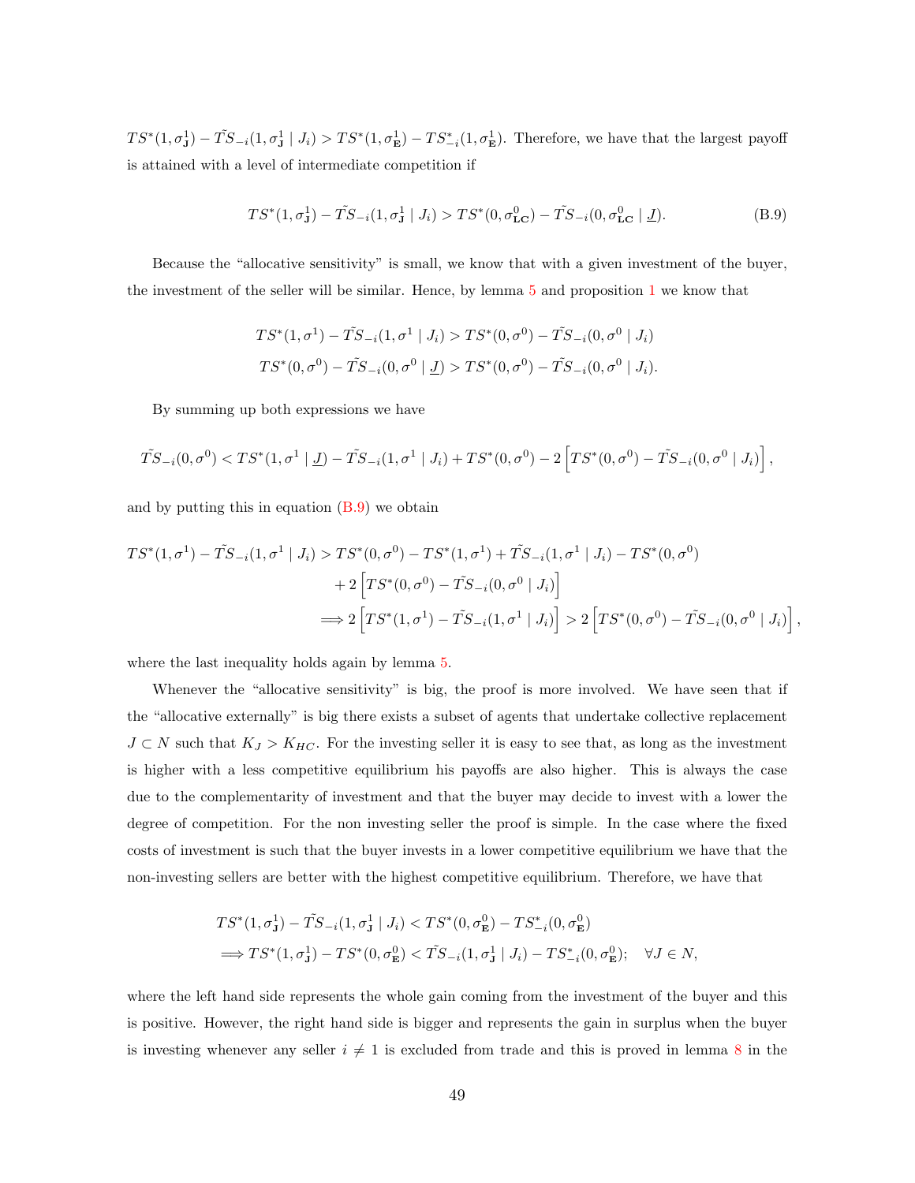$TS^*(1, \sigma^1_{\mathbf{J}}) - \tilde{TS}_{-i}(1, \sigma^1_{\mathbf{J}} \mid J_i) > TS^*(1, \sigma^1_{\mathbf{E}}) - TS^*_{-i}(1, \sigma^1_{\mathbf{E}})$. Therefore, we have that the largest payoff is attained with a level of intermediate competition if

$$TS^*(1, \sigma^1_{\mathbf{J}}) - \tilde{TS}_{-i}(1, \sigma^1_{\mathbf{J}} \mid J_i) > TS^*(0, \sigma^0_{\mathbf{LC}}) - \tilde{TS}_{-i}(0, \sigma^0_{\mathbf{LC}} \mid \underline{J}). \tag{B.9}$$

Because the "allocative sensitivity" is small, we know that with a given investment of the buyer, the investment of the seller will be similar. Hence, by lemma 5 and proposition 1 we know that

$$TS^*(1, \sigma^1) - \tilde{TS}_{-i}(1, \sigma^1 \mid J_i) > TS^*(0, \sigma^0) - \tilde{TS}_{-i}(0, \sigma^0 \mid J_i)$$
$$TS^*(0, \sigma^0) - \tilde{TS}_{-i}(0, \sigma^0 \mid \underline{J}) > TS^*(0, \sigma^0) - \tilde{TS}_{-i}(0, \sigma^0 \mid J_i).$$

By summing up both expressions we have

$$\tilde{TS}_{-i}(0, \sigma^0) < TS^*(1, \sigma^1 \mid \underline{J}) - \tilde{TS}_{-i}(1, \sigma^1 \mid J_i) + TS^*(0, \sigma^0) - 2\left[TS^*(0, \sigma^0) - \tilde{TS}_{-i}(0, \sigma^0 \mid J_i)\right],$$

and by putting this in equation (B.9) we obtain

$$\begin{aligned}
TS^*(1, \sigma^1) - \tilde{TS}_{-i}(1, \sigma^1 \mid J_i) &> TS^*(0, \sigma^0) - TS^*(1, \sigma^1) + \tilde{TS}_{-i}(1, \sigma^1 \mid J_i) - TS^*(0, \sigma^0) \\
&\quad + 2\left[TS^*(0, \sigma^0) - \tilde{TS}_{-i}(0, \sigma^0 \mid J_i)\right] \\
&\Longrightarrow 2\left[TS^*(1, \sigma^1) - \tilde{TS}_{-i}(1, \sigma^1 \mid J_i)\right] > 2\left[TS^*(0, \sigma^0) - \tilde{TS}_{-i}(0, \sigma^0 \mid J_i)\right],
\end{aligned}$$

where the last inequality holds again by lemma 5.

Whenever the "allocative sensitivity" is big, the proof is more involved. We have seen that if the "allocative externally" is big there exists a subset of agents that undertake collective replacement $J \subset N$ such that $K_J > K_{HC}$. For the investing seller it is easy to see that, as long as the investment is higher with a less competitive equilibrium his payoffs are also higher. This is always the case due to the complementarity of investment and that the buyer may decide to invest with a lower the degree of competition. For the non investing seller the proof is simple. In the case where the fixed costs of investment is such that the buyer invests in a lower competitive equilibrium we have that the non-investing sellers are better with the highest competitive equilibrium. Therefore, we have that

$$\begin{aligned}
&TS^*(1, \sigma^1_{\mathbf{J}}) - \tilde{TS}_{-i}(1, \sigma^1_{\mathbf{J}} \mid J_i) < TS^*(0, \sigma^0_{\mathbf{E}}) - TS^*_{-i}(0, \sigma^0_{\mathbf{E}}) \\
&\Longrightarrow TS^*(1, \sigma^1_{\mathbf{J}}) - TS^*(0, \sigma^0_{\mathbf{E}}) < \tilde{TS}_{-i}(1, \sigma^1_{\mathbf{J}} \mid J_i) - TS^*_{-i}(0, \sigma^0_{\mathbf{E}}); \quad \forall J \in N,
\end{aligned}$$

where the left hand side represents the whole gain coming from the investment of the buyer and this is positive. However, the right hand side is bigger and represents the gain in surplus when the buyer is investing whenever any seller $i \neq 1$ is excluded from trade and this is proved in lemma 8 in the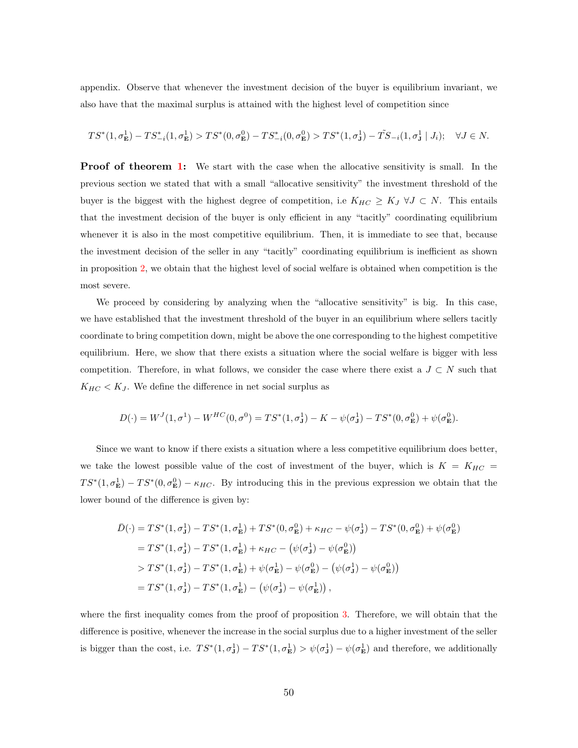appendix. Observe that whenever the investment decision of the buyer is equilibrium invariant, we also have that the maximal surplus is attained with the highest level of competition since

$$TS^*(1,\sigma^1_{\mathbf{E}}) - TS^*_{-i}(1,\sigma^1_{\mathbf{E}}) > TS^*(0,\sigma^0_{\mathbf{E}}) - TS^*_{-i}(0,\sigma^0_{\mathbf{E}}) > TS^*(1,\sigma^1_{\mathbf{J}}) - \tilde{TS}_{-i}(1,\sigma^1_{\mathbf{J}} \mid J_i); \quad \forall J \in N.$$

**Proof of theorem 1:** We start with the case when the allocative sensitivity is small. In the previous section we stated that with a small "allocative sensitivity" the investment threshold of the buyer is the biggest with the highest degree of competition, i.e $K_{HC} \geq K_J \;\forall J \subset N$. This entails that the investment decision of the buyer is only efficient in any "tacitly" coordinating equilibrium whenever it is also in the most competitive equilibrium. Then, it is immediate to see that, because the investment decision of the seller in any "tacitly" coordinating equilibrium is inefficient as shown in proposition 2, we obtain that the highest level of social welfare is obtained when competition is the most severe.

We proceed by considering by analyzing when the "allocative sensitivity" is big. In this case, we have established that the investment threshold of the buyer in an equilibrium where sellers tacitly coordinate to bring competition down, might be above the one corresponding to the highest competitive equilibrium. Here, we show that there exists a situation where the social welfare is bigger with less competition. Therefore, in what follows, we consider the case where there exist a $J \subset N$ such that $K_{HC} < K_J$. We define the difference in net social surplus as

$$D(\cdot) = W^J(1,\sigma^1) - W^{HC}(0,\sigma^0) = TS^*(1,\sigma^1_{\mathbf{J}}) - K - \psi(\sigma^1_{\mathbf{J}}) - TS^*(0,\sigma^0_{\mathbf{E}}) + \psi(\sigma^0_{\mathbf{E}}).$$

Since we want to know if there exists a situation where a less competitive equilibrium does better, we take the lowest possible value of the cost of investment of the buyer, which is $K = K_{HC} = TS^*(1,\sigma^1_{\mathbf{E}}) - TS^*(0,\sigma^0_{\mathbf{E}}) - \kappa_{HC}$. By introducing this in the previous expression we obtain that the lower bound of the difference is given by:

$$\begin{aligned}
\bar{D}(\cdot) &= TS^*(1,\sigma^1_{\mathbf{J}}) - TS^*(1,\sigma^1_{\mathbf{E}}) + TS^*(0,\sigma^0_{\mathbf{E}}) + \kappa_{HC} - \psi(\sigma^1_{\mathbf{J}}) - TS^*(0,\sigma^0_{\mathbf{E}}) + \psi(\sigma^0_{\mathbf{E}}) \\
&= TS^*(1,\sigma^1_{\mathbf{J}}) - TS^*(1,\sigma^1_{\mathbf{E}}) + \kappa_{HC} - \left(\psi(\sigma^1_{\mathbf{J}}) - \psi(\sigma^0_{\mathbf{E}})\right) \\
&> TS^*(1,\sigma^1_{\mathbf{J}}) - TS^*(1,\sigma^1_{\mathbf{E}}) + \psi(\sigma^1_{\mathbf{E}}) - \psi(\sigma^0_{\mathbf{E}}) - \left(\psi(\sigma^1_{\mathbf{J}}) - \psi(\sigma^0_{\mathbf{E}})\right) \\
&= TS^*(1,\sigma^1_{\mathbf{J}}) - TS^*(1,\sigma^1_{\mathbf{E}}) - \left(\psi(\sigma^1_{\mathbf{J}}) - \psi(\sigma^1_{\mathbf{E}})\right),
\end{aligned}$$

where the first inequality comes from the proof of proposition 3. Therefore, we will obtain that the difference is positive, whenever the increase in the social surplus due to a higher investment of the seller is bigger than the cost, i.e. $TS^*(1,\sigma^1_{\mathbf{J}}) - TS^*(1,\sigma^1_{\mathbf{E}}) > \psi(\sigma^1_{\mathbf{J}}) - \psi(\sigma^1_{\mathbf{E}})$ and therefore, we additionally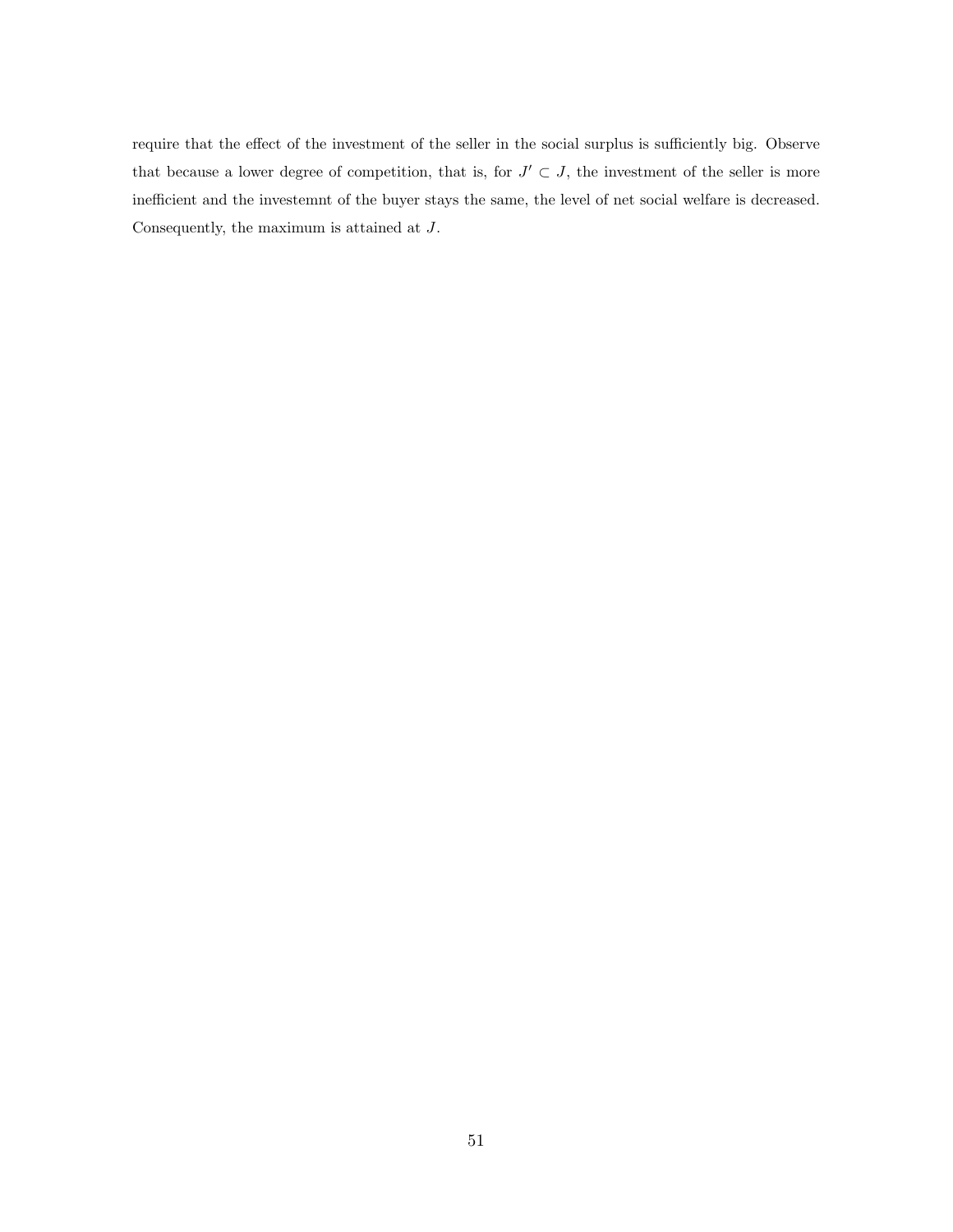require that the effect of the investment of the seller in the social surplus is sufficiently big. Observe that because a lower degree of competition, that is, for $J' \subset J$, the investment of the seller is more inefficient and the investemnt of the buyer stays the same, the level of net social welfare is decreased. Consequently, the maximum is attained at $J$.